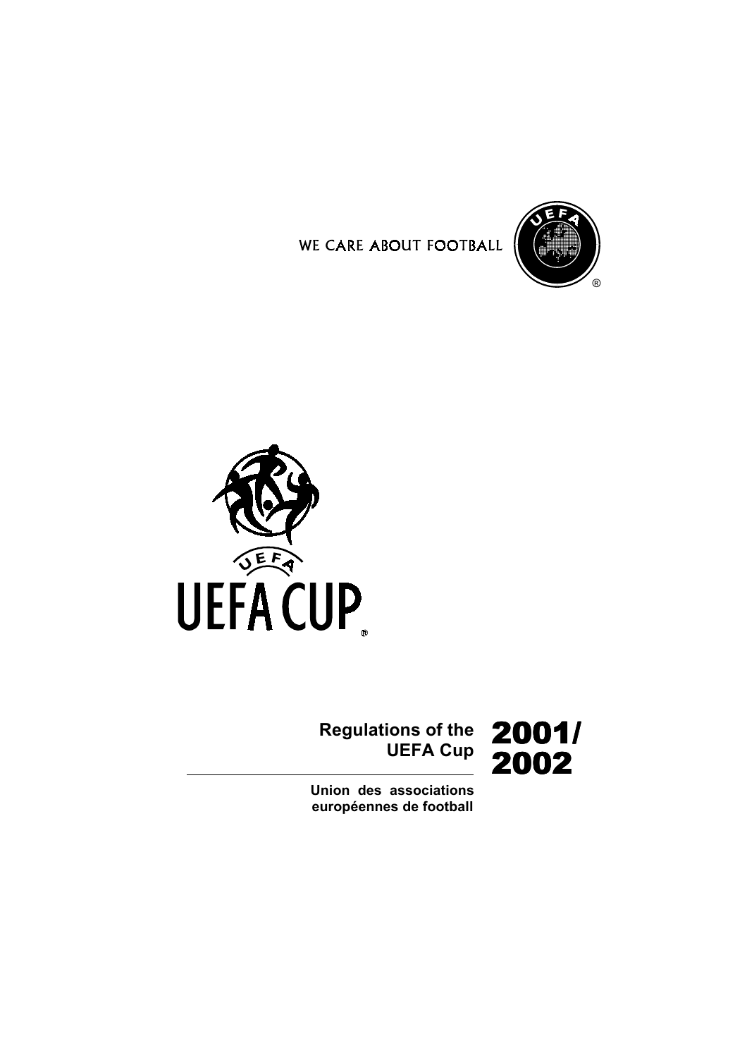WE CARE ABOUT FOOTBALL

UEFA CUP

# Regulations of the UEFA Cup 2001/2002

**Union des associations européennes de football**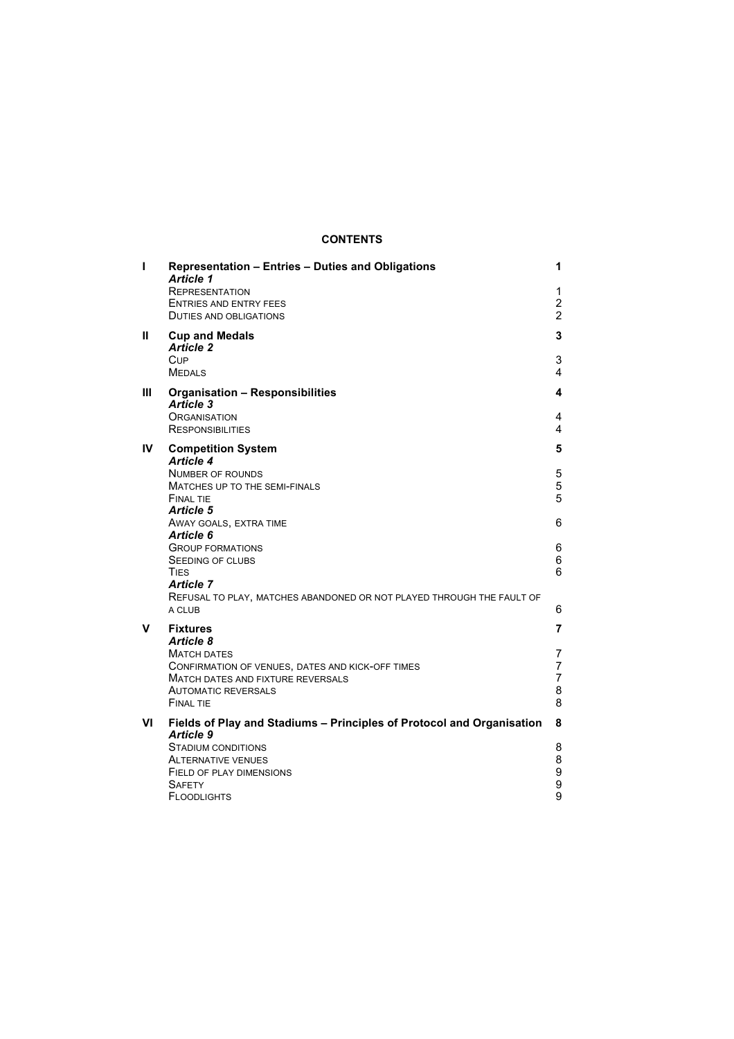**CONTENTS**

| | | |
|---|---|---|
| **I** | **Representation – Entries – Duties and Obligations** | **1** |
| | ***Article 1*** | |
| | REPRESENTATION | 1 |
| | ENTRIES AND ENTRY FEES | 2 |
| | DUTIES AND OBLIGATIONS | 2 |
| **II** | **Cup and Medals** | **3** |
| | ***Article 2*** | |
| | CUP | 3 |
| | MEDALS | 4 |
| **III** | **Organisation – Responsibilities** | **4** |
| | ***Article 3*** | |
| | ORGANISATION | 4 |
| | RESPONSIBILITIES | 4 |
| **IV** | **Competition System** | **5** |
| | ***Article 4*** | |
| | NUMBER OF ROUNDS | 5 |
| | MATCHES UP TO THE SEMI-FINALS | 5 |
| | FINAL TIE | 5 |
| | ***Article 5*** | |
| | AWAY GOALS, EXTRA TIME | 6 |
| | ***Article 6*** | |
| | GROUP FORMATIONS | 6 |
| | SEEDING OF CLUBS | 6 |
| | TIES | 6 |
| | ***Article 7*** | |
| | REFUSAL TO PLAY, MATCHES ABANDONED OR NOT PLAYED THROUGH THE FAULT OF A CLUB | 6 |
| **V** | **Fixtures** | **7** |
| | ***Article 8*** | |
| | MATCH DATES | 7 |
| | CONFIRMATION OF VENUES, DATES AND KICK-OFF TIMES | 7 |
| | MATCH DATES AND FIXTURE REVERSALS | 7 |
| | AUTOMATIC REVERSALS | 8 |
| | FINAL TIE | 8 |
| **VI** | **Fields of Play and Stadiums – Principles of Protocol and Organisation** | **8** |
| | ***Article 9*** | |
| | STADIUM CONDITIONS | 8 |
| | ALTERNATIVE VENUES | 8 |
| | FIELD OF PLAY DIMENSIONS | 9 |
| | SAFETY | 9 |
| | FLOODLIGHTS | 9 |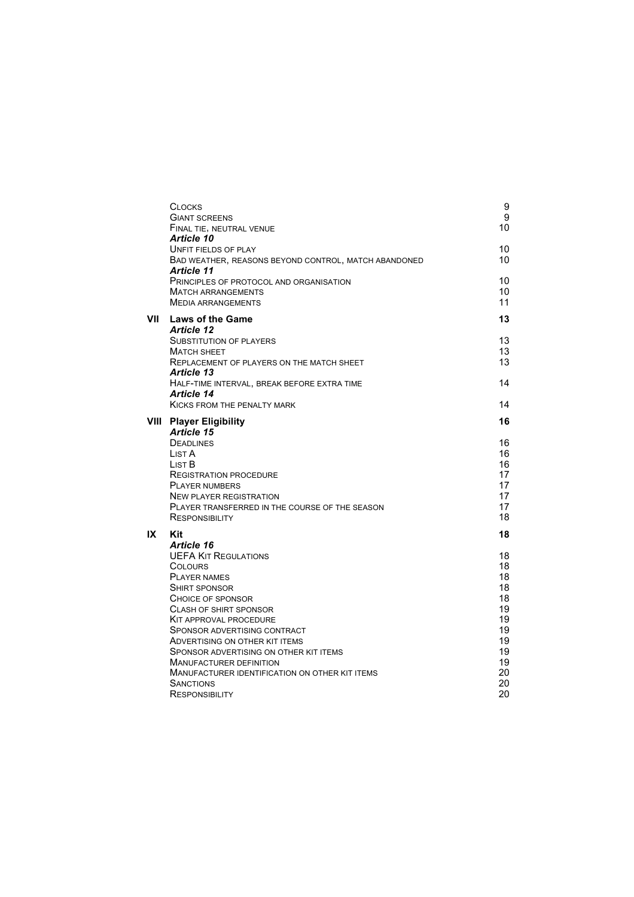| | | |
|---|---|---|
| | CLOCKS | 9 |
| | GIANT SCREENS | 9 |
| | FINAL TIE, NEUTRAL VENUE | 10 |
| | ***Article 10*** | |
| | UNFIT FIELDS OF PLAY | 10 |
| | BAD WEATHER, REASONS BEYOND CONTROL, MATCH ABANDONED | 10 |
| | ***Article 11*** | |
| | PRINCIPLES OF PROTOCOL AND ORGANISATION | 10 |
| | MATCH ARRANGEMENTS | 10 |
| | MEDIA ARRANGEMENTS | 11 |
| **VII** | **Laws of the Game** | **13** |
| | ***Article 12*** | |
| | SUBSTITUTION OF PLAYERS | 13 |
| | MATCH SHEET | 13 |
| | REPLACEMENT OF PLAYERS ON THE MATCH SHEET | 13 |
| | ***Article 13*** | |
| | HALF-TIME INTERVAL, BREAK BEFORE EXTRA TIME | 14 |
| | ***Article 14*** | |
| | KICKS FROM THE PENALTY MARK | 14 |
| **VIII** | **Player Eligibility** | **16** |
| | ***Article 15*** | |
| | DEADLINES | 16 |
| | LIST A | 16 |
| | LIST B | 16 |
| | REGISTRATION PROCEDURE | 17 |
| | PLAYER NUMBERS | 17 |
| | NEW PLAYER REGISTRATION | 17 |
| | PLAYER TRANSFERRED IN THE COURSE OF THE SEASON | 17 |
| | RESPONSIBILITY | 18 |
| **IX** | **Kit** | **18** |
| | ***Article 16*** | |
| | UEFA KIT REGULATIONS | 18 |
| | COLOURS | 18 |
| | PLAYER NAMES | 18 |
| | SHIRT SPONSOR | 18 |
| | CHOICE OF SPONSOR | 18 |
| | CLASH OF SHIRT SPONSOR | 19 |
| | KIT APPROVAL PROCEDURE | 19 |
| | SPONSOR ADVERTISING CONTRACT | 19 |
| | ADVERTISING ON OTHER KIT ITEMS | 19 |
| | SPONSOR ADVERTISING ON OTHER KIT ITEMS | 19 |
| | MANUFACTURER DEFINITION | 19 |
| | MANUFACTURER IDENTIFICATION ON OTHER KIT ITEMS | 20 |
| | SANCTIONS | 20 |
| | RESPONSIBILITY | 20 |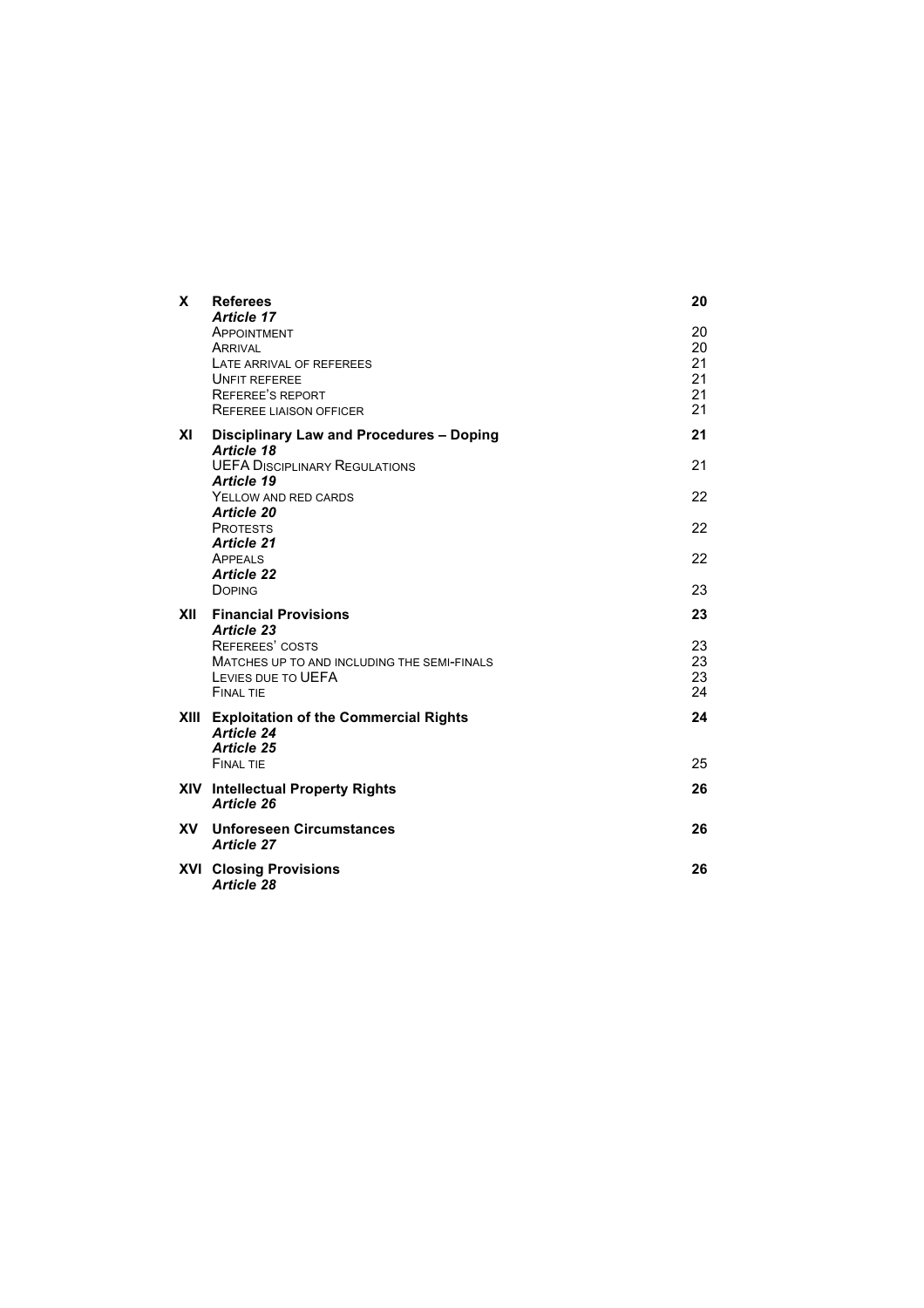| | | |
|---|---|---|
| **X** | **Referees** | **20** |
| | ***Article 17*** | |
| | Appointment | 20 |
| | Arrival | 20 |
| | Late arrival of referees | 21 |
| | Unfit referee | 21 |
| | Referee's report | 21 |
| | Referee liaison officer | 21 |
| **XI** | **Disciplinary Law and Procedures – Doping** | **21** |
| | ***Article 18*** | |
| | UEFA Disciplinary Regulations | 21 |
| | ***Article 19*** | |
| | Yellow and red cards | 22 |
| | ***Article 20*** | |
| | Protests | 22 |
| | ***Article 21*** | |
| | Appeals | 22 |
| | ***Article 22*** | |
| | Doping | 23 |
| **XII** | **Financial Provisions** | **23** |
| | ***Article 23*** | |
| | Referees' costs | 23 |
| | Matches up to and including the semi-finals | 23 |
| | Levies due to UEFA | 23 |
| | Final tie | 24 |
| **XIII** | **Exploitation of the Commercial Rights** | **24** |
| | ***Article 24*** | |
| | ***Article 25*** | |
| | Final tie | 25 |
| **XIV** | **Intellectual Property Rights** | **26** |
| | ***Article 26*** | |
| **XV** | **Unforeseen Circumstances** | **26** |
| | ***Article 27*** | |
| **XVI** | **Closing Provisions** | **26** |
| | ***Article 28*** | |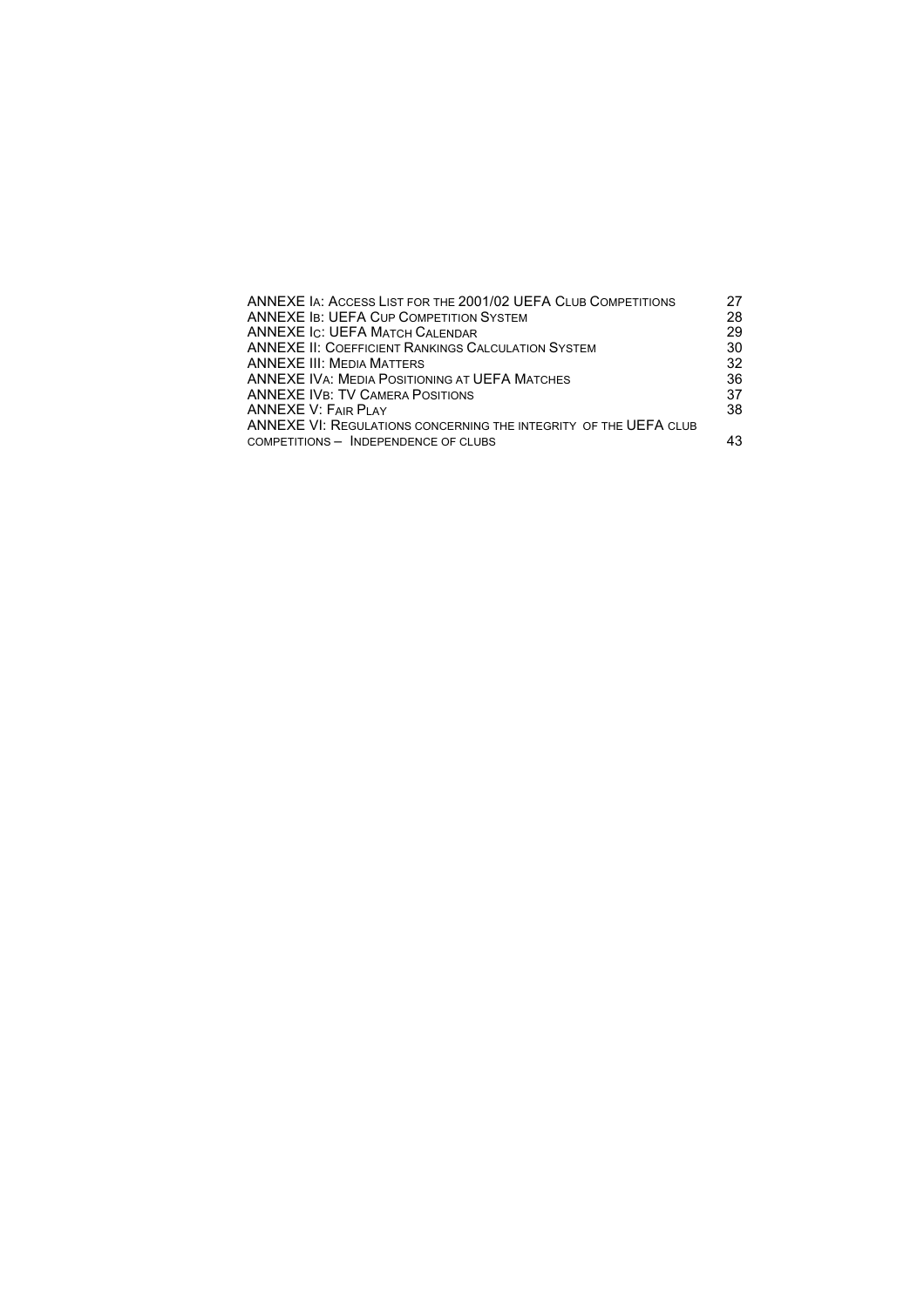| | |
|---|---|
| ANNEXE IA: ACCESS LIST FOR THE 2001/02 UEFA CLUB COMPETITIONS | 27 |
| ANNEXE IB: UEFA CUP COMPETITION SYSTEM | 28 |
| ANNEXE IC: UEFA MATCH CALENDAR | 29 |
| ANNEXE II: COEFFICIENT RANKINGS CALCULATION SYSTEM | 30 |
| ANNEXE III: MEDIA MATTERS | 32 |
| ANNEXE IVA: MEDIA POSITIONING AT UEFA MATCHES | 36 |
| ANNEXE IVB: TV CAMERA POSITIONS | 37 |
| ANNEXE V: FAIR PLAY | 38 |
| ANNEXE VI: REGULATIONS CONCERNING THE INTEGRITY OF THE UEFA CLUB COMPETITIONS – INDEPENDENCE OF CLUBS | 43 |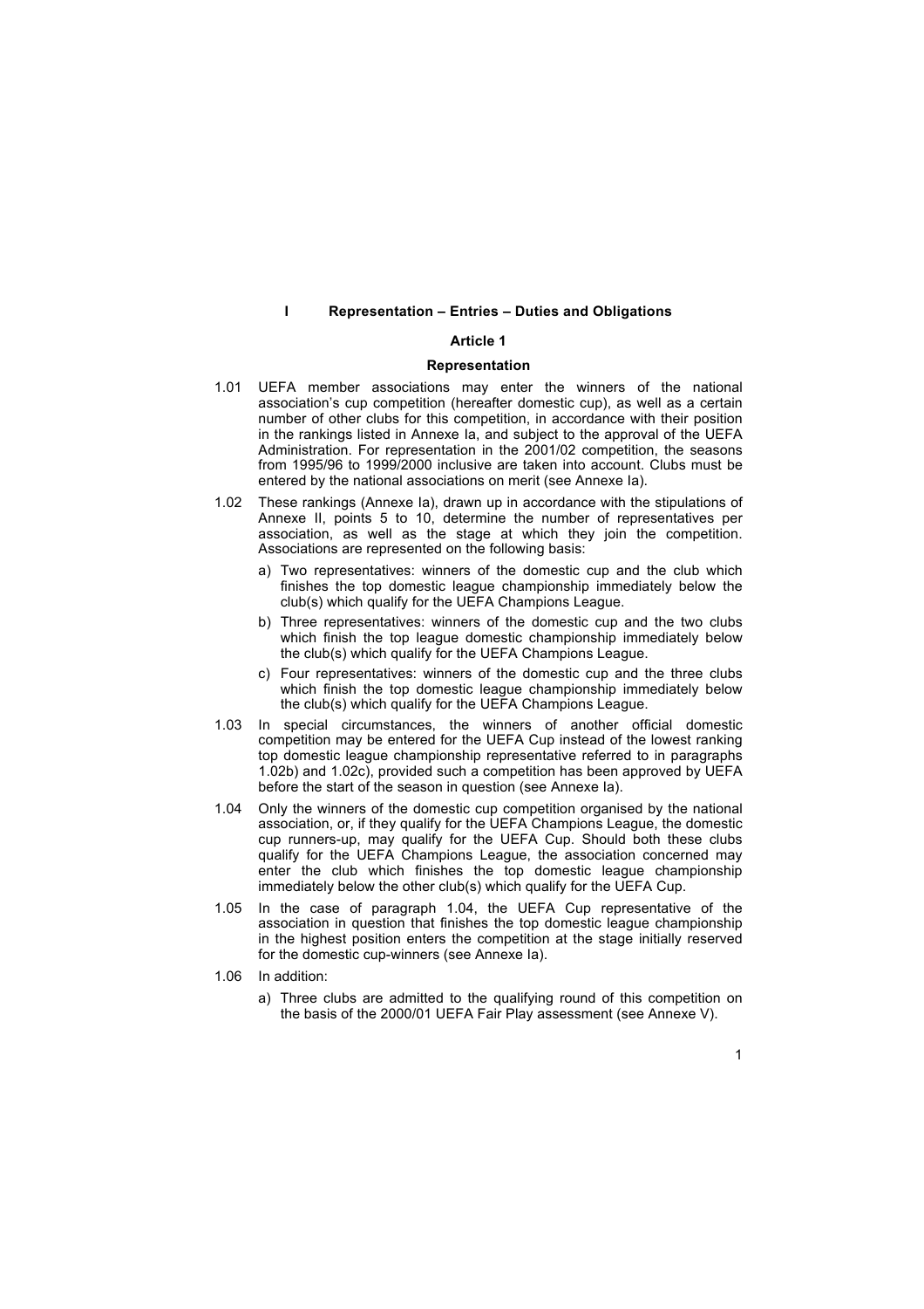# I Representation – Entries – Duties and Obligations

## Article 1

### Representation

1.01 UEFA member associations may enter the winners of the national association's cup competition (hereafter domestic cup), as well as a certain number of other clubs for this competition, in accordance with their position in the rankings listed in Annexe Ia, and subject to the approval of the UEFA Administration. For representation in the 2001/02 competition, the seasons from 1995/96 to 1999/2000 inclusive are taken into account. Clubs must be entered by the national associations on merit (see Annexe Ia).

1.02 These rankings (Annexe Ia), drawn up in accordance with the stipulations of Annexe II, points 5 to 10, determine the number of representatives per association, as well as the stage at which they join the competition. Associations are represented on the following basis:

a) Two representatives: winners of the domestic cup and the club which finishes the top domestic league championship immediately below the club(s) which qualify for the UEFA Champions League.

b) Three representatives: winners of the domestic cup and the two clubs which finish the top league domestic championship immediately below the club(s) which qualify for the UEFA Champions League.

c) Four representatives: winners of the domestic cup and the three clubs which finish the top domestic league championship immediately below the club(s) which qualify for the UEFA Champions League.

1.03 In special circumstances, the winners of another official domestic competition may be entered for the UEFA Cup instead of the lowest ranking top domestic league championship representative referred to in paragraphs 1.02b) and 1.02c), provided such a competition has been approved by UEFA before the start of the season in question (see Annexe Ia).

1.04 Only the winners of the domestic cup competition organised by the national association, or, if they qualify for the UEFA Champions League, the domestic cup runners-up, may qualify for the UEFA Cup. Should both these clubs qualify for the UEFA Champions League, the association concerned may enter the club which finishes the top domestic league championship immediately below the other club(s) which qualify for the UEFA Cup.

1.05 In the case of paragraph 1.04, the UEFA Cup representative of the association in question that finishes the top domestic league championship in the highest position enters the competition at the stage initially reserved for the domestic cup-winners (see Annexe Ia).

1.06 In addition:

a) Three clubs are admitted to the qualifying round of this competition on the basis of the 2000/01 UEFA Fair Play assessment (see Annexe V).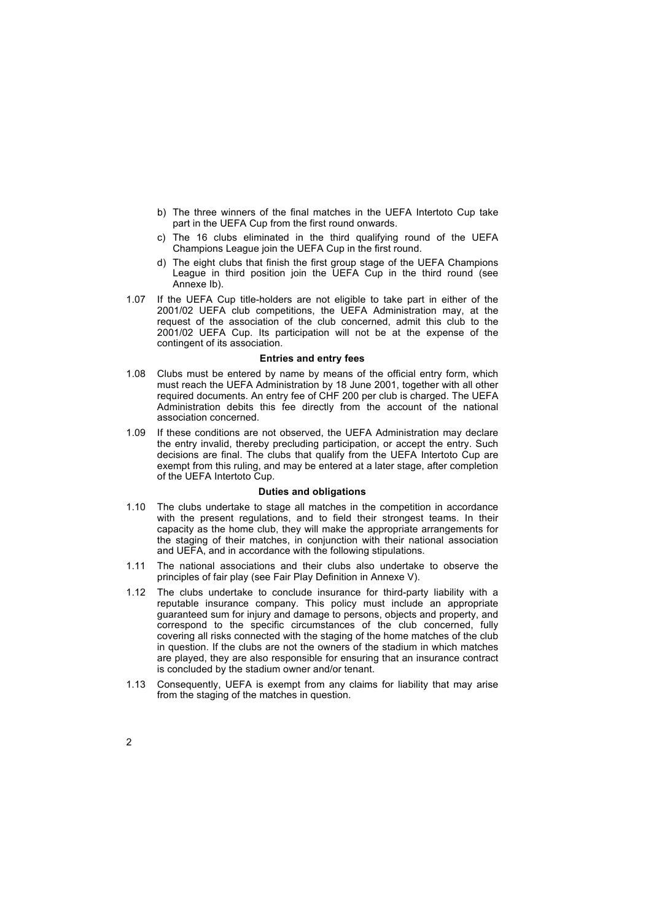b) The three winners of the final matches in the UEFA Intertoto Cup take part in the UEFA Cup from the first round onwards.

c) The 16 clubs eliminated in the third qualifying round of the UEFA Champions League join the UEFA Cup in the first round.

d) The eight clubs that finish the first group stage of the UEFA Champions League in third position join the UEFA Cup in the third round (see Annexe Ib).

1.07 If the UEFA Cup title-holders are not eligible to take part in either of the 2001/02 UEFA club competitions, the UEFA Administration may, at the request of the association of the club concerned, admit this club to the 2001/02 UEFA Cup. Its participation will not be at the expense of the contingent of its association.

**Entries and entry fees**

1.08 Clubs must be entered by name by means of the official entry form, which must reach the UEFA Administration by 18 June 2001, together with all other required documents. An entry fee of CHF 200 per club is charged. The UEFA Administration debits this fee directly from the account of the national association concerned.

1.09 If these conditions are not observed, the UEFA Administration may declare the entry invalid, thereby precluding participation, or accept the entry. Such decisions are final. The clubs that qualify from the UEFA Intertoto Cup are exempt from this ruling, and may be entered at a later stage, after completion of the UEFA Intertoto Cup.

**Duties and obligations**

1.10 The clubs undertake to stage all matches in the competition in accordance with the present regulations, and to field their strongest teams. In their capacity as the home club, they will make the appropriate arrangements for the staging of their matches, in conjunction with their national association and UEFA, and in accordance with the following stipulations.

1.11 The national associations and their clubs also undertake to observe the principles of fair play (see Fair Play Definition in Annexe V).

1.12 The clubs undertake to conclude insurance for third-party liability with a reputable insurance company. This policy must include an appropriate guaranteed sum for injury and damage to persons, objects and property, and correspond to the specific circumstances of the club concerned, fully covering all risks connected with the staging of the home matches of the club in question. If the clubs are not the owners of the stadium in which matches are played, they are also responsible for ensuring that an insurance contract is concluded by the stadium owner and/or tenant.

1.13 Consequently, UEFA is exempt from any claims for liability that may arise from the staging of the matches in question.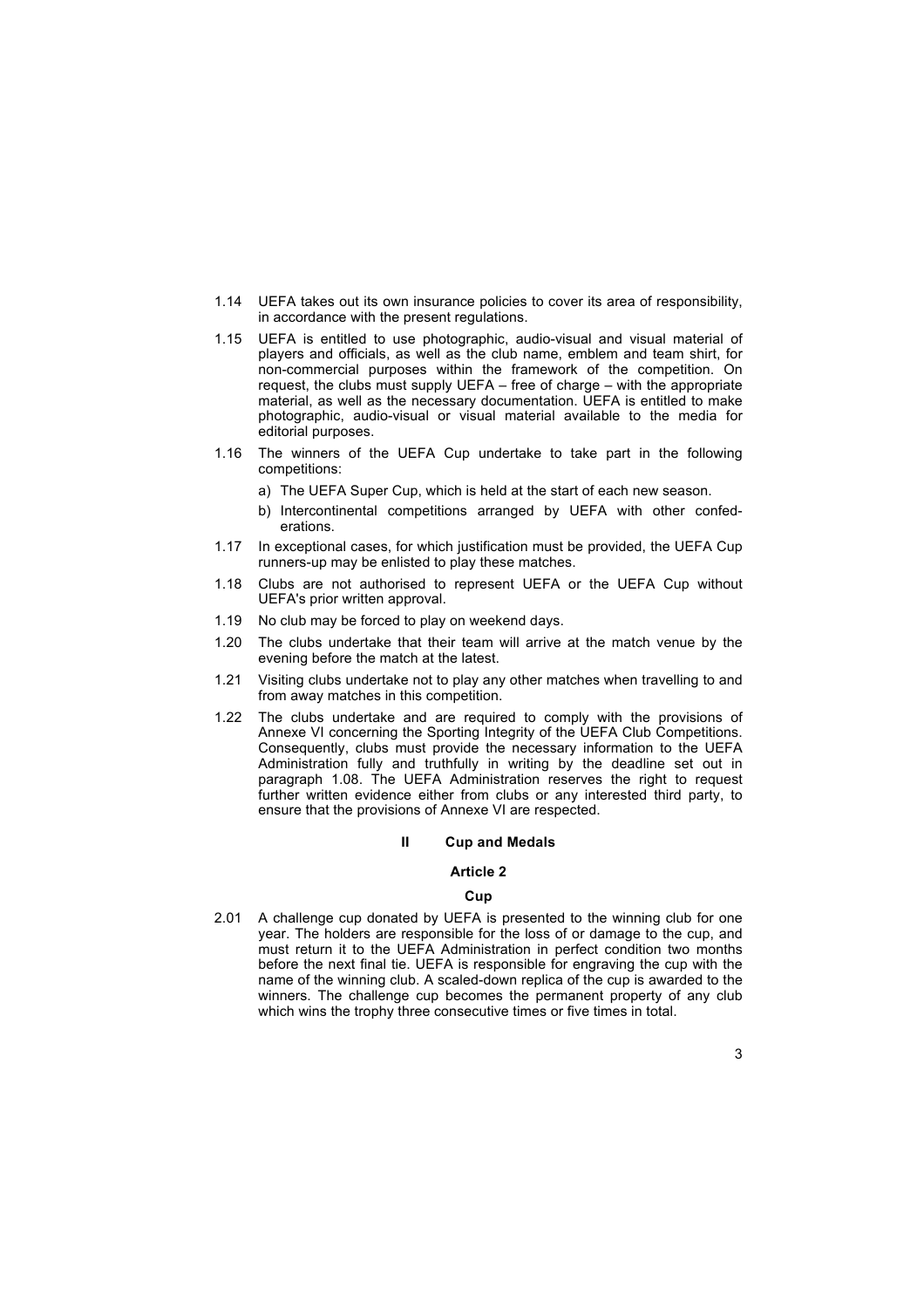1.14 UEFA takes out its own insurance policies to cover its area of responsibility, in accordance with the present regulations.

1.15 UEFA is entitled to use photographic, audio-visual and visual material of players and officials, as well as the club name, emblem and team shirt, for non-commercial purposes within the framework of the competition. On request, the clubs must supply UEFA – free of charge – with the appropriate material, as well as the necessary documentation. UEFA is entitled to make photographic, audio-visual or visual material available to the media for editorial purposes.

1.16 The winners of the UEFA Cup undertake to take part in the following competitions:

a) The UEFA Super Cup, which is held at the start of each new season.

b) Intercontinental competitions arranged by UEFA with other confederations.

1.17 In exceptional cases, for which justification must be provided, the UEFA Cup runners-up may be enlisted to play these matches.

1.18 Clubs are not authorised to represent UEFA or the UEFA Cup without UEFA's prior written approval.

1.19 No club may be forced to play on weekend days.

1.20 The clubs undertake that their team will arrive at the match venue by the evening before the match at the latest.

1.21 Visiting clubs undertake not to play any other matches when travelling to and from away matches in this competition.

1.22 The clubs undertake and are required to comply with the provisions of Annexe VI concerning the Sporting Integrity of the UEFA Club Competitions. Consequently, clubs must provide the necessary information to the UEFA Administration fully and truthfully in writing by the deadline set out in paragraph 1.08. The UEFA Administration reserves the right to request further written evidence either from clubs or any interested third party, to ensure that the provisions of Annexe VI are respected.

## II Cup and Medals

### Article 2

### Cup

2.01 A challenge cup donated by UEFA is presented to the winning club for one year. The holders are responsible for the loss of or damage to the cup, and must return it to the UEFA Administration in perfect condition two months before the next final tie. UEFA is responsible for engraving the cup with the name of the winning club. A scaled-down replica of the cup is awarded to the winners. The challenge cup becomes the permanent property of any club which wins the trophy three consecutive times or five times in total.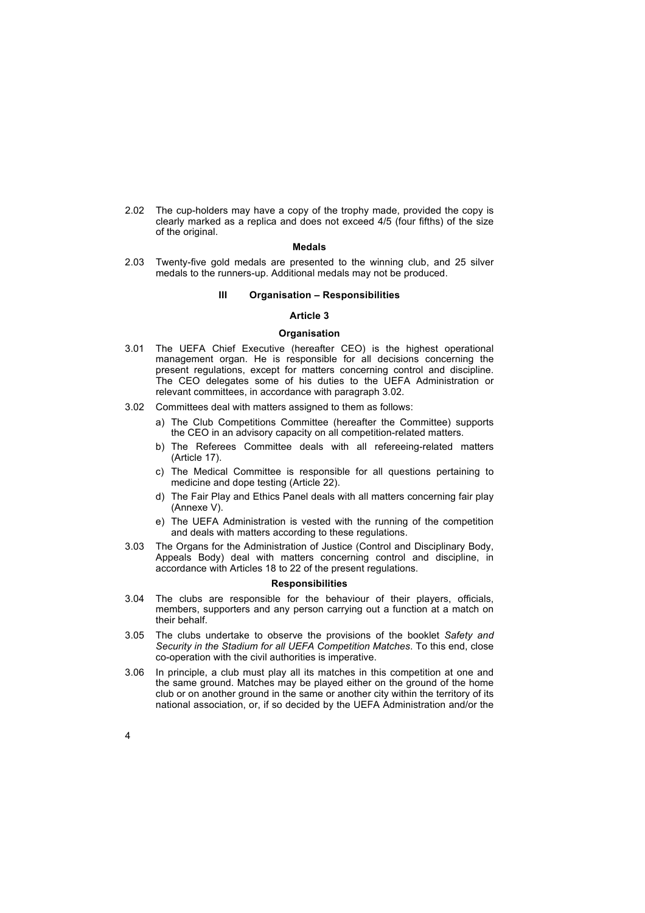2.02 The cup-holders may have a copy of the trophy made, provided the copy is clearly marked as a replica and does not exceed 4/5 (four fifths) of the size of the original.

**Medals**

2.03 Twenty-five gold medals are presented to the winning club, and 25 silver medals to the runners-up. Additional medals may not be produced.

## III Organisation – Responsibilities

### Article 3

**Organisation**

3.01 The UEFA Chief Executive (hereafter CEO) is the highest operational management organ. He is responsible for all decisions concerning the present regulations, except for matters concerning control and discipline. The CEO delegates some of his duties to the UEFA Administration or relevant committees, in accordance with paragraph 3.02.

3.02 Committees deal with matters assigned to them as follows:

a) The Club Competitions Committee (hereafter the Committee) supports the CEO in an advisory capacity on all competition-related matters.

b) The Referees Committee deals with all refereeing-related matters (Article 17).

c) The Medical Committee is responsible for all questions pertaining to medicine and dope testing (Article 22).

d) The Fair Play and Ethics Panel deals with all matters concerning fair play (Annexe V).

e) The UEFA Administration is vested with the running of the competition and deals with matters according to these regulations.

3.03 The Organs for the Administration of Justice (Control and Disciplinary Body, Appeals Body) deal with matters concerning control and discipline, in accordance with Articles 18 to 22 of the present regulations.

**Responsibilities**

3.04 The clubs are responsible for the behaviour of their players, officials, members, supporters and any person carrying out a function at a match on their behalf.

3.05 The clubs undertake to observe the provisions of the booklet *Safety and Security in the Stadium for all UEFA Competition Matches*. To this end, close co-operation with the civil authorities is imperative.

3.06 In principle, a club must play all its matches in this competition at one and the same ground. Matches may be played either on the ground of the home club or on another ground in the same or another city within the territory of its national association, or, if so decided by the UEFA Administration and/or the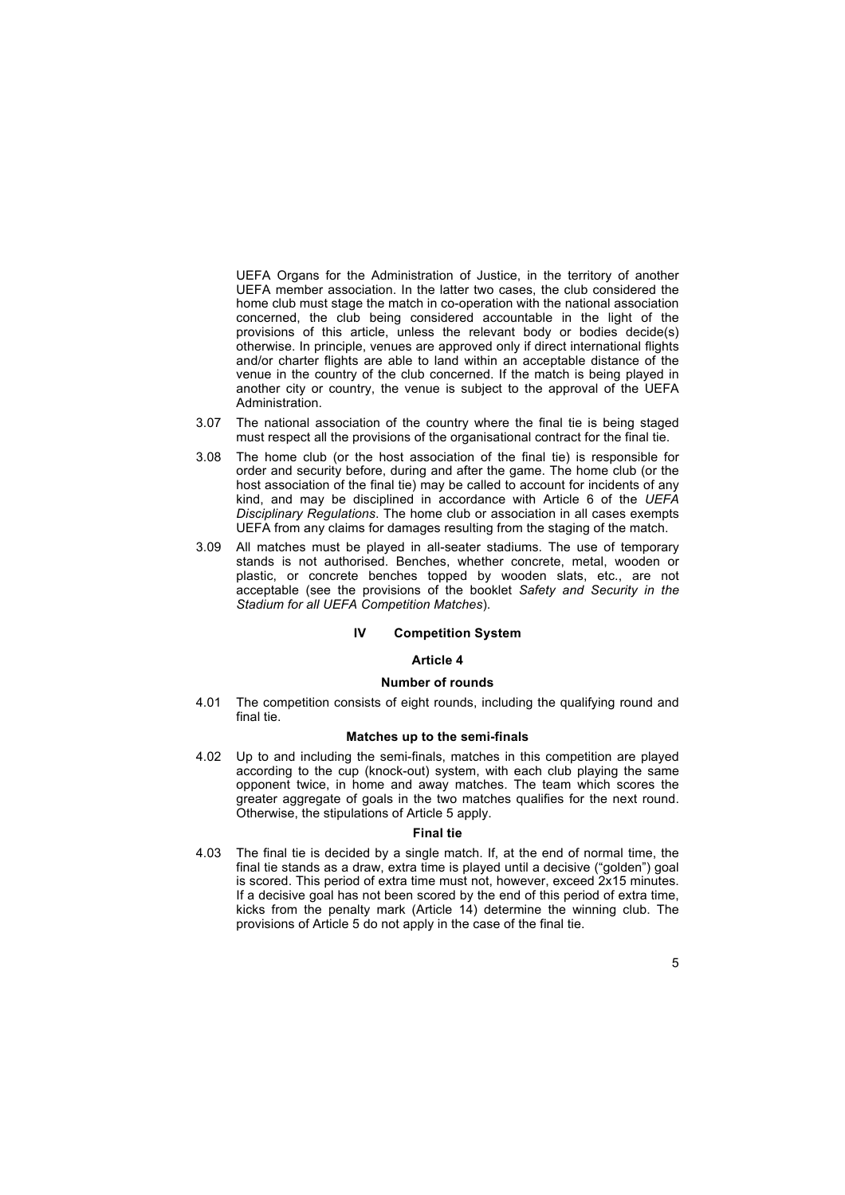UEFA Organs for the Administration of Justice, in the territory of another UEFA member association. In the latter two cases, the club considered the home club must stage the match in co-operation with the national association concerned, the club being considered accountable in the light of the provisions of this article, unless the relevant body or bodies decide(s) otherwise. In principle, venues are approved only if direct international flights and/or charter flights are able to land within an acceptable distance of the venue in the country of the club concerned. If the match is being played in another city or country, the venue is subject to the approval of the UEFA Administration.

3.07 The national association of the country where the final tie is being staged must respect all the provisions of the organisational contract for the final tie.

3.08 The home club (or the host association of the final tie) is responsible for order and security before, during and after the game. The home club (or the host association of the final tie) may be called to account for incidents of any kind, and may be disciplined in accordance with Article 6 of the *UEFA Disciplinary Regulations*. The home club or association in all cases exempts UEFA from any claims for damages resulting from the staging of the match.

3.09 All matches must be played in all-seater stadiums. The use of temporary stands is not authorised. Benches, whether concrete, metal, wooden or plastic, or concrete benches topped by wooden slats, etc., are not acceptable (see the provisions of the booklet *Safety and Security in the Stadium for all UEFA Competition Matches*).

## IV Competition System

### Article 4

#### Number of rounds

4.01 The competition consists of eight rounds, including the qualifying round and final tie.

#### Matches up to the semi-finals

4.02 Up to and including the semi-finals, matches in this competition are played according to the cup (knock-out) system, with each club playing the same opponent twice, in home and away matches. The team which scores the greater aggregate of goals in the two matches qualifies for the next round. Otherwise, the stipulations of Article 5 apply.

#### Final tie

4.03 The final tie is decided by a single match. If, at the end of normal time, the final tie stands as a draw, extra time is played until a decisive ("golden") goal is scored. This period of extra time must not, however, exceed 2x15 minutes. If a decisive goal has not been scored by the end of this period of extra time, kicks from the penalty mark (Article 14) determine the winning club. The provisions of Article 5 do not apply in the case of the final tie.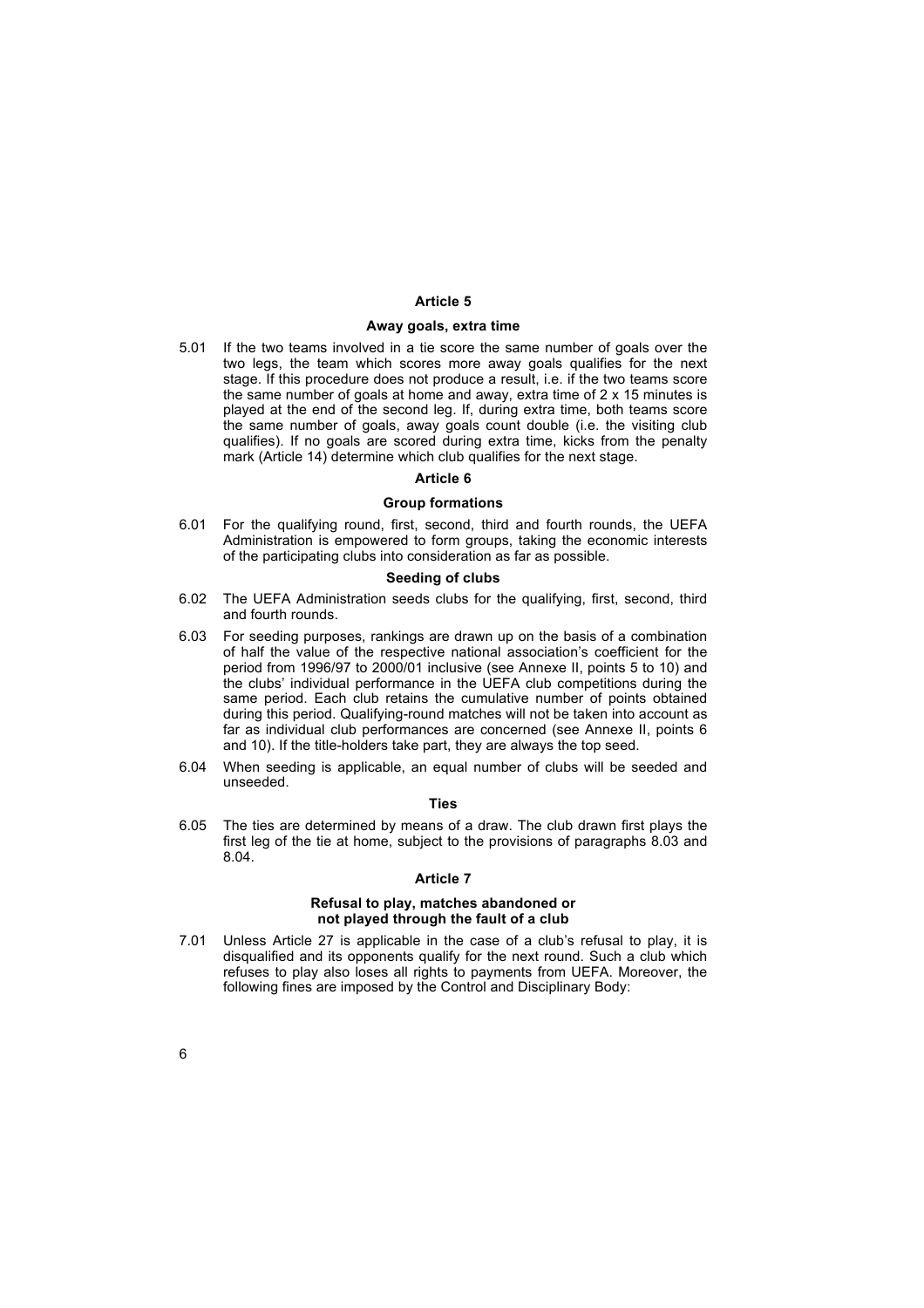## Article 5

### Away goals, extra time

5.01 If the two teams involved in a tie score the same number of goals over the two legs, the team which scores more away goals qualifies for the next stage. If this procedure does not produce a result, i.e. if the two teams score the same number of goals at home and away, extra time of 2 x 15 minutes is played at the end of the second leg. If, during extra time, both teams score the same number of goals, away goals count double (i.e. the visiting club qualifies). If no goals are scored during extra time, kicks from the penalty mark (Article 14) determine which club qualifies for the next stage.

## Article 6

### Group formations

6.01 For the qualifying round, first, second, third and fourth rounds, the UEFA Administration is empowered to form groups, taking the economic interests of the participating clubs into consideration as far as possible.

### Seeding of clubs

6.02 The UEFA Administration seeds clubs for the qualifying, first, second, third and fourth rounds.

6.03 For seeding purposes, rankings are drawn up on the basis of a combination of half the value of the respective national association's coefficient for the period from 1996/97 to 2000/01 inclusive (see Annexe II, points 5 to 10) and the clubs' individual performance in the UEFA club competitions during the same period. Each club retains the cumulative number of points obtained during this period. Qualifying-round matches will not be taken into account as far as individual club performances are concerned (see Annexe II, points 6 and 10). If the title-holders take part, they are always the top seed.

6.04 When seeding is applicable, an equal number of clubs will be seeded and unseeded.

### Ties

6.05 The ties are determined by means of a draw. The club drawn first plays the first leg of the tie at home, subject to the provisions of paragraphs 8.03 and 8.04.

## Article 7

### Refusal to play, matches abandoned or not played through the fault of a club

7.01 Unless Article 27 is applicable in the case of a club's refusal to play, it is disqualified and its opponents qualify for the next round. Such a club which refuses to play also loses all rights to payments from UEFA. Moreover, the following fines are imposed by the Control and Disciplinary Body: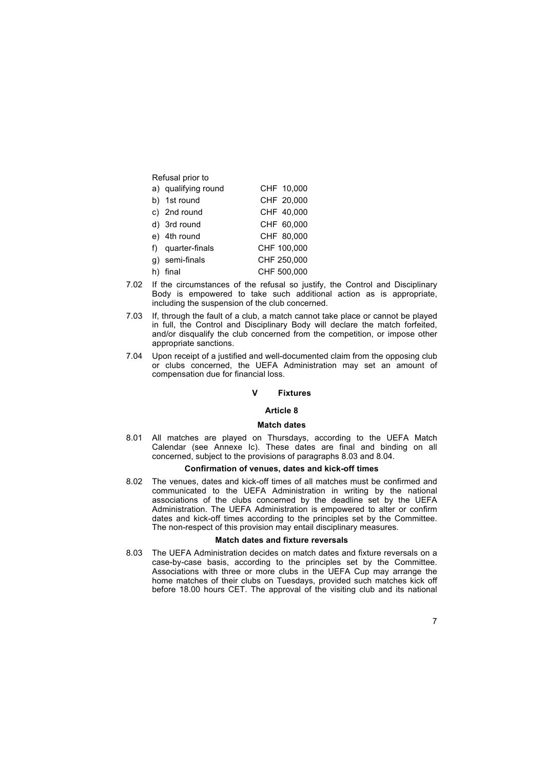Refusal prior to

| | |
|---|---|
| a) qualifying round | CHF 10,000 |
| b) 1st round | CHF 20,000 |
| c) 2nd round | CHF 40,000 |
| d) 3rd round | CHF 60,000 |
| e) 4th round | CHF 80,000 |
| f) quarter-finals | CHF 100,000 |
| g) semi-finals | CHF 250,000 |
| h) final | CHF 500,000 |

7.02 If the circumstances of the refusal so justify, the Control and Disciplinary Body is empowered to take such additional action as is appropriate, including the suspension of the club concerned.

7.03 If, through the fault of a club, a match cannot take place or cannot be played in full, the Control and Disciplinary Body will declare the match forfeited, and/or disqualify the club concerned from the competition, or impose other appropriate sanctions.

7.04 Upon receipt of a justified and well-documented claim from the opposing club or clubs concerned, the UEFA Administration may set an amount of compensation due for financial loss.

## V Fixtures

### Article 8

#### Match dates

8.01 All matches are played on Thursdays, according to the UEFA Match Calendar (see Annexe Ic). These dates are final and binding on all concerned, subject to the provisions of paragraphs 8.03 and 8.04.

#### Confirmation of venues, dates and kick-off times

8.02 The venues, dates and kick-off times of all matches must be confirmed and communicated to the UEFA Administration in writing by the national associations of the clubs concerned by the deadline set by the UEFA Administration. The UEFA Administration is empowered to alter or confirm dates and kick-off times according to the principles set by the Committee. The non-respect of this provision may entail disciplinary measures.

#### Match dates and fixture reversals

8.03 The UEFA Administration decides on match dates and fixture reversals on a case-by-case basis, according to the principles set by the Committee. Associations with three or more clubs in the UEFA Cup may arrange the home matches of their clubs on Tuesdays, provided such matches kick off before 18.00 hours CET. The approval of the visiting club and its national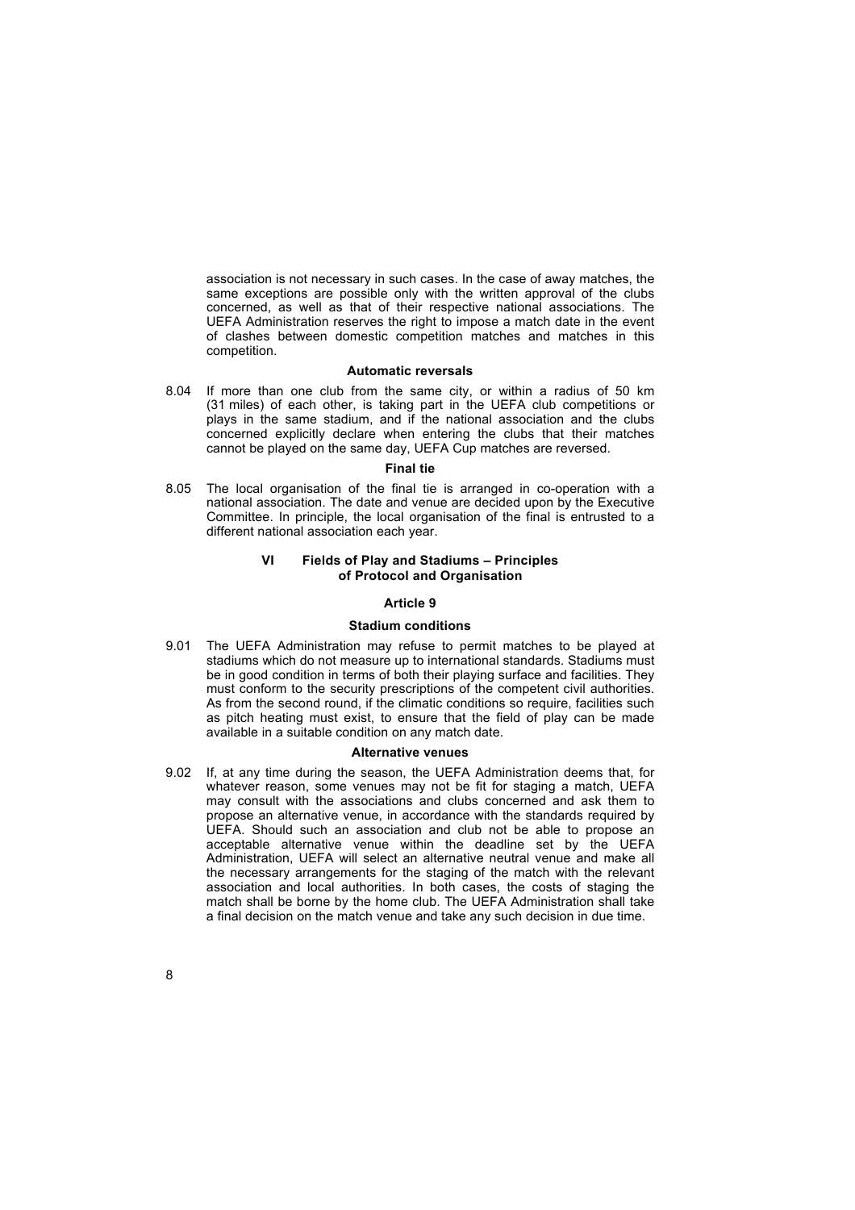association is not necessary in such cases. In the case of away matches, the same exceptions are possible only with the written approval of the clubs concerned, as well as that of their respective national associations. The UEFA Administration reserves the right to impose a match date in the event of clashes between domestic competition matches and matches in this competition.

**Automatic reversals**

8.04 If more than one club from the same city, or within a radius of 50 km (31 miles) of each other, is taking part in the UEFA club competitions or plays in the same stadium, and if the national association and the clubs concerned explicitly declare when entering the clubs that their matches cannot be played on the same day, UEFA Cup matches are reversed.

**Final tie**

8.05 The local organisation of the final tie is arranged in co-operation with a national association. The date and venue are decided upon by the Executive Committee. In principle, the local organisation of the final is entrusted to a different national association each year.

## VI Fields of Play and Stadiums – Principles of Protocol and Organisation

### Article 9

**Stadium conditions**

9.01 The UEFA Administration may refuse to permit matches to be played at stadiums which do not measure up to international standards. Stadiums must be in good condition in terms of both their playing surface and facilities. They must conform to the security prescriptions of the competent civil authorities. As from the second round, if the climatic conditions so require, facilities such as pitch heating must exist, to ensure that the field of play can be made available in a suitable condition on any match date.

**Alternative venues**

9.02 If, at any time during the season, the UEFA Administration deems that, for whatever reason, some venues may not be fit for staging a match, UEFA may consult with the associations and clubs concerned and ask them to propose an alternative venue, in accordance with the standards required by UEFA. Should such an association and club not be able to propose an acceptable alternative venue within the deadline set by the UEFA Administration, UEFA will select an alternative neutral venue and make all the necessary arrangements for the staging of the match with the relevant association and local authorities. In both cases, the costs of staging the match shall be borne by the home club. The UEFA Administration shall take a final decision on the match venue and take any such decision in due time.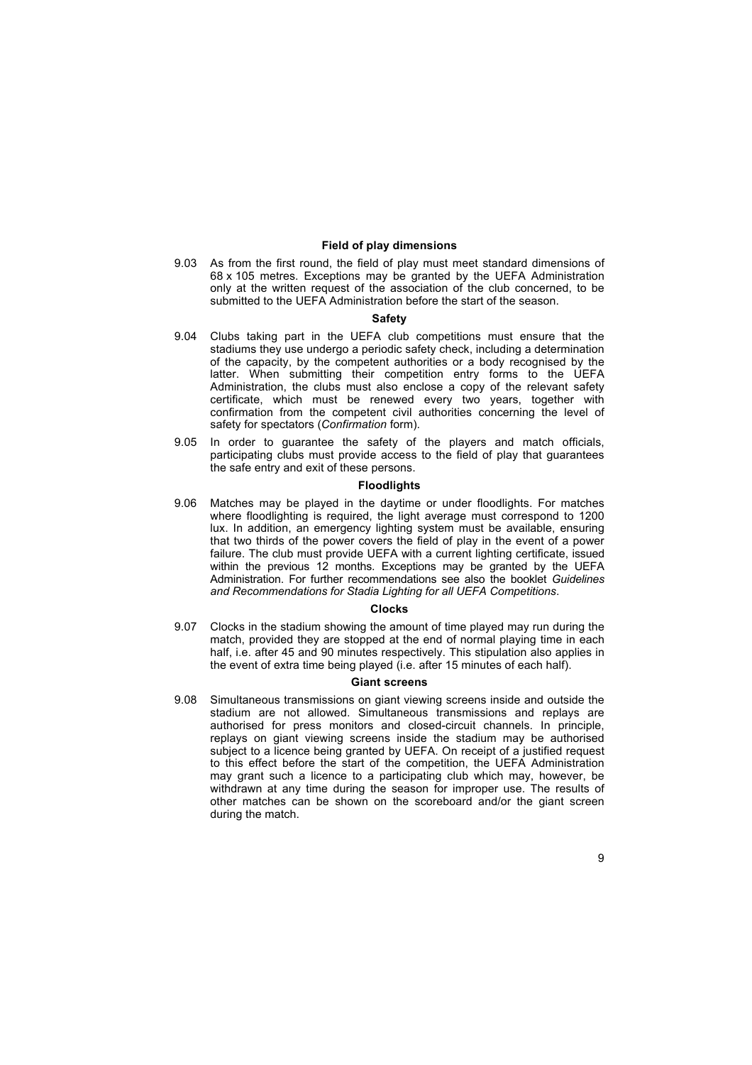### Field of play dimensions

9.03 As from the first round, the field of play must meet standard dimensions of 68 x 105 metres. Exceptions may be granted by the UEFA Administration only at the written request of the association of the club concerned, to be submitted to the UEFA Administration before the start of the season.

### Safety

9.04 Clubs taking part in the UEFA club competitions must ensure that the stadiums they use undergo a periodic safety check, including a determination of the capacity, by the competent authorities or a body recognised by the latter. When submitting their competition entry forms to the UEFA Administration, the clubs must also enclose a copy of the relevant safety certificate, which must be renewed every two years, together with confirmation from the competent civil authorities concerning the level of safety for spectators (*Confirmation* form).

9.05 In order to guarantee the safety of the players and match officials, participating clubs must provide access to the field of play that guarantees the safe entry and exit of these persons.

### Floodlights

9.06 Matches may be played in the daytime or under floodlights. For matches where floodlighting is required, the light average must correspond to 1200 lux. In addition, an emergency lighting system must be available, ensuring that two thirds of the power covers the field of play in the event of a power failure. The club must provide UEFA with a current lighting certificate, issued within the previous 12 months. Exceptions may be granted by the UEFA Administration. For further recommendations see also the booklet *Guidelines and Recommendations for Stadia Lighting for all UEFA Competitions*.

### Clocks

9.07 Clocks in the stadium showing the amount of time played may run during the match, provided they are stopped at the end of normal playing time in each half, i.e. after 45 and 90 minutes respectively. This stipulation also applies in the event of extra time being played (i.e. after 15 minutes of each half).

### Giant screens

9.08 Simultaneous transmissions on giant viewing screens inside and outside the stadium are not allowed. Simultaneous transmissions and replays are authorised for press monitors and closed-circuit channels. In principle, replays on giant viewing screens inside the stadium may be authorised subject to a licence being granted by UEFA. On receipt of a justified request to this effect before the start of the competition, the UEFA Administration may grant such a licence to a participating club which may, however, be withdrawn at any time during the season for improper use. The results of other matches can be shown on the scoreboard and/or the giant screen during the match.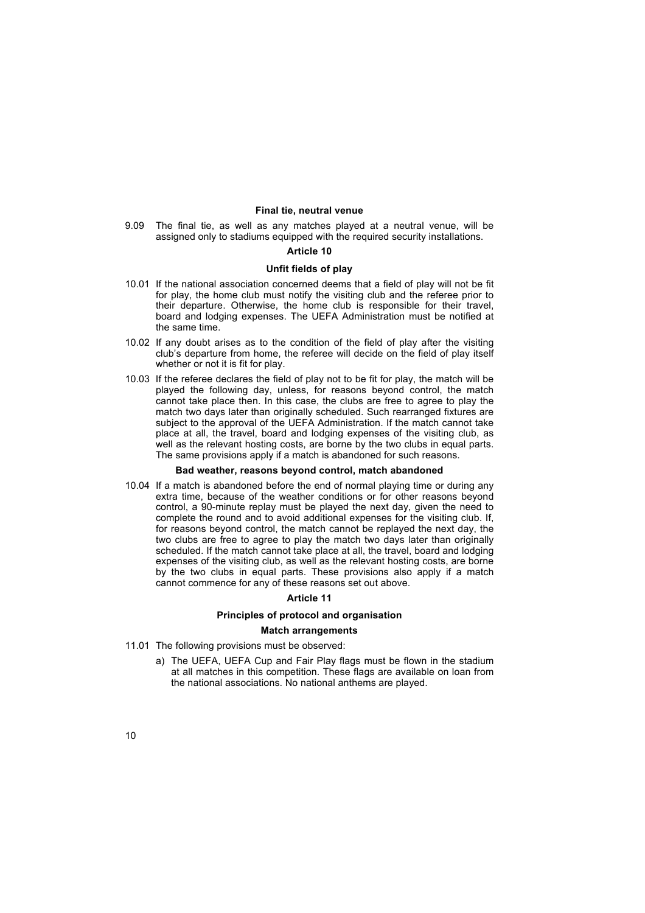**Final tie, neutral venue**

9.09 The final tie, as well as any matches played at a neutral venue, will be assigned only to stadiums equipped with the required security installations.

## Article 10

### Unfit fields of play

10.01 If the national association concerned deems that a field of play will not be fit for play, the home club must notify the visiting club and the referee prior to their departure. Otherwise, the home club is responsible for their travel, board and lodging expenses. The UEFA Administration must be notified at the same time.

10.02 If any doubt arises as to the condition of the field of play after the visiting club's departure from home, the referee will decide on the field of play itself whether or not it is fit for play.

10.03 If the referee declares the field of play not to be fit for play, the match will be played the following day, unless, for reasons beyond control, the match cannot take place then. In this case, the clubs are free to agree to play the match two days later than originally scheduled. Such rearranged fixtures are subject to the approval of the UEFA Administration. If the match cannot take place at all, the travel, board and lodging expenses of the visiting club, as well as the relevant hosting costs, are borne by the two clubs in equal parts. The same provisions apply if a match is abandoned for such reasons.

**Bad weather, reasons beyond control, match abandoned**

10.04 If a match is abandoned before the end of normal playing time or during any extra time, because of the weather conditions or for other reasons beyond control, a 90-minute replay must be played the next day, given the need to complete the round and to avoid additional expenses for the visiting club. If, for reasons beyond control, the match cannot be replayed the next day, the two clubs are free to agree to play the match two days later than originally scheduled. If the match cannot take place at all, the travel, board and lodging expenses of the visiting club, as well as the relevant hosting costs, are borne by the two clubs in equal parts. These provisions also apply if a match cannot commence for any of these reasons set out above.

## Article 11

### Principles of protocol and organisation

**Match arrangements**

11.01 The following provisions must be observed:

a) The UEFA, UEFA Cup and Fair Play flags must be flown in the stadium at all matches in this competition. These flags are available on loan from the national associations. No national anthems are played.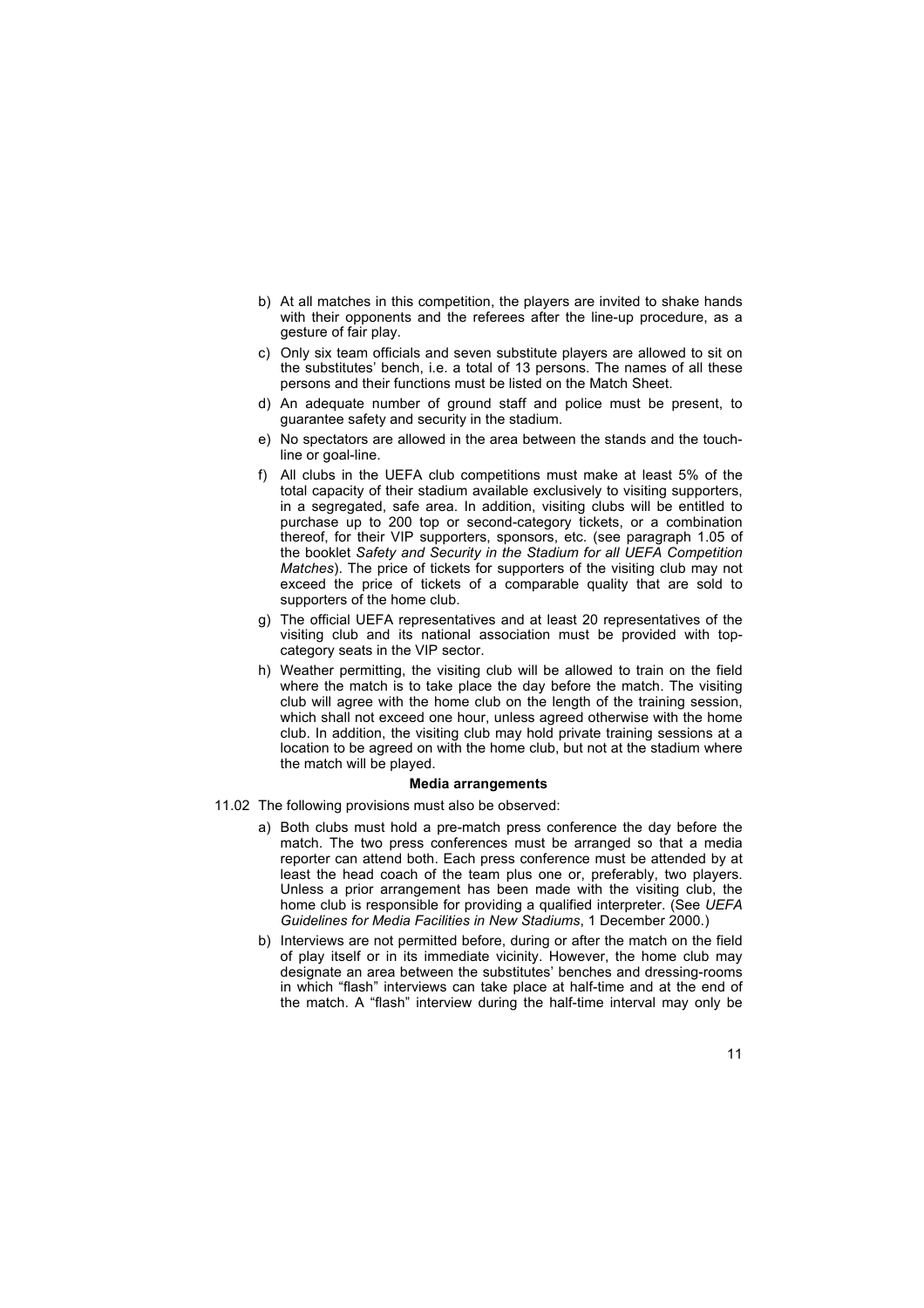b) At all matches in this competition, the players are invited to shake hands with their opponents and the referees after the line-up procedure, as a gesture of fair play.

c) Only six team officials and seven substitute players are allowed to sit on the substitutes' bench, i.e. a total of 13 persons. The names of all these persons and their functions must be listed on the Match Sheet.

d) An adequate number of ground staff and police must be present, to guarantee safety and security in the stadium.

e) No spectators are allowed in the area between the stands and the touch-line or goal-line.

f) All clubs in the UEFA club competitions must make at least 5% of the total capacity of their stadium available exclusively to visiting supporters, in a segregated, safe area. In addition, visiting clubs will be entitled to purchase up to 200 top or second-category tickets, or a combination thereof, for their VIP supporters, sponsors, etc. (see paragraph 1.05 of the booklet *Safety and Security in the Stadium for all UEFA Competition Matches*). The price of tickets for supporters of the visiting club may not exceed the price of tickets of a comparable quality that are sold to supporters of the home club.

g) The official UEFA representatives and at least 20 representatives of the visiting club and its national association must be provided with top-category seats in the VIP sector.

h) Weather permitting, the visiting club will be allowed to train on the field where the match is to take place the day before the match. The visiting club will agree with the home club on the length of the training session, which shall not exceed one hour, unless agreed otherwise with the home club. In addition, the visiting club may hold private training sessions at a location to be agreed on with the home club, but not at the stadium where the match will be played.

**Media arrangements**

11.02 The following provisions must also be observed:

a) Both clubs must hold a pre-match press conference the day before the match. The two press conferences must be arranged so that a media reporter can attend both. Each press conference must be attended by at least the head coach of the team plus one or, preferably, two players. Unless a prior arrangement has been made with the visiting club, the home club is responsible for providing a qualified interpreter. (See *UEFA Guidelines for Media Facilities in New Stadiums*, 1 December 2000.)

b) Interviews are not permitted before, during or after the match on the field of play itself or in its immediate vicinity. However, the home club may designate an area between the substitutes' benches and dressing-rooms in which "flash" interviews can take place at half-time and at the end of the match. A "flash" interview during the half-time interval may only be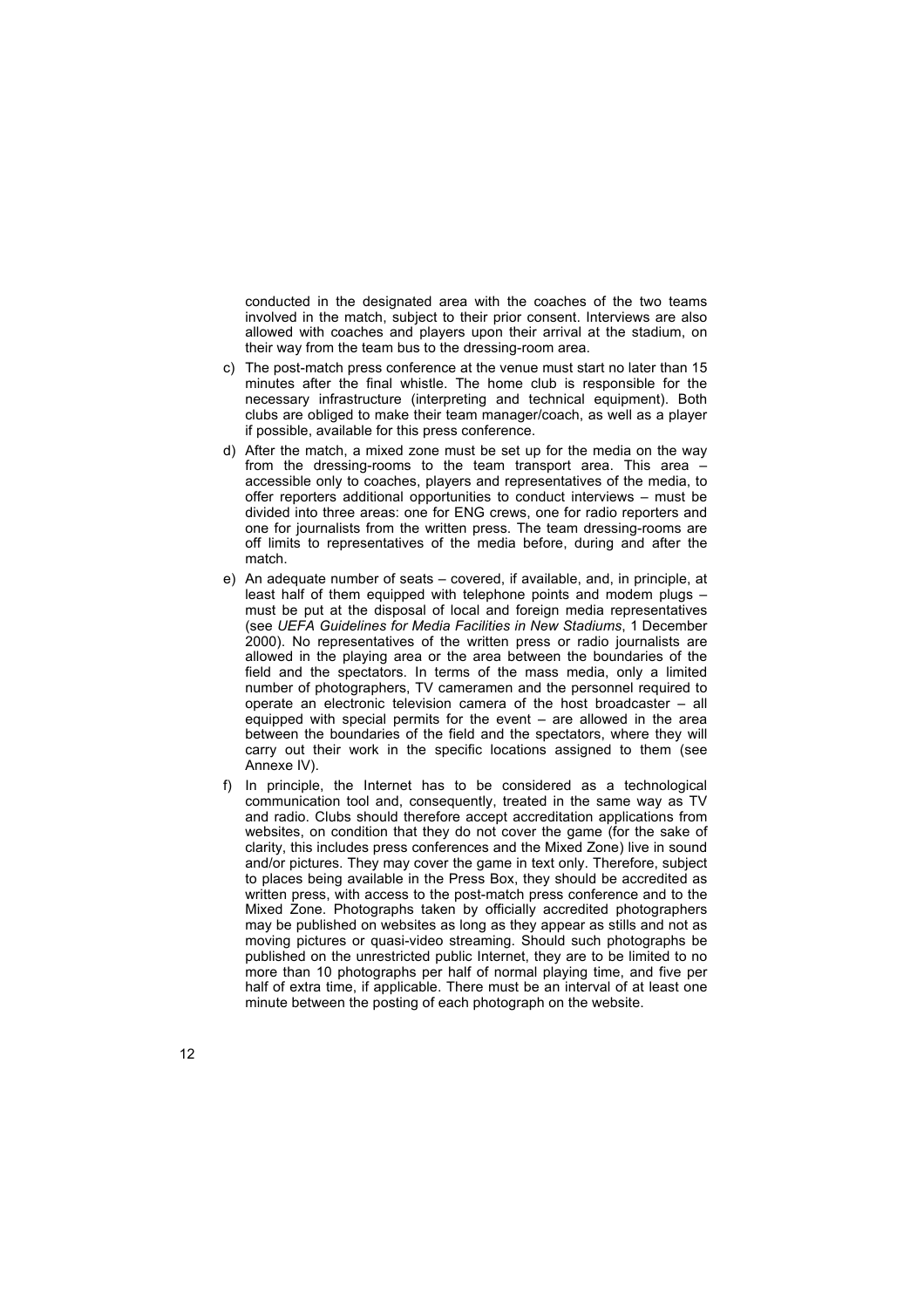conducted in the designated area with the coaches of the two teams involved in the match, subject to their prior consent. Interviews are also allowed with coaches and players upon their arrival at the stadium, on their way from the team bus to the dressing-room area.

c) The post-match press conference at the venue must start no later than 15 minutes after the final whistle. The home club is responsible for the necessary infrastructure (interpreting and technical equipment). Both clubs are obliged to make their team manager/coach, as well as a player if possible, available for this press conference.

d) After the match, a mixed zone must be set up for the media on the way from the dressing-rooms to the team transport area. This area – accessible only to coaches, players and representatives of the media, to offer reporters additional opportunities to conduct interviews – must be divided into three areas: one for ENG crews, one for radio reporters and one for journalists from the written press. The team dressing-rooms are off limits to representatives of the media before, during and after the match.

e) An adequate number of seats – covered, if available, and, in principle, at least half of them equipped with telephone points and modem plugs – must be put at the disposal of local and foreign media representatives (see *UEFA Guidelines for Media Facilities in New Stadiums*, 1 December 2000). No representatives of the written press or radio journalists are allowed in the playing area or the area between the boundaries of the field and the spectators. In terms of the mass media, only a limited number of photographers, TV cameramen and the personnel required to operate an electronic television camera of the host broadcaster – all equipped with special permits for the event – are allowed in the area between the boundaries of the field and the spectators, where they will carry out their work in the specific locations assigned to them (see Annexe IV).

f) In principle, the Internet has to be considered as a technological communication tool and, consequently, treated in the same way as TV and radio. Clubs should therefore accept accreditation applications from websites, on condition that they do not cover the game (for the sake of clarity, this includes press conferences and the Mixed Zone) live in sound and/or pictures. They may cover the game in text only. Therefore, subject to places being available in the Press Box, they should be accredited as written press, with access to the post-match press conference and to the Mixed Zone. Photographs taken by officially accredited photographers may be published on websites as long as they appear as stills and not as moving pictures or quasi-video streaming. Should such photographs be published on the unrestricted public Internet, they are to be limited to no more than 10 photographs per half of normal playing time, and five per half of extra time, if applicable. There must be an interval of at least one minute between the posting of each photograph on the website.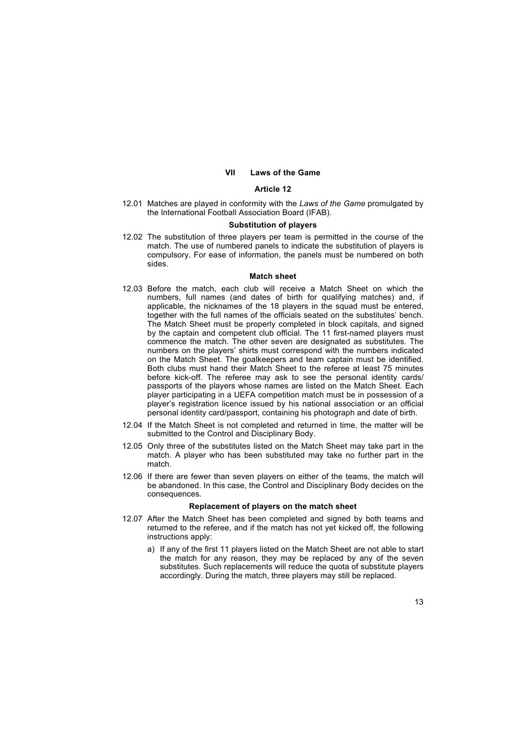## VII Laws of the Game

### Article 12

12.01 Matches are played in conformity with the *Laws of the Game* promulgated by the International Football Association Board (IFAB).

**Substitution of players**

12.02 The substitution of three players per team is permitted in the course of the match. The use of numbered panels to indicate the substitution of players is compulsory. For ease of information, the panels must be numbered on both sides.

**Match sheet**

12.03 Before the match, each club will receive a Match Sheet on which the numbers, full names (and dates of birth for qualifying matches) and, if applicable, the nicknames of the 18 players in the squad must be entered, together with the full names of the officials seated on the substitutes' bench. The Match Sheet must be properly completed in block capitals, and signed by the captain and competent club official. The 11 first-named players must commence the match. The other seven are designated as substitutes. The numbers on the players' shirts must correspond with the numbers indicated on the Match Sheet. The goalkeepers and team captain must be identified. Both clubs must hand their Match Sheet to the referee at least 75 minutes before kick-off. The referee may ask to see the personal identity cards/ passports of the players whose names are listed on the Match Sheet. Each player participating in a UEFA competition match must be in possession of a player's registration licence issued by his national association or an official personal identity card/passport, containing his photograph and date of birth.

12.04 If the Match Sheet is not completed and returned in time, the matter will be submitted to the Control and Disciplinary Body.

12.05 Only three of the substitutes listed on the Match Sheet may take part in the match. A player who has been substituted may take no further part in the match.

12.06 If there are fewer than seven players on either of the teams, the match will be abandoned. In this case, the Control and Disciplinary Body decides on the consequences.

**Replacement of players on the match sheet**

12.07 After the Match Sheet has been completed and signed by both teams and returned to the referee, and if the match has not yet kicked off, the following instructions apply:

a) If any of the first 11 players listed on the Match Sheet are not able to start the match for any reason, they may be replaced by any of the seven substitutes. Such replacements will reduce the quota of substitute players accordingly. During the match, three players may still be replaced.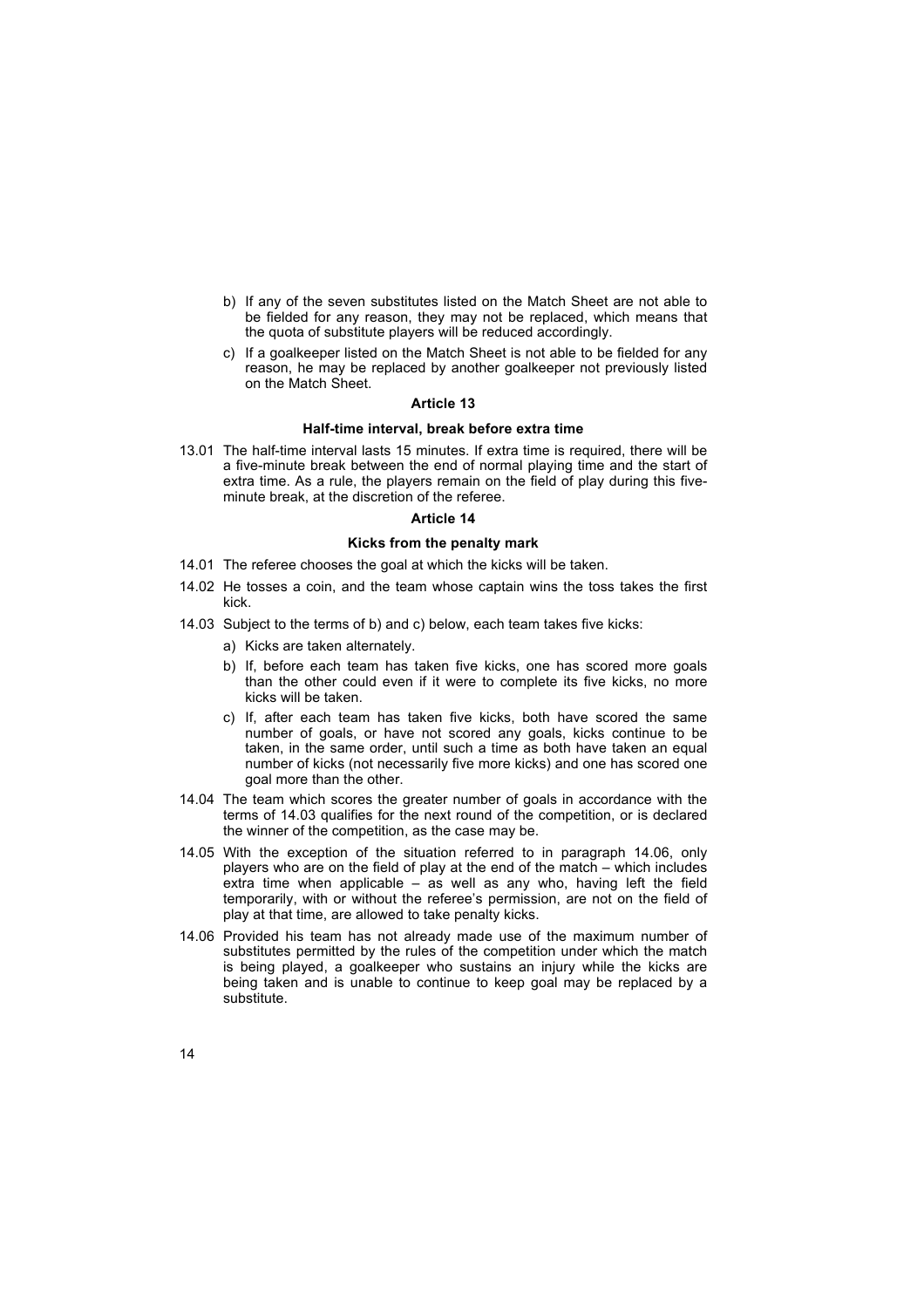b) If any of the seven substitutes listed on the Match Sheet are not able to be fielded for any reason, they may not be replaced, which means that the quota of substitute players will be reduced accordingly.

c) If a goalkeeper listed on the Match Sheet is not able to be fielded for any reason, he may be replaced by another goalkeeper not previously listed on the Match Sheet.

## Article 13

### Half-time interval, break before extra time

13.01 The half-time interval lasts 15 minutes. If extra time is required, there will be a five-minute break between the end of normal playing time and the start of extra time. As a rule, the players remain on the field of play during this five-minute break, at the discretion of the referee.

## Article 14

### Kicks from the penalty mark

14.01 The referee chooses the goal at which the kicks will be taken.

14.02 He tosses a coin, and the team whose captain wins the toss takes the first kick.

14.03 Subject to the terms of b) and c) below, each team takes five kicks:

a) Kicks are taken alternately.

b) If, before each team has taken five kicks, one has scored more goals than the other could even if it were to complete its five kicks, no more kicks will be taken.

c) If, after each team has taken five kicks, both have scored the same number of goals, or have not scored any goals, kicks continue to be taken, in the same order, until such a time as both have taken an equal number of kicks (not necessarily five more kicks) and one has scored one goal more than the other.

14.04 The team which scores the greater number of goals in accordance with the terms of 14.03 qualifies for the next round of the competition, or is declared the winner of the competition, as the case may be.

14.05 With the exception of the situation referred to in paragraph 14.06, only players who are on the field of play at the end of the match – which includes extra time when applicable – as well as any who, having left the field temporarily, with or without the referee's permission, are not on the field of play at that time, are allowed to take penalty kicks.

14.06 Provided his team has not already made use of the maximum number of substitutes permitted by the rules of the competition under which the match is being played, a goalkeeper who sustains an injury while the kicks are being taken and is unable to continue to keep goal may be replaced by a substitute.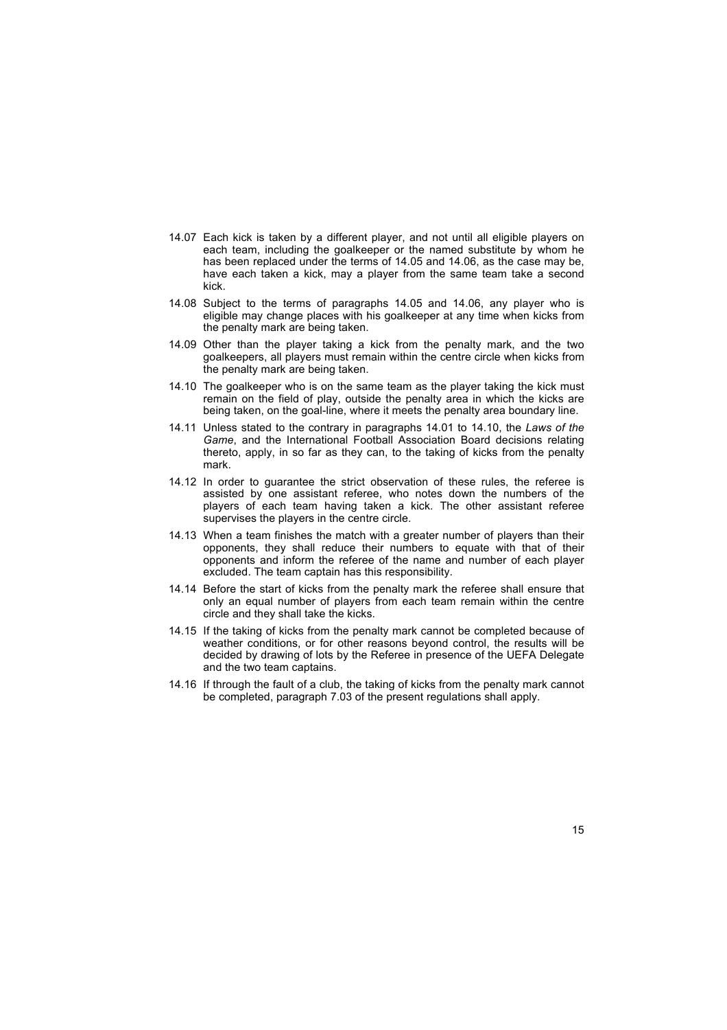14.07 Each kick is taken by a different player, and not until all eligible players on each team, including the goalkeeper or the named substitute by whom he has been replaced under the terms of 14.05 and 14.06, as the case may be, have each taken a kick, may a player from the same team take a second kick.

14.08 Subject to the terms of paragraphs 14.05 and 14.06, any player who is eligible may change places with his goalkeeper at any time when kicks from the penalty mark are being taken.

14.09 Other than the player taking a kick from the penalty mark, and the two goalkeepers, all players must remain within the centre circle when kicks from the penalty mark are being taken.

14.10 The goalkeeper who is on the same team as the player taking the kick must remain on the field of play, outside the penalty area in which the kicks are being taken, on the goal-line, where it meets the penalty area boundary line.

14.11 Unless stated to the contrary in paragraphs 14.01 to 14.10, the *Laws of the Game*, and the International Football Association Board decisions relating thereto, apply, in so far as they can, to the taking of kicks from the penalty mark.

14.12 In order to guarantee the strict observation of these rules, the referee is assisted by one assistant referee, who notes down the numbers of the players of each team having taken a kick. The other assistant referee supervises the players in the centre circle.

14.13 When a team finishes the match with a greater number of players than their opponents, they shall reduce their numbers to equate with that of their opponents and inform the referee of the name and number of each player excluded. The team captain has this responsibility.

14.14 Before the start of kicks from the penalty mark the referee shall ensure that only an equal number of players from each team remain within the centre circle and they shall take the kicks.

14.15 If the taking of kicks from the penalty mark cannot be completed because of weather conditions, or for other reasons beyond control, the results will be decided by drawing of lots by the Referee in presence of the UEFA Delegate and the two team captains.

14.16 If through the fault of a club, the taking of kicks from the penalty mark cannot be completed, paragraph 7.03 of the present regulations shall apply.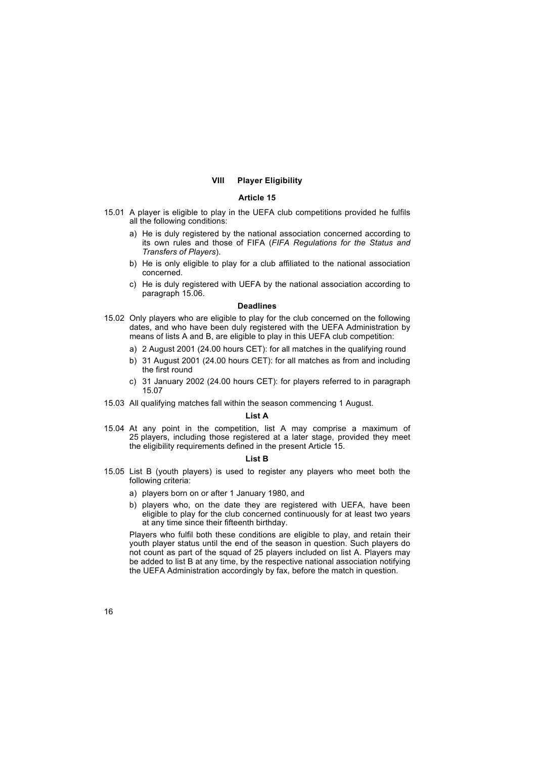## VIII Player Eligibility

### Article 15

15.01 A player is eligible to play in the UEFA club competitions provided he fulfils all the following conditions:

a) He is duly registered by the national association concerned according to its own rules and those of FIFA (*FIFA Regulations for the Status and Transfers of Players*).

b) He is only eligible to play for a club affiliated to the national association concerned.

c) He is duly registered with UEFA by the national association according to paragraph 15.06.

### Deadlines

15.02 Only players who are eligible to play for the club concerned on the following dates, and who have been duly registered with the UEFA Administration by means of lists A and B, are eligible to play in this UEFA club competition:

a) 2 August 2001 (24.00 hours CET): for all matches in the qualifying round

b) 31 August 2001 (24.00 hours CET): for all matches as from and including the first round

c) 31 January 2002 (24.00 hours CET): for players referred to in paragraph 15.07

15.03 All qualifying matches fall within the season commencing 1 August.

### List A

15.04 At any point in the competition, list A may comprise a maximum of 25 players, including those registered at a later stage, provided they meet the eligibility requirements defined in the present Article 15.

### List B

15.05 List B (youth players) is used to register any players who meet both the following criteria:

a) players born on or after 1 January 1980, and

b) players who, on the date they are registered with UEFA, have been eligible to play for the club concerned continuously for at least two years at any time since their fifteenth birthday.

Players who fulfil both these conditions are eligible to play, and retain their youth player status until the end of the season in question. Such players do not count as part of the squad of 25 players included on list A. Players may be added to list B at any time, by the respective national association notifying the UEFA Administration accordingly by fax, before the match in question.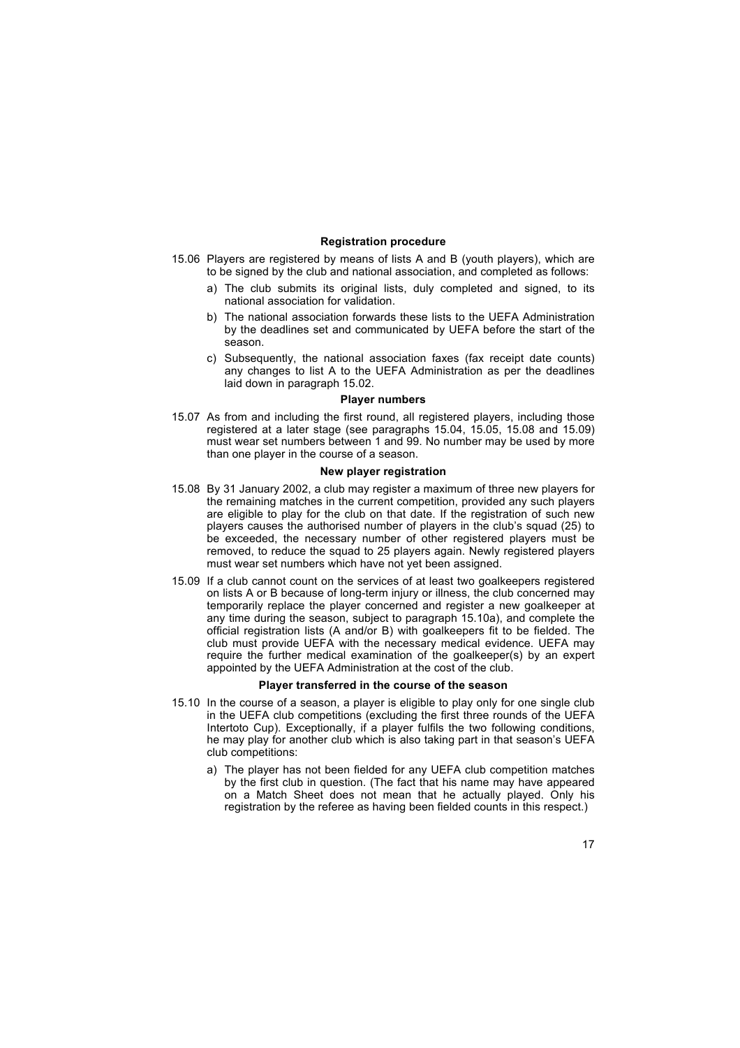### Registration procedure

15.06 Players are registered by means of lists A and B (youth players), which are to be signed by the club and national association, and completed as follows:

a) The club submits its original lists, duly completed and signed, to its national association for validation.

b) The national association forwards these lists to the UEFA Administration by the deadlines set and communicated by UEFA before the start of the season.

c) Subsequently, the national association faxes (fax receipt date counts) any changes to list A to the UEFA Administration as per the deadlines laid down in paragraph 15.02.

### Player numbers

15.07 As from and including the first round, all registered players, including those registered at a later stage (see paragraphs 15.04, 15.05, 15.08 and 15.09) must wear set numbers between 1 and 99. No number may be used by more than one player in the course of a season.

### New player registration

15.08 By 31 January 2002, a club may register a maximum of three new players for the remaining matches in the current competition, provided any such players are eligible to play for the club on that date. If the registration of such new players causes the authorised number of players in the club's squad (25) to be exceeded, the necessary number of other registered players must be removed, to reduce the squad to 25 players again. Newly registered players must wear set numbers which have not yet been assigned.

15.09 If a club cannot count on the services of at least two goalkeepers registered on lists A or B because of long-term injury or illness, the club concerned may temporarily replace the player concerned and register a new goalkeeper at any time during the season, subject to paragraph 15.10a), and complete the official registration lists (A and/or B) with goalkeepers fit to be fielded. The club must provide UEFA with the necessary medical evidence. UEFA may require the further medical examination of the goalkeeper(s) by an expert appointed by the UEFA Administration at the cost of the club.

### Player transferred in the course of the season

15.10 In the course of a season, a player is eligible to play only for one single club in the UEFA club competitions (excluding the first three rounds of the UEFA Intertoto Cup). Exceptionally, if a player fulfils the two following conditions, he may play for another club which is also taking part in that season's UEFA club competitions:

a) The player has not been fielded for any UEFA club competition matches by the first club in question. (The fact that his name may have appeared on a Match Sheet does not mean that he actually played. Only his registration by the referee as having been fielded counts in this respect.)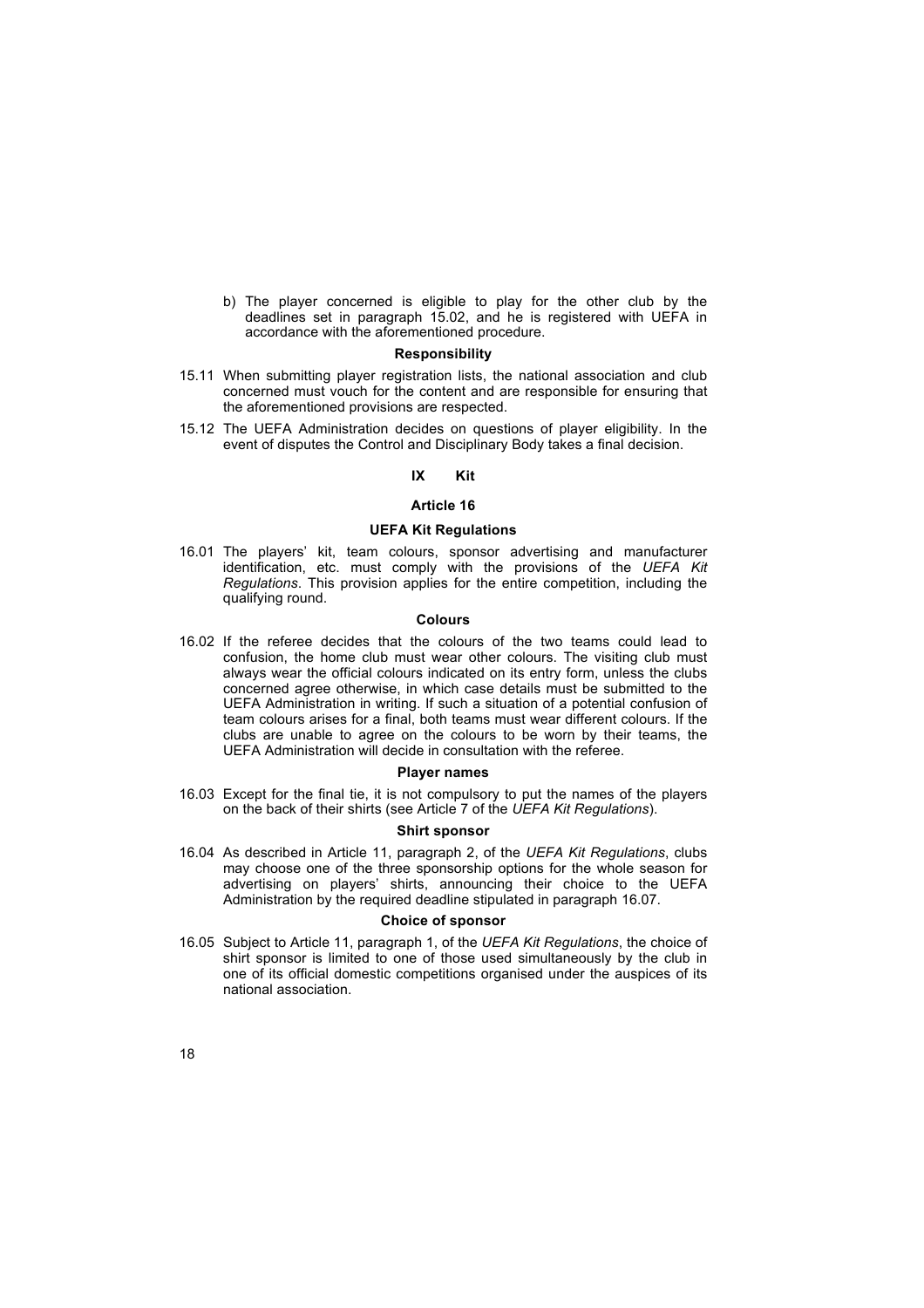b) The player concerned is eligible to play for the other club by the deadlines set in paragraph 15.02, and he is registered with UEFA in accordance with the aforementioned procedure.

**Responsibility**

15.11 When submitting player registration lists, the national association and club concerned must vouch for the content and are responsible for ensuring that the aforementioned provisions are respected.

15.12 The UEFA Administration decides on questions of player eligibility. In the event of disputes the Control and Disciplinary Body takes a final decision.

## IX Kit

### Article 16

**UEFA Kit Regulations**

16.01 The players' kit, team colours, sponsor advertising and manufacturer identification, etc. must comply with the provisions of the *UEFA Kit Regulations*. This provision applies for the entire competition, including the qualifying round.

**Colours**

16.02 If the referee decides that the colours of the two teams could lead to confusion, the home club must wear other colours. The visiting club must always wear the official colours indicated on its entry form, unless the clubs concerned agree otherwise, in which case details must be submitted to the UEFA Administration in writing. If such a situation of a potential confusion of team colours arises for a final, both teams must wear different colours. If the clubs are unable to agree on the colours to be worn by their teams, the UEFA Administration will decide in consultation with the referee.

**Player names**

16.03 Except for the final tie, it is not compulsory to put the names of the players on the back of their shirts (see Article 7 of the *UEFA Kit Regulations*).

**Shirt sponsor**

16.04 As described in Article 11, paragraph 2, of the *UEFA Kit Regulations*, clubs may choose one of the three sponsorship options for the whole season for advertising on players' shirts, announcing their choice to the UEFA Administration by the required deadline stipulated in paragraph 16.07.

**Choice of sponsor**

16.05 Subject to Article 11, paragraph 1, of the *UEFA Kit Regulations*, the choice of shirt sponsor is limited to one of those used simultaneously by the club in one of its official domestic competitions organised under the auspices of its national association.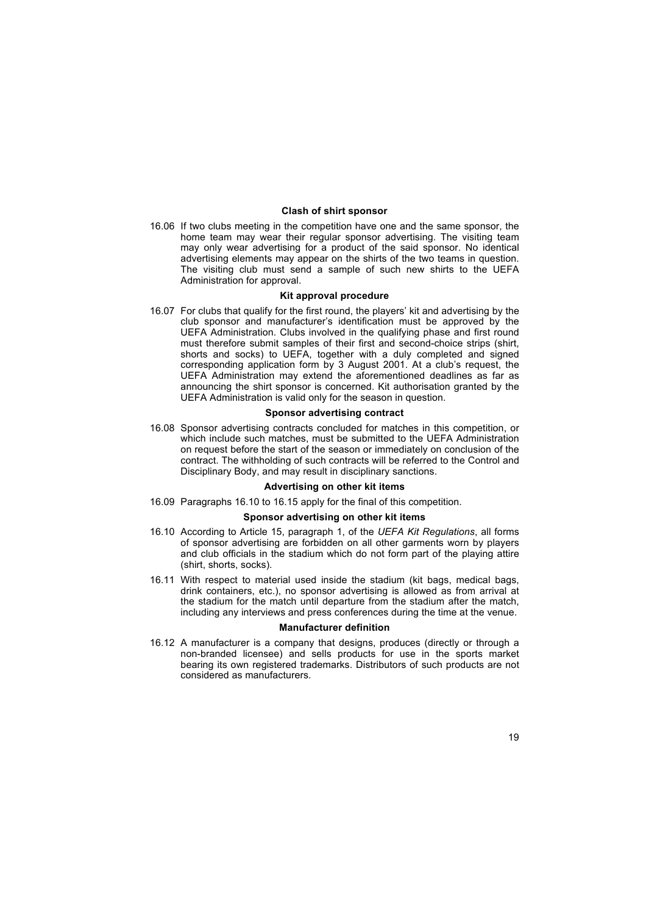#### Clash of shirt sponsor

16.06 If two clubs meeting in the competition have one and the same sponsor, the home team may wear their regular sponsor advertising. The visiting team may only wear advertising for a product of the said sponsor. No identical advertising elements may appear on the shirts of the two teams in question. The visiting club must send a sample of such new shirts to the UEFA Administration for approval.

#### Kit approval procedure

16.07 For clubs that qualify for the first round, the players' kit and advertising by the club sponsor and manufacturer's identification must be approved by the UEFA Administration. Clubs involved in the qualifying phase and first round must therefore submit samples of their first and second-choice strips (shirt, shorts and socks) to UEFA, together with a duly completed and signed corresponding application form by 3 August 2001. At a club's request, the UEFA Administration may extend the aforementioned deadlines as far as announcing the shirt sponsor is concerned. Kit authorisation granted by the UEFA Administration is valid only for the season in question.

#### Sponsor advertising contract

16.08 Sponsor advertising contracts concluded for matches in this competition, or which include such matches, must be submitted to the UEFA Administration on request before the start of the season or immediately on conclusion of the contract. The withholding of such contracts will be referred to the Control and Disciplinary Body, and may result in disciplinary sanctions.

#### Advertising on other kit items

16.09 Paragraphs 16.10 to 16.15 apply for the final of this competition.

#### Sponsor advertising on other kit items

16.10 According to Article 15, paragraph 1, of the *UEFA Kit Regulations*, all forms of sponsor advertising are forbidden on all other garments worn by players and club officials in the stadium which do not form part of the playing attire (shirt, shorts, socks).

16.11 With respect to material used inside the stadium (kit bags, medical bags, drink containers, etc.), no sponsor advertising is allowed as from arrival at the stadium for the match until departure from the stadium after the match, including any interviews and press conferences during the time at the venue.

#### Manufacturer definition

16.12 A manufacturer is a company that designs, produces (directly or through a non-branded licensee) and sells products for use in the sports market bearing its own registered trademarks. Distributors of such products are not considered as manufacturers.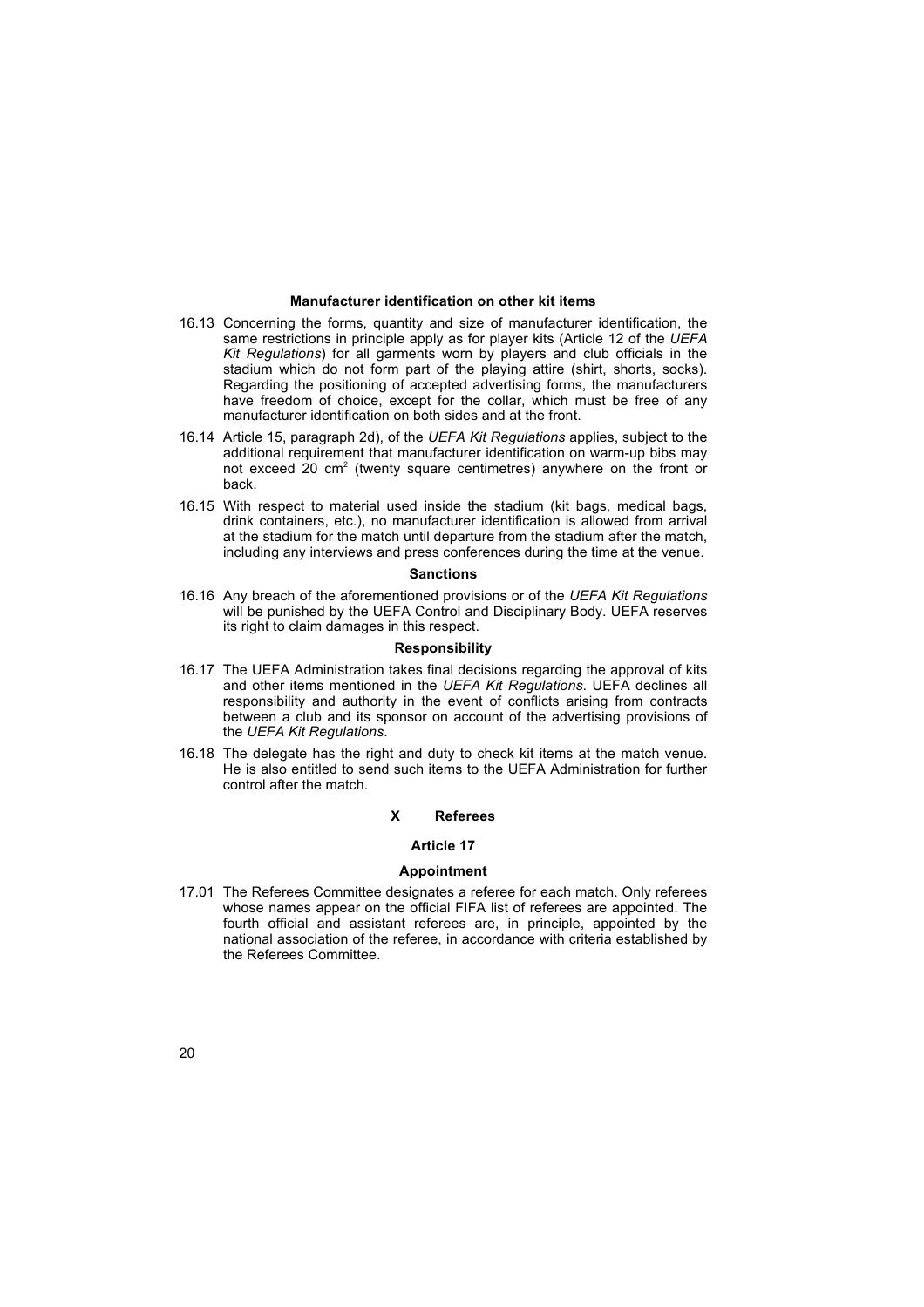**Manufacturer identification on other kit items**

16.13 Concerning the forms, quantity and size of manufacturer identification, the same restrictions in principle apply as for player kits (Article 12 of the *UEFA Kit Regulations*) for all garments worn by players and club officials in the stadium which do not form part of the playing attire (shirt, shorts, socks). Regarding the positioning of accepted advertising forms, the manufacturers have freedom of choice, except for the collar, which must be free of any manufacturer identification on both sides and at the front.

16.14 Article 15, paragraph 2d), of the *UEFA Kit Regulations* applies, subject to the additional requirement that manufacturer identification on warm-up bibs may not exceed 20 $cm^2$ (twenty square centimetres) anywhere on the front or back.

16.15 With respect to material used inside the stadium (kit bags, medical bags, drink containers, etc.), no manufacturer identification is allowed from arrival at the stadium for the match until departure from the stadium after the match, including any interviews and press conferences during the time at the venue.

**Sanctions**

16.16 Any breach of the aforementioned provisions or of the *UEFA Kit Regulations* will be punished by the UEFA Control and Disciplinary Body. UEFA reserves its right to claim damages in this respect.

**Responsibility**

16.17 The UEFA Administration takes final decisions regarding the approval of kits and other items mentioned in the *UEFA Kit Regulations*. UEFA declines all responsibility and authority in the event of conflicts arising from contracts between a club and its sponsor on account of the advertising provisions of the *UEFA Kit Regulations*.

16.18 The delegate has the right and duty to check kit items at the match venue. He is also entitled to send such items to the UEFA Administration for further control after the match.

## X Referees

### Article 17

**Appointment**

17.01 The Referees Committee designates a referee for each match. Only referees whose names appear on the official FIFA list of referees are appointed. The fourth official and assistant referees are, in principle, appointed by the national association of the referee, in accordance with criteria established by the Referees Committee.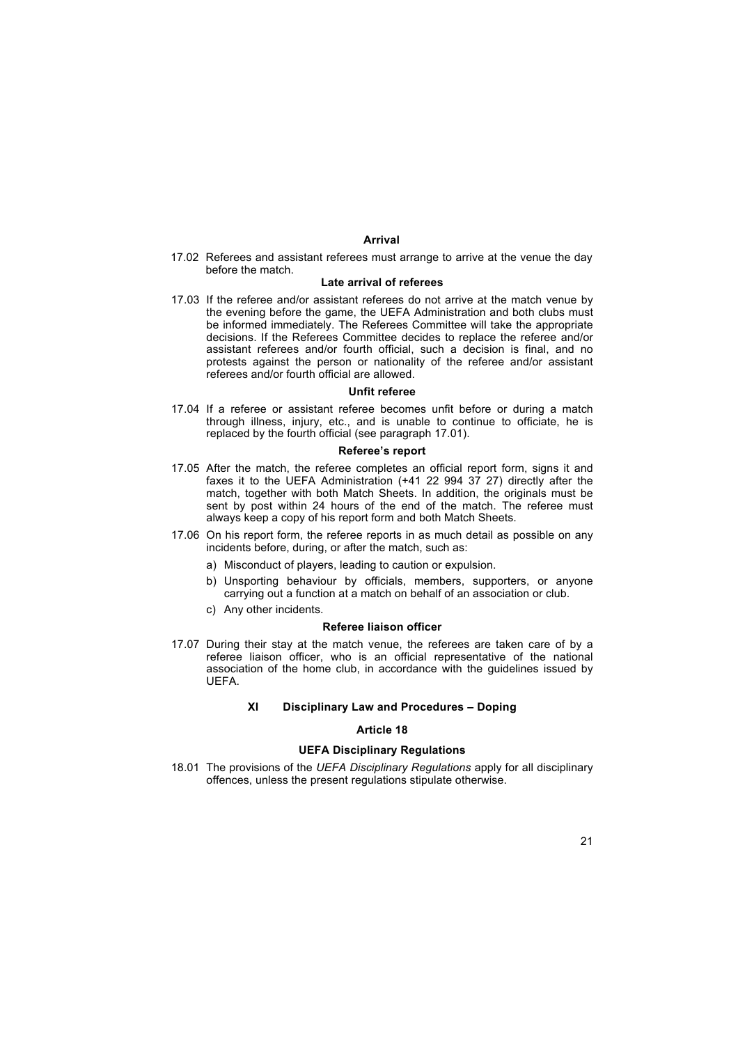**Arrival**

17.02 Referees and assistant referees must arrange to arrive at the venue the day before the match.

**Late arrival of referees**

17.03 If the referee and/or assistant referees do not arrive at the match venue by the evening before the game, the UEFA Administration and both clubs must be informed immediately. The Referees Committee will take the appropriate decisions. If the Referees Committee decides to replace the referee and/or assistant referees and/or fourth official, such a decision is final, and no protests against the person or nationality of the referee and/or assistant referees and/or fourth official are allowed.

**Unfit referee**

17.04 If a referee or assistant referee becomes unfit before or during a match through illness, injury, etc., and is unable to continue to officiate, he is replaced by the fourth official (see paragraph 17.01).

**Referee's report**

17.05 After the match, the referee completes an official report form, signs it and faxes it to the UEFA Administration (+41 22 994 37 27) directly after the match, together with both Match Sheets. In addition, the originals must be sent by post within 24 hours of the end of the match. The referee must always keep a copy of his report form and both Match Sheets.

17.06 On his report form, the referee reports in as much detail as possible on any incidents before, during, or after the match, such as:

a) Misconduct of players, leading to caution or expulsion.

b) Unsporting behaviour by officials, members, supporters, or anyone carrying out a function at a match on behalf of an association or club.

c) Any other incidents.

**Referee liaison officer**

17.07 During their stay at the match venue, the referees are taken care of by a referee liaison officer, who is an official representative of the national association of the home club, in accordance with the guidelines issued by UEFA.

## XI Disciplinary Law and Procedures – Doping

### Article 18

**UEFA Disciplinary Regulations**

18.01 The provisions of the *UEFA Disciplinary Regulations* apply for all disciplinary offences, unless the present regulations stipulate otherwise.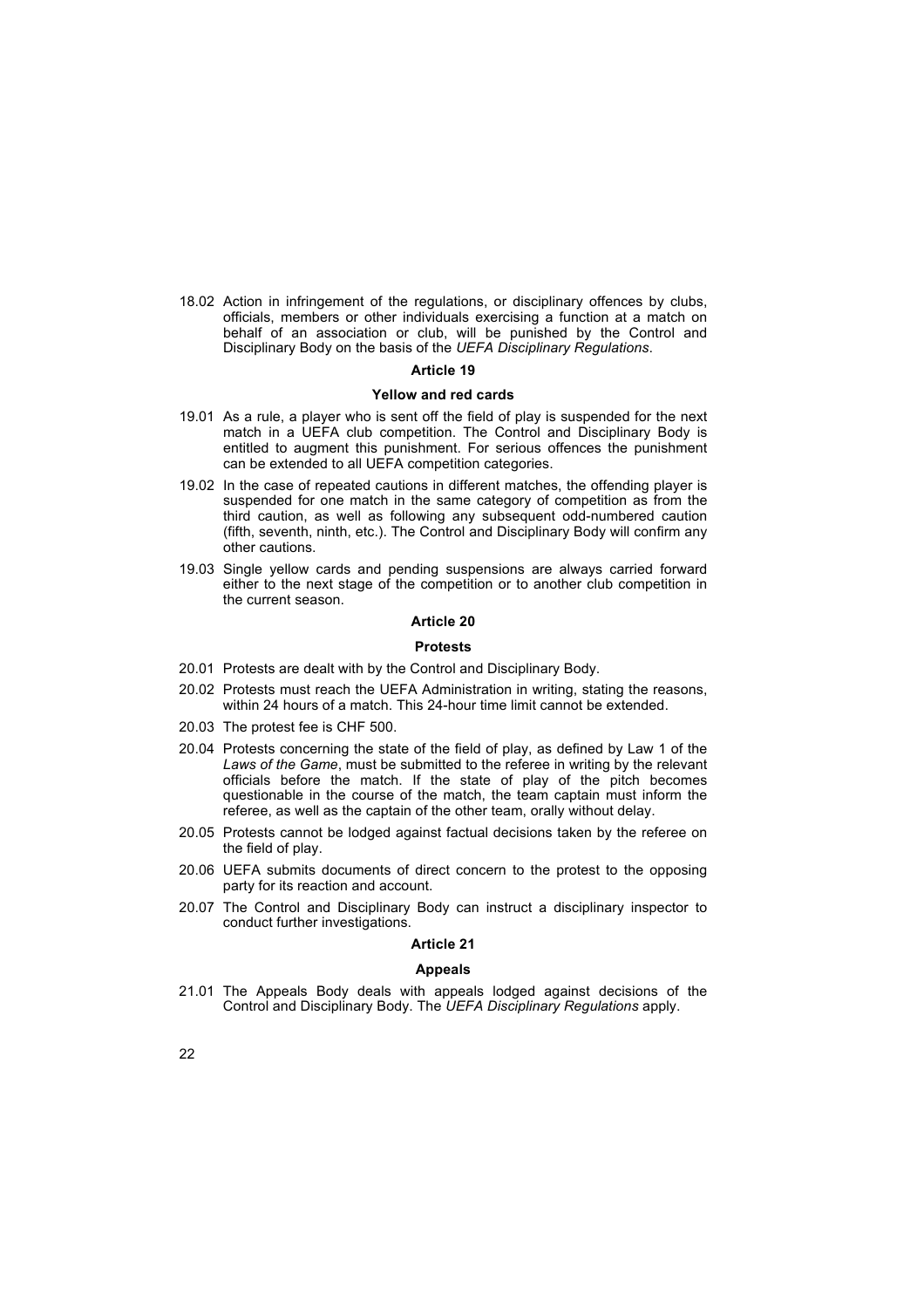18.02 Action in infringement of the regulations, or disciplinary offences by clubs, officials, members or other individuals exercising a function at a match on behalf of an association or club, will be punished by the Control and Disciplinary Body on the basis of the *UEFA Disciplinary Regulations*.

### Article 19

### Yellow and red cards

19.01 As a rule, a player who is sent off the field of play is suspended for the next match in a UEFA club competition. The Control and Disciplinary Body is entitled to augment this punishment. For serious offences the punishment can be extended to all UEFA competition categories.

19.02 In the case of repeated cautions in different matches, the offending player is suspended for one match in the same category of competition as from the third caution, as well as following any subsequent odd-numbered caution (fifth, seventh, ninth, etc.). The Control and Disciplinary Body will confirm any other cautions.

19.03 Single yellow cards and pending suspensions are always carried forward either to the next stage of the competition or to another club competition in the current season.

### Article 20

### Protests

20.01 Protests are dealt with by the Control and Disciplinary Body.

20.02 Protests must reach the UEFA Administration in writing, stating the reasons, within 24 hours of a match. This 24-hour time limit cannot be extended.

20.03 The protest fee is CHF 500.

20.04 Protests concerning the state of the field of play, as defined by Law 1 of the *Laws of the Game*, must be submitted to the referee in writing by the relevant officials before the match. If the state of play of the pitch becomes questionable in the course of the match, the team captain must inform the referee, as well as the captain of the other team, orally without delay.

20.05 Protests cannot be lodged against factual decisions taken by the referee on the field of play.

20.06 UEFA submits documents of direct concern to the protest to the opposing party for its reaction and account.

20.07 The Control and Disciplinary Body can instruct a disciplinary inspector to conduct further investigations.

### Article 21

### Appeals

21.01 The Appeals Body deals with appeals lodged against decisions of the Control and Disciplinary Body. The *UEFA Disciplinary Regulations* apply.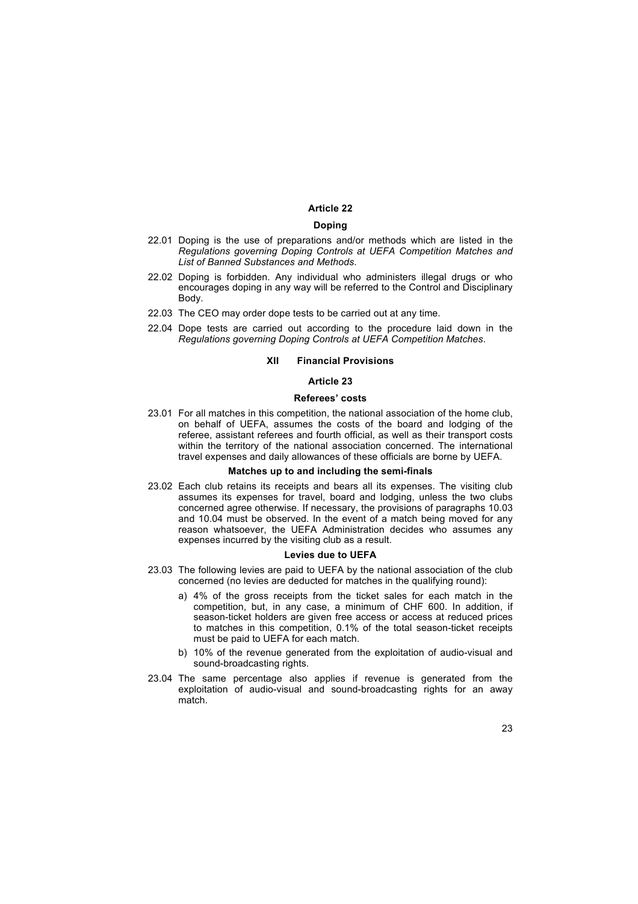## Article 22

### Doping

22.01 Doping is the use of preparations and/or methods which are listed in the *Regulations governing Doping Controls at UEFA Competition Matches and List of Banned Substances and Methods*.

22.02 Doping is forbidden. Any individual who administers illegal drugs or who encourages doping in any way will be referred to the Control and Disciplinary Body.

22.03 The CEO may order dope tests to be carried out at any time.

22.04 Dope tests are carried out according to the procedure laid down in the *Regulations governing Doping Controls at UEFA Competition Matches*.

# XII Financial Provisions

## Article 23

### Referees' costs

23.01 For all matches in this competition, the national association of the home club, on behalf of UEFA, assumes the costs of the board and lodging of the referee, assistant referees and fourth official, as well as their transport costs within the territory of the national association concerned. The international travel expenses and daily allowances of these officials are borne by UEFA.

### Matches up to and including the semi-finals

23.02 Each club retains its receipts and bears all its expenses. The visiting club assumes its expenses for travel, board and lodging, unless the two clubs concerned agree otherwise. If necessary, the provisions of paragraphs 10.03 and 10.04 must be observed. In the event of a match being moved for any reason whatsoever, the UEFA Administration decides who assumes any expenses incurred by the visiting club as a result.

### Levies due to UEFA

23.03 The following levies are paid to UEFA by the national association of the club concerned (no levies are deducted for matches in the qualifying round):

a) 4% of the gross receipts from the ticket sales for each match in the competition, but, in any case, a minimum of CHF 600. In addition, if season-ticket holders are given free access or access at reduced prices to matches in this competition, 0.1% of the total season-ticket receipts must be paid to UEFA for each match.

b) 10% of the revenue generated from the exploitation of audio-visual and sound-broadcasting rights.

23.04 The same percentage also applies if revenue is generated from the exploitation of audio-visual and sound-broadcasting rights for an away match.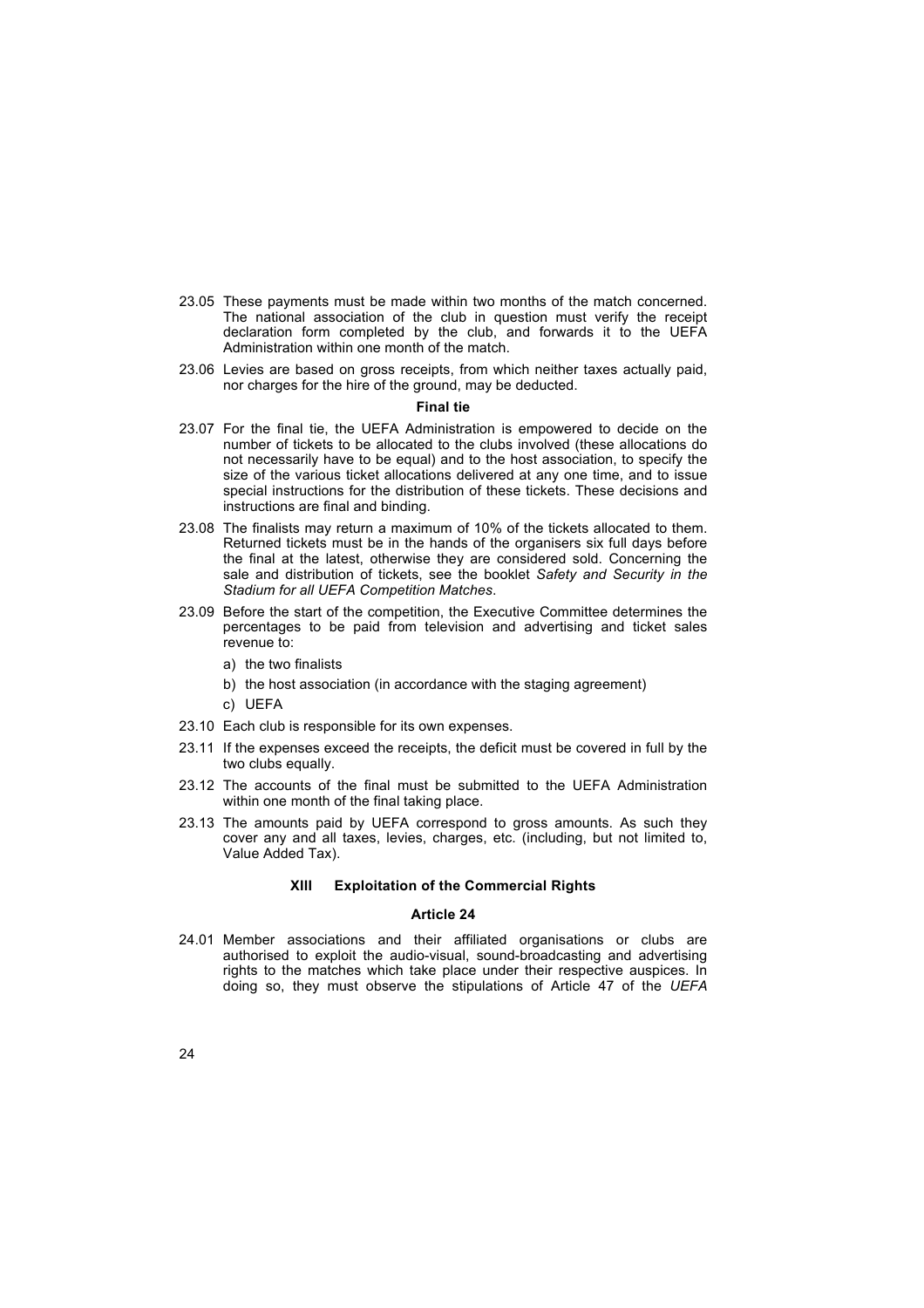23.05 These payments must be made within two months of the match concerned. The national association of the club in question must verify the receipt declaration form completed by the club, and forwards it to the UEFA Administration within one month of the match.

23.06 Levies are based on gross receipts, from which neither taxes actually paid, nor charges for the hire of the ground, may be deducted.

**Final tie**

23.07 For the final tie, the UEFA Administration is empowered to decide on the number of tickets to be allocated to the clubs involved (these allocations do not necessarily have to be equal) and to the host association, to specify the size of the various ticket allocations delivered at any one time, and to issue special instructions for the distribution of these tickets. These decisions and instructions are final and binding.

23.08 The finalists may return a maximum of 10% of the tickets allocated to them. Returned tickets must be in the hands of the organisers six full days before the final at the latest, otherwise they are considered sold. Concerning the sale and distribution of tickets, see the booklet *Safety and Security in the Stadium for all UEFA Competition Matches*.

23.09 Before the start of the competition, the Executive Committee determines the percentages to be paid from television and advertising and ticket sales revenue to:

a) the two finalists

b) the host association (in accordance with the staging agreement)

c) UEFA

23.10 Each club is responsible for its own expenses.

23.11 If the expenses exceed the receipts, the deficit must be covered in full by the two clubs equally.

23.12 The accounts of the final must be submitted to the UEFA Administration within one month of the final taking place.

23.13 The amounts paid by UEFA correspond to gross amounts. As such they cover any and all taxes, levies, charges, etc. (including, but not limited to, Value Added Tax).

## XIII Exploitation of the Commercial Rights

### Article 24

24.01 Member associations and their affiliated organisations or clubs are authorised to exploit the audio-visual, sound-broadcasting and advertising rights to the matches which take place under their respective auspices. In doing so, they must observe the stipulations of Article 47 of the *UEFA*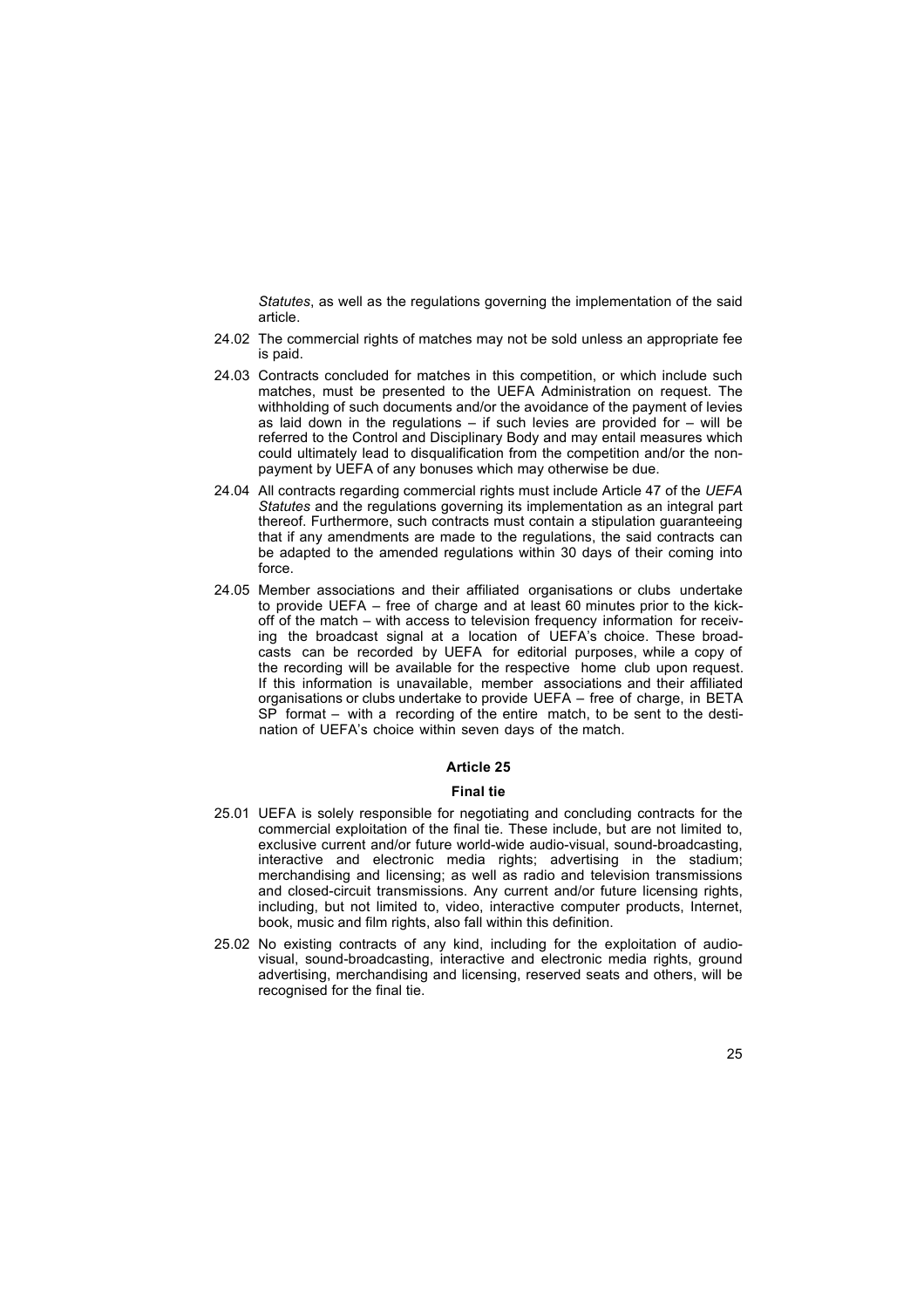*Statutes*, as well as the regulations governing the implementation of the said article.

24.02 The commercial rights of matches may not be sold unless an appropriate fee is paid.

24.03 Contracts concluded for matches in this competition, or which include such matches, must be presented to the UEFA Administration on request. The withholding of such documents and/or the avoidance of the payment of levies as laid down in the regulations – if such levies are provided for – will be referred to the Control and Disciplinary Body and may entail measures which could ultimately lead to disqualification from the competition and/or the non-payment by UEFA of any bonuses which may otherwise be due.

24.04 All contracts regarding commercial rights must include Article 47 of the *UEFA Statutes* and the regulations governing its implementation as an integral part thereof. Furthermore, such contracts must contain a stipulation guaranteeing that if any amendments are made to the regulations, the said contracts can be adapted to the amended regulations within 30 days of their coming into force.

24.05 Member associations and their affiliated organisations or clubs undertake to provide UEFA – free of charge and at least 60 minutes prior to the kick-off of the match – with access to television frequency information for receiving the broadcast signal at a location of UEFA's choice. These broadcasts can be recorded by UEFA for editorial purposes, while a copy of the recording will be available for the respective home club upon request. If this information is unavailable, member associations and their affiliated organisations or clubs undertake to provide UEFA – free of charge, in BETA SP format – with a recording of the entire match, to be sent to the destination of UEFA's choice within seven days of the match.

### Article 25

### Final tie

25.01 UEFA is solely responsible for negotiating and concluding contracts for the commercial exploitation of the final tie. These include, but are not limited to, exclusive current and/or future world-wide audio-visual, sound-broadcasting, interactive and electronic media rights; advertising in the stadium; merchandising and licensing; as well as radio and television transmissions and closed-circuit transmissions. Any current and/or future licensing rights, including, but not limited to, video, interactive computer products, Internet, book, music and film rights, also fall within this definition.

25.02 No existing contracts of any kind, including for the exploitation of audio-visual, sound-broadcasting, interactive and electronic media rights, ground advertising, merchandising and licensing, reserved seats and others, will be recognised for the final tie.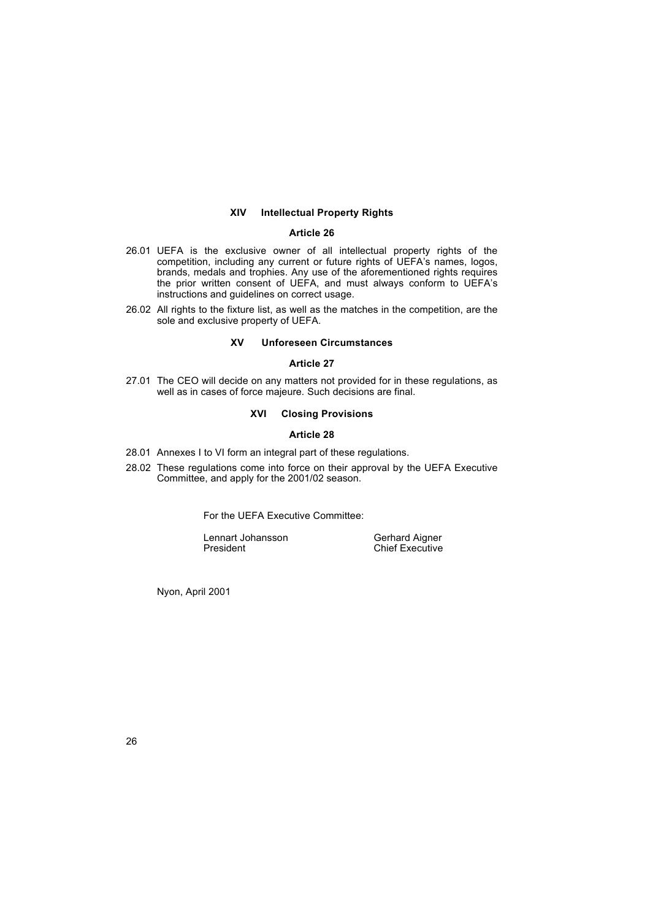## XIV Intellectual Property Rights

### Article 26

26.01 UEFA is the exclusive owner of all intellectual property rights of the competition, including any current or future rights of UEFA's names, logos, brands, medals and trophies. Any use of the aforementioned rights requires the prior written consent of UEFA, and must always conform to UEFA's instructions and guidelines on correct usage.

26.02 All rights to the fixture list, as well as the matches in the competition, are the sole and exclusive property of UEFA.

## XV Unforeseen Circumstances

### Article 27

27.01 The CEO will decide on any matters not provided for in these regulations, as well as in cases of force majeure. Such decisions are final.

## XVI Closing Provisions

### Article 28

28.01 Annexes I to VI form an integral part of these regulations.

28.02 These regulations come into force on their approval by the UEFA Executive Committee, and apply for the 2001/02 season.

For the UEFA Executive Committee:

| | |
|---|---|
| Lennart Johansson | Gerhard Aigner |
| President | Chief Executive |

Nyon, April 2001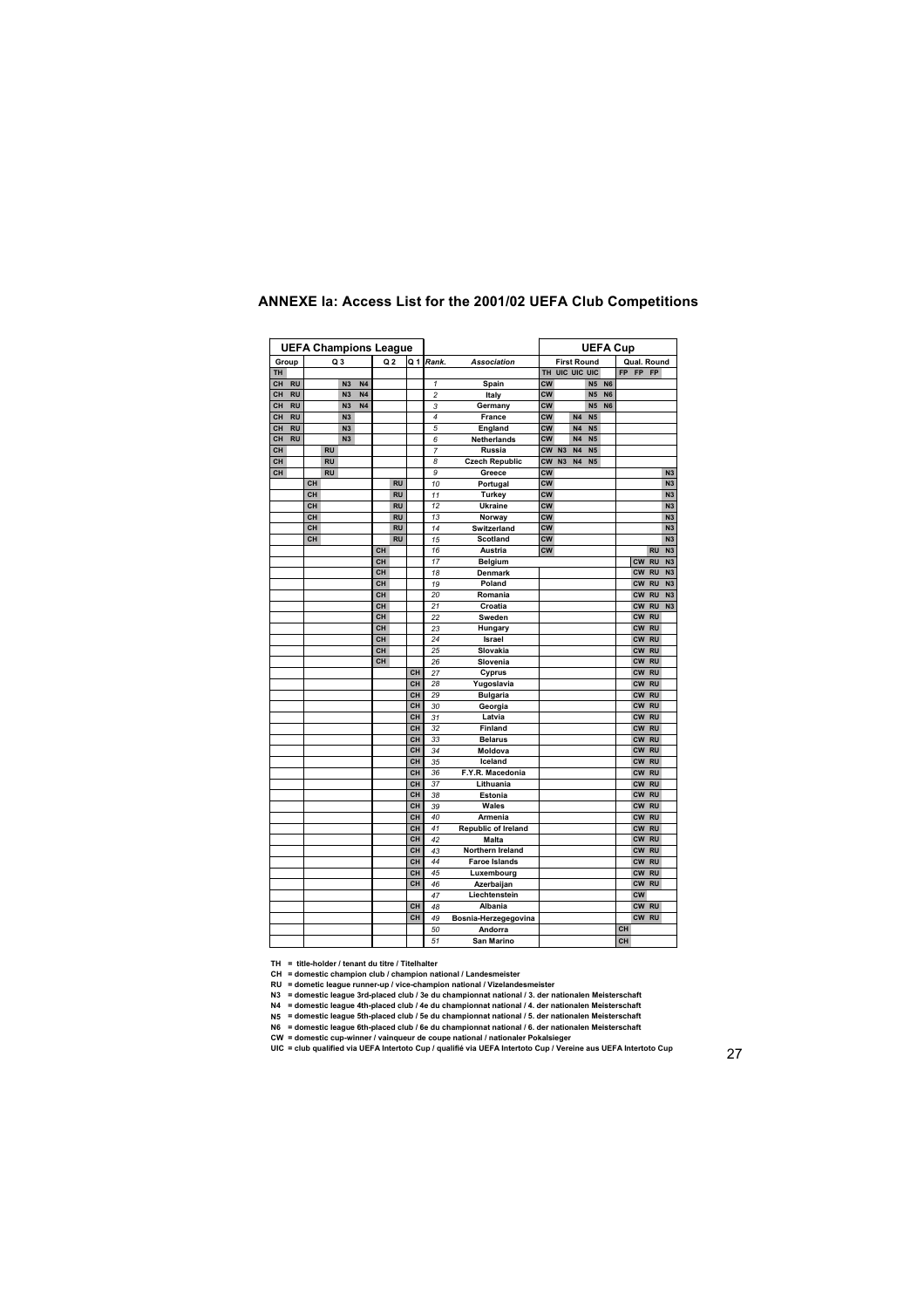## ANNEXE Ia: Access List for the 2001/02 UEFA Club Competitions

| UEFA Champions League | | | | | | | | | | | UEFA Cup | | | | | | | | |
|---|---|---|---|---|---|---|---|---|---|---|---|---|---|---|---|---|---|---|---|
| Group | | Q 3 | | | | Q 2 | | Q 1 | *Rank.* | *Association* | First Round | | | | | Qual. Round | | | |
| TH | | | | | | | | | | | TH | UIC | UIC | UIC | | FP | FP | FP | |
| CH | RU | | | N3 | N4 | | | | *1* | Spain | CW | | | N5 | N6 | | | | |
| CH | RU | | | N3 | N4 | | | | *2* | Italy | CW | | | N5 | N6 | | | | |
| CH | RU | | | N3 | N4 | | | | *3* | Germany | CW | | | N5 | N6 | | | | |
| CH | RU | | | N3 | | | | | *4* | France | CW | | N4 | N5 | | | | | |
| CH | RU | | | N3 | | | | | *5* | England | CW | | N4 | N5 | | | | | |
| CH | RU | | | N3 | | | | | *6* | Netherlands | CW | | N4 | N5 | | | | | |
| CH | | | RU | | | | | | *7* | Russia | CW | N3 | N4 | N5 | | | | | |
| CH | | | RU | | | | | | *8* | Czech Republic | CW | N3 | N4 | N5 | | | | | |
| CH | | | RU | | | | | | *9* | Greece | CW | | | | | | | | N3 |
| | | CH | | | | | RU | | *10* | Portugal | CW | | | | | | | | N3 |
| | | CH | | | | | RU | | *11* | Turkey | CW | | | | | | | | N3 |
| | | CH | | | | | RU | | *12* | Ukraine | CW | | | | | | | | N3 |
| | | CH | | | | | RU | | *13* | Norway | CW | | | | | | | | N3 |
| | | CH | | | | | RU | | *14* | Switzerland | CW | | | | | | | | N3 |
| | | CH | | | | | RU | | *15* | Scotland | CW | | | | | | | | N3 |
| | | | | | | CH | | | *16* | Austria | CW | | | | | | | RU | N3 |
| | | | | | | CH | | | *17* | Belgium | | | | | | | CW | RU | N3 |
| | | | | | | CH | | | *18* | Denmark | | | | | | | CW | RU | N3 |
| | | | | | | CH | | | *19* | Poland | | | | | | | CW | RU | N3 |
| | | | | | | CH | | | *20* | Romania | | | | | | | CW | RU | N3 |
| | | | | | | CH | | | *21* | Croatia | | | | | | | CW | RU | N3 |
| | | | | | | CH | | | *22* | Sweden | | | | | | | CW | RU | |
| | | | | | | CH | | | *23* | Hungary | | | | | | | CW | RU | |
| | | | | | | CH | | | *24* | Israel | | | | | | | CW | RU | |
| | | | | | | CH | | | *25* | Slovakia | | | | | | | CW | RU | |
| | | | | | | CH | | | *26* | Slovenia | | | | | | | CW | RU | |
| | | | | | | | | CH | *27* | Cyprus | | | | | | | CW | RU | |
| | | | | | | | | CH | *28* | Yugoslavia | | | | | | | CW | RU | |
| | | | | | | | | CH | *29* | Bulgaria | | | | | | | CW | RU | |
| | | | | | | | | CH | *30* | Georgia | | | | | | | CW | RU | |
| | | | | | | | | CH | *31* | Latvia | | | | | | | CW | RU | |
| | | | | | | | | CH | *32* | Finland | | | | | | | CW | RU | |
| | | | | | | | | CH | *33* | Belarus | | | | | | | CW | RU | |
| | | | | | | | | CH | *34* | Moldova | | | | | | | CW | RU | |
| | | | | | | | | CH | *35* | Iceland | | | | | | | CW | RU | |
| | | | | | | | | CH | *36* | F.Y.R. Macedonia | | | | | | | CW | RU | |
| | | | | | | | | CH | *37* | Lithuania | | | | | | | CW | RU | |
| | | | | | | | | CH | *38* | Estonia | | | | | | | CW | RU | |
| | | | | | | | | CH | *39* | Wales | | | | | | | CW | RU | |
| | | | | | | | | CH | *40* | Armenia | | | | | | | CW | RU | |
| | | | | | | | | CH | *41* | Republic of Ireland | | | | | | | CW | RU | |
| | | | | | | | | CH | *42* | Malta | | | | | | | CW | RU | |
| | | | | | | | | CH | *43* | Northern Ireland | | | | | | | CW | RU | |
| | | | | | | | | CH | *44* | Faroe Islands | | | | | | | CW | RU | |
| | | | | | | | | CH | *45* | Luxembourg | | | | | | | CW | RU | |
| | | | | | | | | CH | *46* | Azerbaijan | | | | | | | CW | RU | |
| | | | | | | | | | *47* | Liechtenstein | | | | | | | CW | | |
| | | | | | | | | CH | *48* | Albania | | | | | | | CW | RU | |
| | | | | | | | | CH | *49* | Bosnia-Herzegegovina | | | | | | | CW | RU | |
| | | | | | | | | | *50* | Andorra | | | | | | CH | | | |
| | | | | | | | | | *51* | San Marino | | | | | | CH | | | |

**TH = title-holder / tenant du titre / Titelhalter**
**CH = domestic champion club / champion national / Landesmeister**
**RU = dometic league runner-up / vice-champion national / Vizelandesmeister**
**N3 = domestic league 3rd-placed club / 3e du championnat national / 3. der nationalen Meisterschaft**
**N4 = domestic league 4th-placed club / 4e du championnat national / 4. der nationalen Meisterschaft**
**N5 = domestic league 5th-placed club / 5e du championnat national / 5. der nationalen Meisterschaft**
**N6 = domestic league 6th-placed club / 6e du championnat national / 6. der nationalen Meisterschaft**
**CW = domestic cup-winner / vainqueur de coupe national / nationaler Pokalsieger**
**UIC = club qualified via UEFA Intertoto Cup / qualifié via UEFA Intertoto Cup / Vereine aus UEFA Intertoto Cup**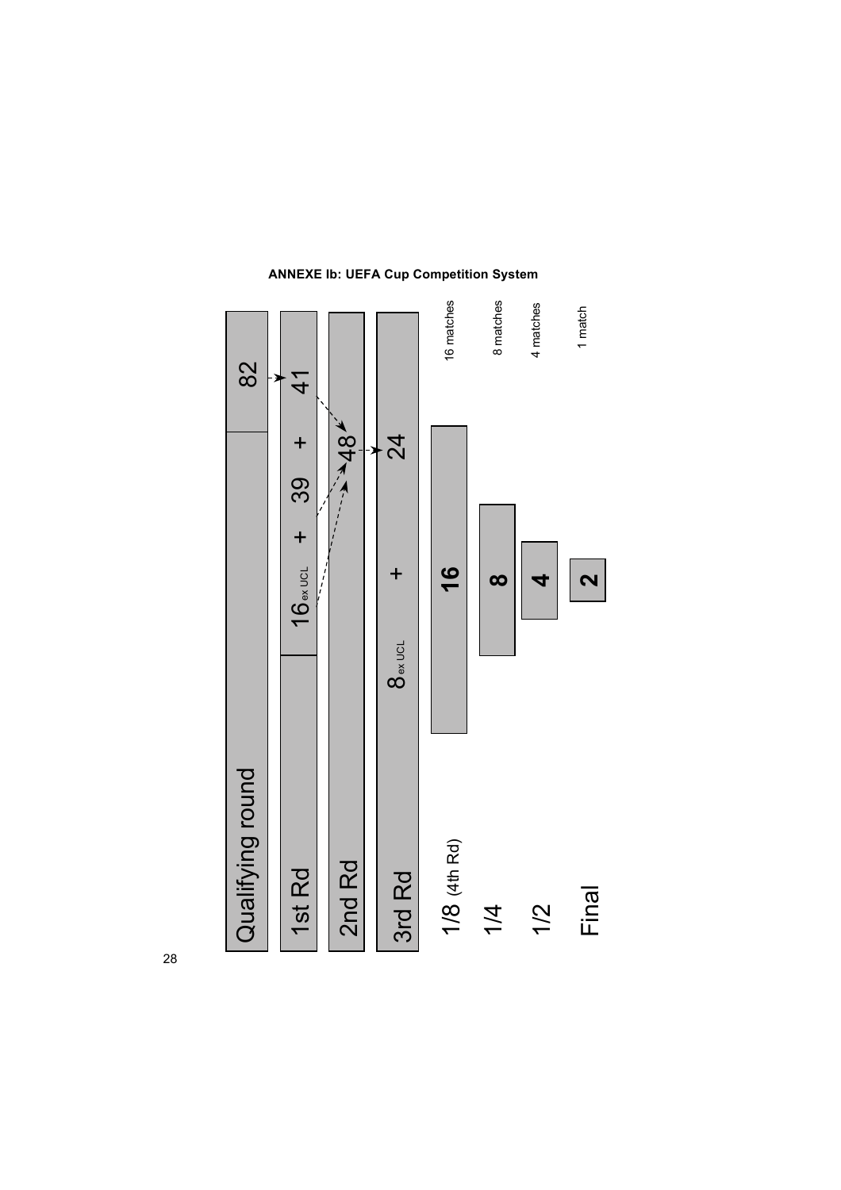**ANNEXE Ib: UEFA Cup Competition System**

| Round | Teams | Matches |
|---|---|---|
| Qualifying round | 82 | |
| 1st Rd | $16_{ex\ UCL}$ + 39 + 41 | |
| 2nd Rd | 48 | |
| 3rd Rd | $8_{ex\ UCL}$ + 24 | |
| 1/8 (4th Rd) | 16 | 16 matches |
| 1/4 | 8 | 8 matches |
| 1/2 | 4 | 4 matches |
| Final | 2 | 1 match |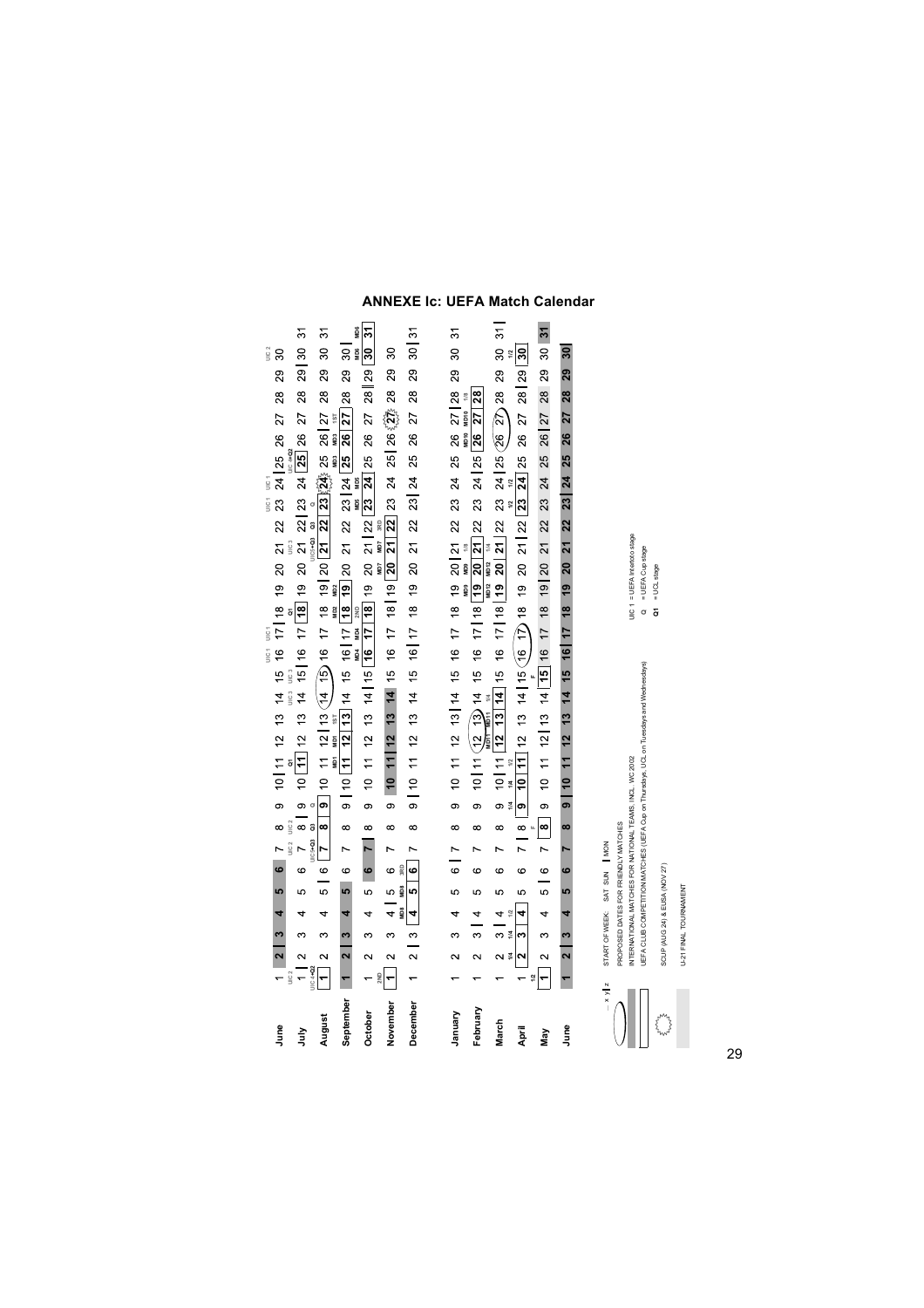# ANNEXE Ic: UEFA Match Calendar

| Month | Days |
|---|---|
| June | 1 2 3 4 5 6 7 8 9 10 11 12 13 14 15 16 17 18 19 20 21 22 23 24 25 26 27 28 29 30 |
| July | 1 2 3 4 5 6 7 8 9 10 11 12 13 14 15 16 17 18 19 20 21 22 23 24 25 26 27 28 29 30 31 |
| August | 1 2 3 4 5 6 7 8 9 10 11 12 13 14 15 16 17 18 19 20 21 22 23 24 25 26 27 28 29 30 31 |
| September | 1 2 3 4 5 6 7 8 9 10 11 12 13 14 15 16 17 18 19 20 21 22 23 24 25 26 27 28 29 30 |
| October | 1 2 3 4 5 6 7 8 9 10 11 12 13 14 15 16 17 18 19 20 21 22 23 24 25 26 27 28 29 30 31 |
| November | 1 2 3 4 5 6 7 8 9 10 11 12 13 14 15 16 17 18 19 20 21 22 23 24 25 26 27 28 29 30 |
| December | 1 2 3 4 5 6 7 8 9 10 11 12 13 14 15 16 17 18 19 20 21 22 23 24 25 26 27 28 29 30 31 |
| January | 1 2 3 4 5 6 7 8 9 10 11 12 13 14 15 16 17 18 19 20 21 22 23 24 25 26 27 28 29 30 31 |
| February | 1 2 3 4 5 6 7 8 9 10 11 12 13 14 15 16 17 18 19 20 21 22 23 24 25 26 27 28 |
| March | 1 2 3 4 5 6 7 8 9 10 11 12 13 14 15 16 17 18 19 20 21 22 23 24 25 26 27 28 29 30 31 |
| April | 1 2 3 4 5 6 7 8 9 10 11 12 13 14 15 16 17 18 19 20 21 22 23 24 25 26 27 28 29 30 |
| May | 1 2 3 4 5 6 7 8 9 10 11 12 13 14 15 16 17 18 19 20 21 22 23 24 25 26 27 28 29 30 31 |
| June | 1 2 3 4 5 6 7 8 9 10 11 12 13 14 15 16 17 18 19 20 21 22 23 24 25 26 27 28 29 30 |

Legend:

- START OF WEEK: SAT SUN | MON
- PROPOSED DATES FOR FRIENDLY MATCHES
- INTERNATIONAL MATCHES FOR NATIONAL TEAMS, INCL. WC2002
- UEFA CLUB COMPETITION MATCHES (UEFA Cup on Thursdays, UCL on Tuesdays and Wednesdays)
- SCUP (AUG 24) & EUSA (NOV 27)
- U-21 FINAL TOURNAMENT

UIC 1 = UEFA Intertoto stage
Q = UEFA Cup stage
Q1 = UCL stage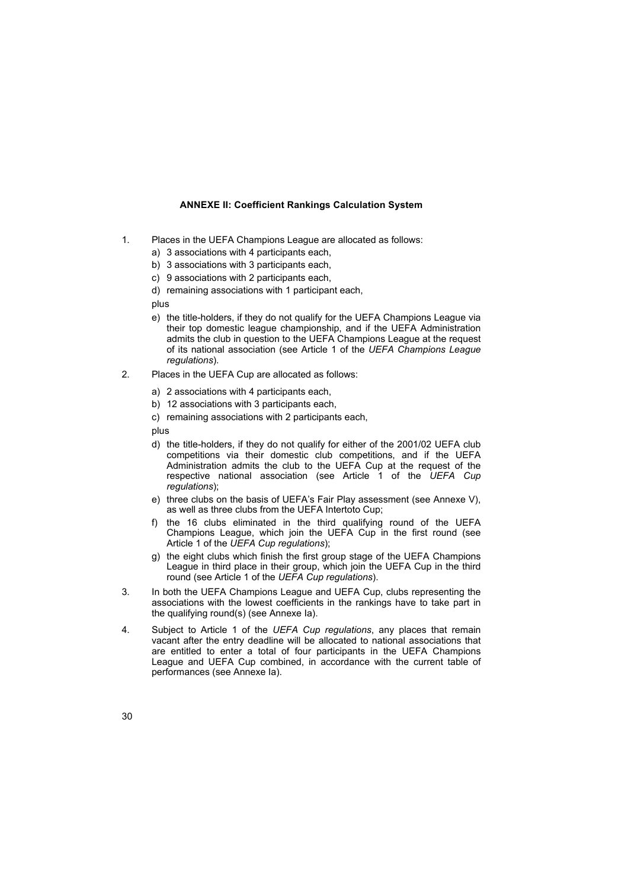## ANNEXE II: Coefficient Rankings Calculation System

1. Places in the UEFA Champions League are allocated as follows:
   a) 3 associations with 4 participants each,
   b) 3 associations with 3 participants each,
   c) 9 associations with 2 participants each,
   d) remaining associations with 1 participant each,

   plus

   e) the title-holders, if they do not qualify for the UEFA Champions League via their top domestic league championship, and if the UEFA Administration admits the club in question to the UEFA Champions League at the request of its national association (see Article 1 of the *UEFA Champions League regulations*).

2. Places in the UEFA Cup are allocated as follows:
   a) 2 associations with 4 participants each,
   b) 12 associations with 3 participants each,
   c) remaining associations with 2 participants each,

   plus

   d) the title-holders, if they do not qualify for either of the 2001/02 UEFA club competitions via their domestic club competitions, and if the UEFA Administration admits the club to the UEFA Cup at the request of the respective national association (see Article 1 of the *UEFA Cup regulations*);
   e) three clubs on the basis of UEFA's Fair Play assessment (see Annexe V), as well as three clubs from the UEFA Intertoto Cup;
   f) the 16 clubs eliminated in the third qualifying round of the UEFA Champions League, which join the UEFA Cup in the first round (see Article 1 of the *UEFA Cup regulations*);
   g) the eight clubs which finish the first group stage of the UEFA Champions League in third place in their group, which join the UEFA Cup in the third round (see Article 1 of the *UEFA Cup regulations*).

3. In both the UEFA Champions League and UEFA Cup, clubs representing the associations with the lowest coefficients in the rankings have to take part in the qualifying round(s) (see Annexe Ia).

4. Subject to Article 1 of the *UEFA Cup regulations*, any places that remain vacant after the entry deadline will be allocated to national associations that are entitled to enter a total of four participants in the UEFA Champions League and UEFA Cup combined, in accordance with the current table of performances (see Annexe Ia).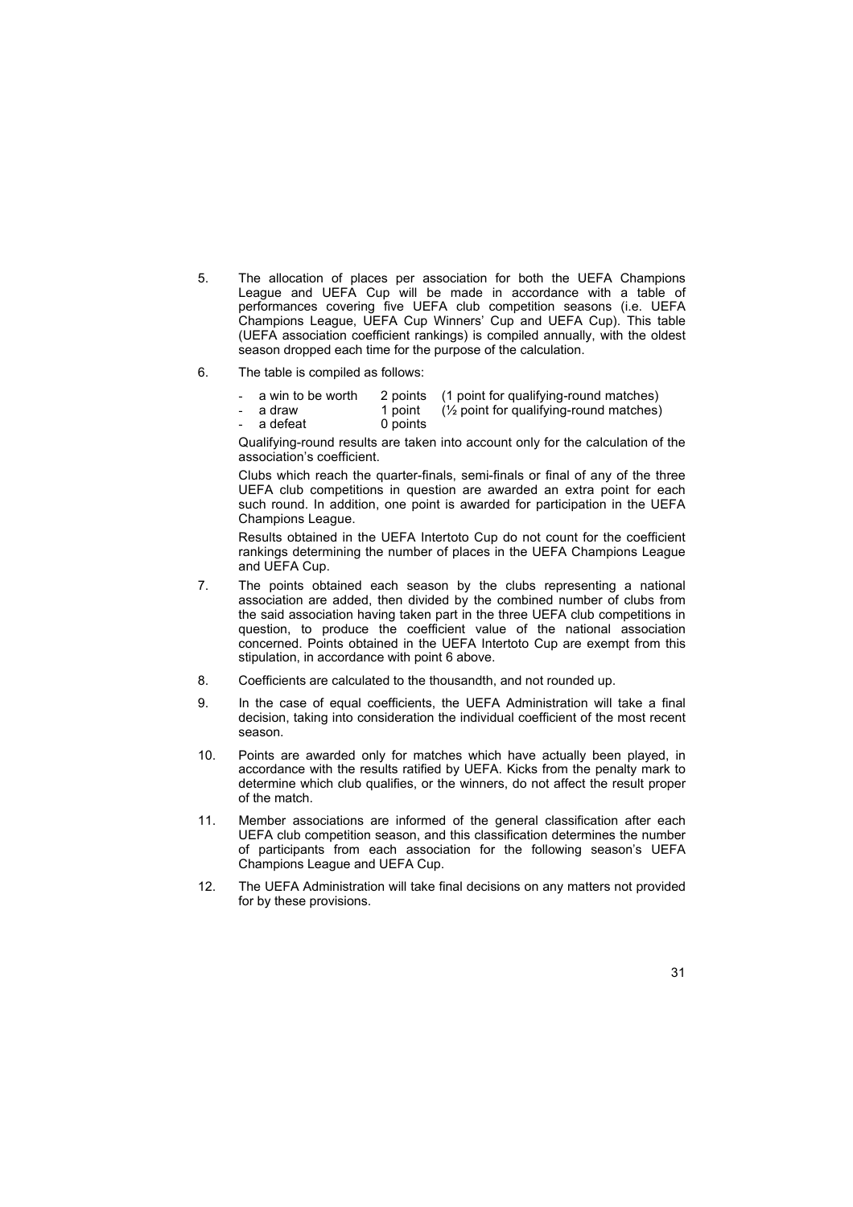5. The allocation of places per association for both the UEFA Champions League and UEFA Cup will be made in accordance with a table of performances covering five UEFA club competition seasons (i.e. UEFA Champions League, UEFA Cup Winners' Cup and UEFA Cup). This table (UEFA association coefficient rankings) is compiled annually, with the oldest season dropped each time for the purpose of the calculation.

6. The table is compiled as follows:

   - a win to be worth 2 points (1 point for qualifying-round matches)
   - a draw 1 point (½ point for qualifying-round matches)
   - a defeat 0 points

   Qualifying-round results are taken into account only for the calculation of the association's coefficient.

   Clubs which reach the quarter-finals, semi-finals or final of any of the three UEFA club competitions in question are awarded an extra point for each such round. In addition, one point is awarded for participation in the UEFA Champions League.

   Results obtained in the UEFA Intertoto Cup do not count for the coefficient rankings determining the number of places in the UEFA Champions League and UEFA Cup.

7. The points obtained each season by the clubs representing a national association are added, then divided by the combined number of clubs from the said association having taken part in the three UEFA club competitions in question, to produce the coefficient value of the national association concerned. Points obtained in the UEFA Intertoto Cup are exempt from this stipulation, in accordance with point 6 above.

8. Coefficients are calculated to the thousandth, and not rounded up.

9. In the case of equal coefficients, the UEFA Administration will take a final decision, taking into consideration the individual coefficient of the most recent season.

10. Points are awarded only for matches which have actually been played, in accordance with the results ratified by UEFA. Kicks from the penalty mark to determine which club qualifies, or the winners, do not affect the result proper of the match.

11. Member associations are informed of the general classification after each UEFA club competition season, and this classification determines the number of participants from each association for the following season's UEFA Champions League and UEFA Cup.

12. The UEFA Administration will take final decisions on any matters not provided for by these provisions.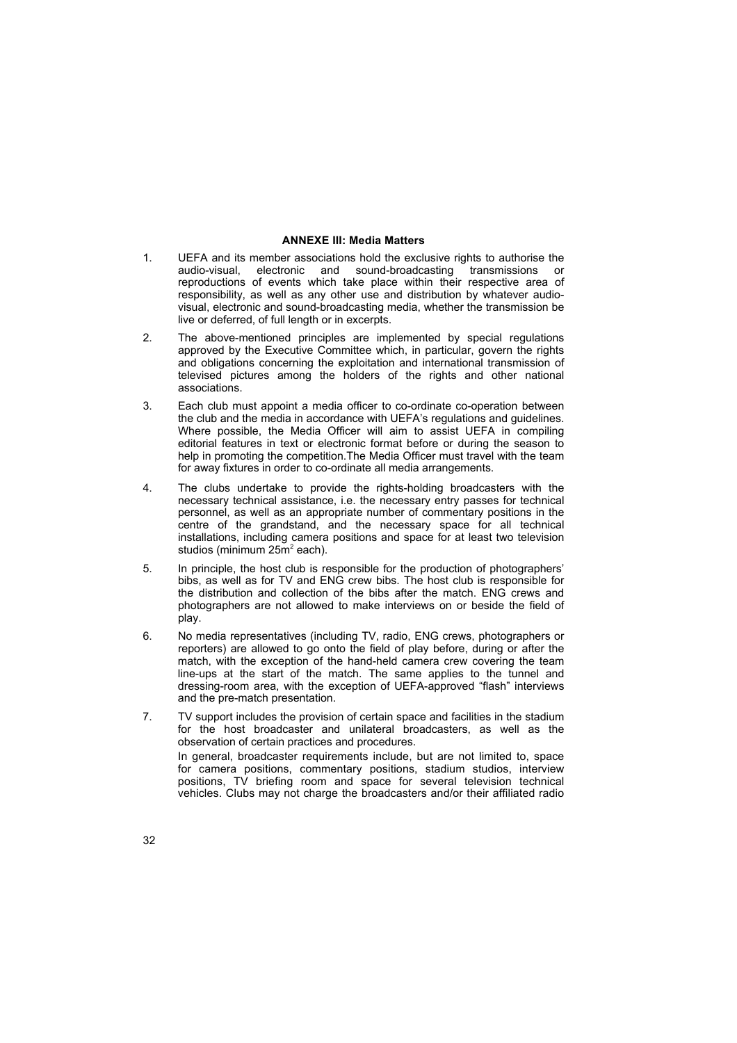## ANNEXE III: Media Matters

1. UEFA and its member associations hold the exclusive rights to authorise the audio-visual, electronic and sound-broadcasting transmissions or reproductions of events which take place within their respective area of responsibility, as well as any other use and distribution by whatever audio-visual, electronic and sound-broadcasting media, whether the transmission be live or deferred, of full length or in excerpts.

2. The above-mentioned principles are implemented by special regulations approved by the Executive Committee which, in particular, govern the rights and obligations concerning the exploitation and international transmission of televised pictures among the holders of the rights and other national associations.

3. Each club must appoint a media officer to co-ordinate co-operation between the club and the media in accordance with UEFA's regulations and guidelines. Where possible, the Media Officer will aim to assist UEFA in compiling editorial features in text or electronic format before or during the season to help in promoting the competition.The Media Officer must travel with the team for away fixtures in order to co-ordinate all media arrangements.

4. The clubs undertake to provide the rights-holding broadcasters with the necessary technical assistance, i.e. the necessary entry passes for technical personnel, as well as an appropriate number of commentary positions in the centre of the grandstand, and the necessary space for all technical installations, including camera positions and space for at least two television studios (minimum $25m^2$ each).

5. In principle, the host club is responsible for the production of photographers' bibs, as well as for TV and ENG crew bibs. The host club is responsible for the distribution and collection of the bibs after the match. ENG crews and photographers are not allowed to make interviews on or beside the field of play.

6. No media representatives (including TV, radio, ENG crews, photographers or reporters) are allowed to go onto the field of play before, during or after the match, with the exception of the hand-held camera crew covering the team line-ups at the start of the match. The same applies to the tunnel and dressing-room area, with the exception of UEFA-approved "flash" interviews and the pre-match presentation.

7. TV support includes the provision of certain space and facilities in the stadium for the host broadcaster and unilateral broadcasters, as well as the observation of certain practices and procedures.

   In general, broadcaster requirements include, but are not limited to, space for camera positions, commentary positions, stadium studios, interview positions, TV briefing room and space for several television technical vehicles. Clubs may not charge the broadcasters and/or their affiliated radio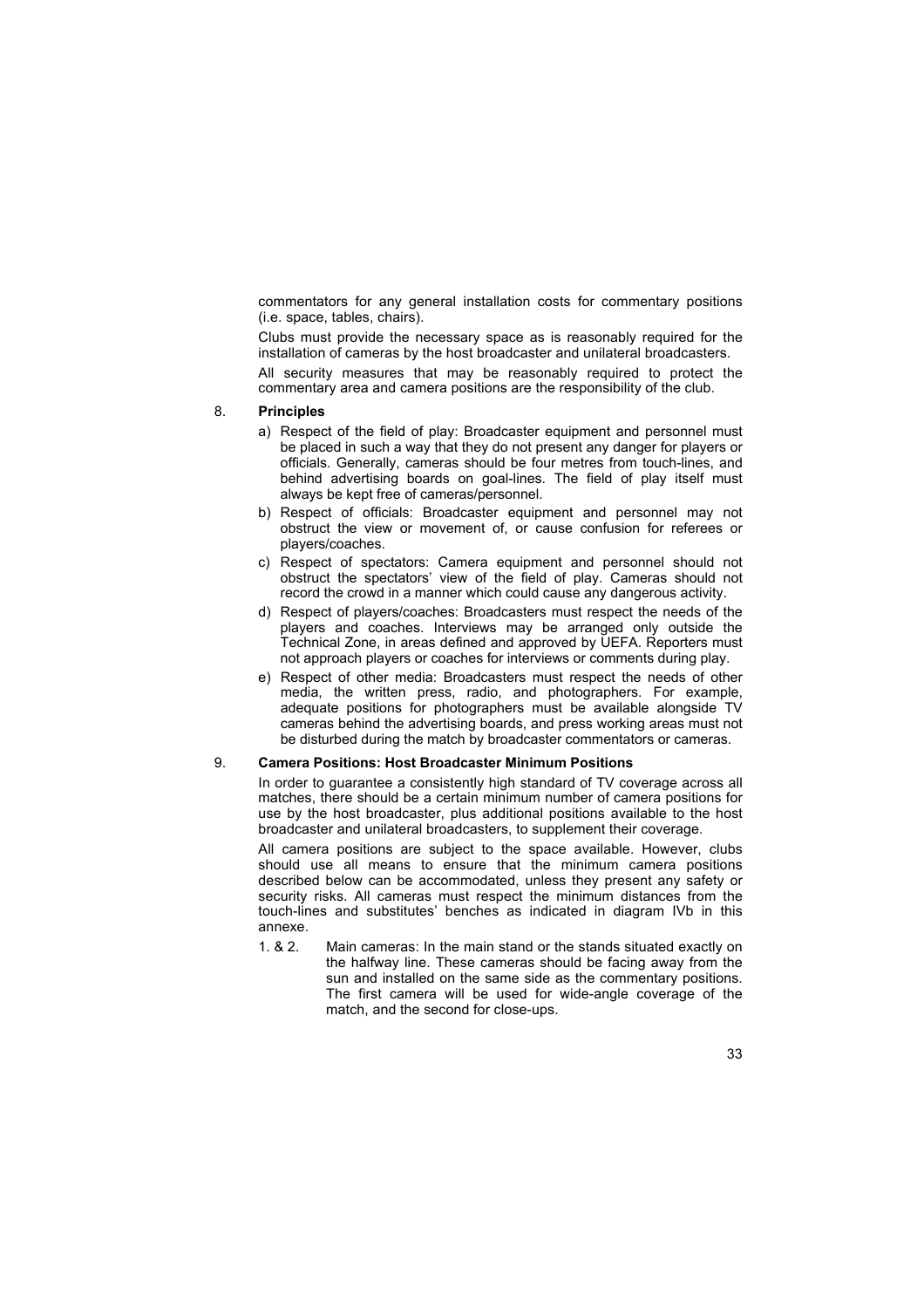commentators for any general installation costs for commentary positions (i.e. space, tables, chairs).

Clubs must provide the necessary space as is reasonably required for the installation of cameras by the host broadcaster and unilateral broadcasters.

All security measures that may be reasonably required to protect the commentary area and camera positions are the responsibility of the club.

8. **Principles**

   a) Respect of the field of play: Broadcaster equipment and personnel must be placed in such a way that they do not present any danger for players or officials. Generally, cameras should be four metres from touch-lines, and behind advertising boards on goal-lines. The field of play itself must always be kept free of cameras/personnel.

   b) Respect of officials: Broadcaster equipment and personnel may not obstruct the view or movement of, or cause confusion for referees or players/coaches.

   c) Respect of spectators: Camera equipment and personnel should not obstruct the spectators' view of the field of play. Cameras should not record the crowd in a manner which could cause any dangerous activity.

   d) Respect of players/coaches: Broadcasters must respect the needs of the players and coaches. Interviews may be arranged only outside the Technical Zone, in areas defined and approved by UEFA. Reporters must not approach players or coaches for interviews or comments during play.

   e) Respect of other media: Broadcasters must respect the needs of other media, the written press, radio, and photographers. For example, adequate positions for photographers must be available alongside TV cameras behind the advertising boards, and press working areas must not be disturbed during the match by broadcaster commentators or cameras.

9. **Camera Positions: Host Broadcaster Minimum Positions**

   In order to guarantee a consistently high standard of TV coverage across all matches, there should be a certain minimum number of camera positions for use by the host broadcaster, plus additional positions available to the host broadcaster and unilateral broadcasters, to supplement their coverage.

   All camera positions are subject to the space available. However, clubs should use all means to ensure that the minimum camera positions described below can be accommodated, unless they present any safety or security risks. All cameras must respect the minimum distances from the touch-lines and substitutes' benches as indicated in diagram IVb in this annexe.

   1. & 2. Main cameras: In the main stand or the stands situated exactly on the halfway line. These cameras should be facing away from the sun and installed on the same side as the commentary positions. The first camera will be used for wide-angle coverage of the match, and the second for close-ups.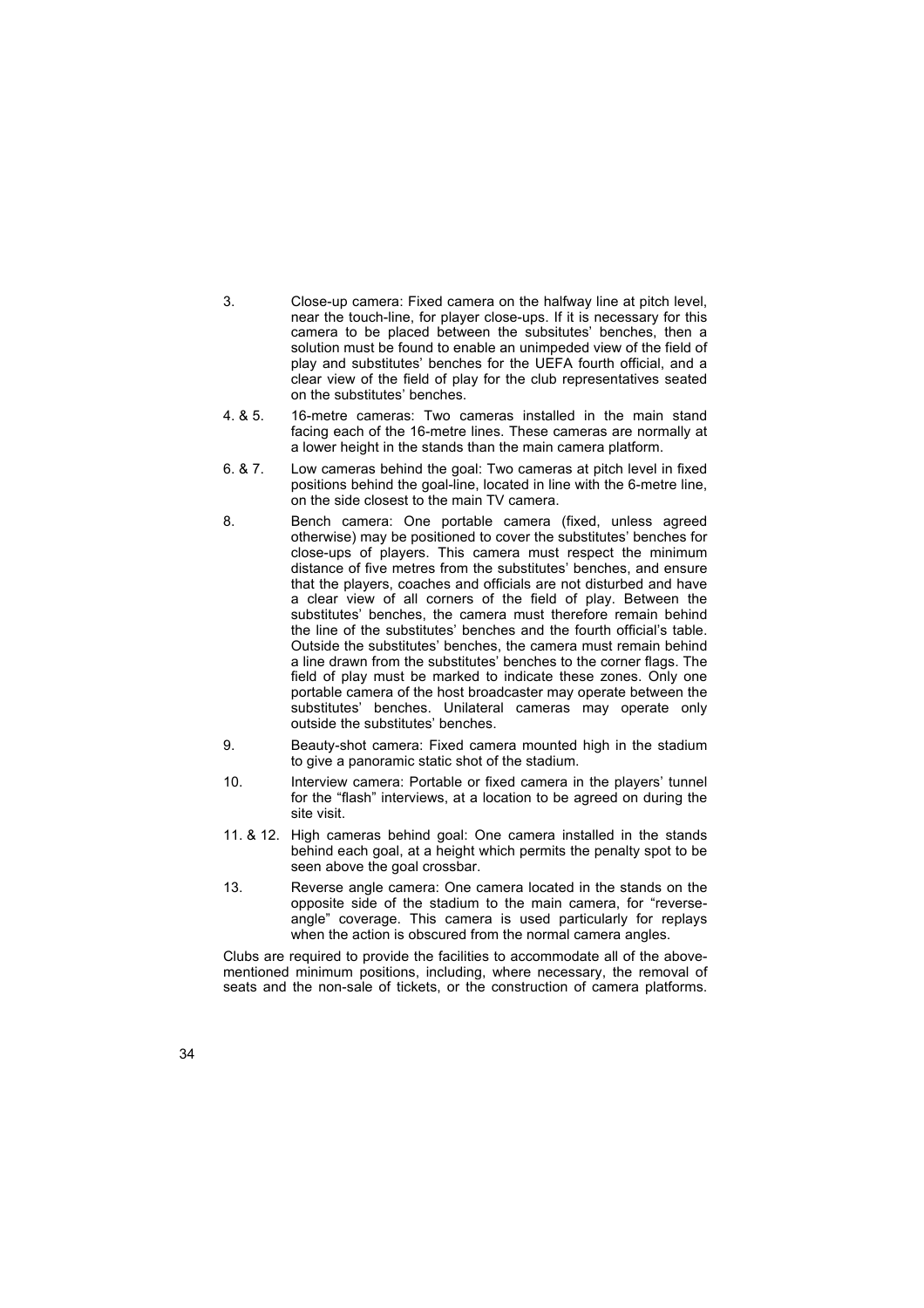3. Close-up camera: Fixed camera on the halfway line at pitch level, near the touch-line, for player close-ups. If it is necessary for this camera to be placed between the subsitutes' benches, then a solution must be found to enable an unimpeded view of the field of play and substitutes' benches for the UEFA fourth official, and a clear view of the field of play for the club representatives seated on the substitutes' benches.

4. & 5. 16-metre cameras: Two cameras installed in the main stand facing each of the 16-metre lines. These cameras are normally at a lower height in the stands than the main camera platform.

6. & 7. Low cameras behind the goal: Two cameras at pitch level in fixed positions behind the goal-line, located in line with the 6-metre line, on the side closest to the main TV camera.

8. Bench camera: One portable camera (fixed, unless agreed otherwise) may be positioned to cover the substitutes' benches for close-ups of players. This camera must respect the minimum distance of five metres from the substitutes' benches, and ensure that the players, coaches and officials are not disturbed and have a clear view of all corners of the field of play. Between the substitutes' benches, the camera must therefore remain behind the line of the substitutes' benches and the fourth official's table. Outside the substitutes' benches, the camera must remain behind a line drawn from the substitutes' benches to the corner flags. The field of play must be marked to indicate these zones. Only one portable camera of the host broadcaster may operate between the substitutes' benches. Unilateral cameras may operate only outside the substitutes' benches.

9. Beauty-shot camera: Fixed camera mounted high in the stadium to give a panoramic static shot of the stadium.

10. Interview camera: Portable or fixed camera in the players' tunnel for the "flash" interviews, at a location to be agreed on during the site visit.

11. & 12. High cameras behind goal: One camera installed in the stands behind each goal, at a height which permits the penalty spot to be seen above the goal crossbar.

13. Reverse angle camera: One camera located in the stands on the opposite side of the stadium to the main camera, for "reverse-angle" coverage. This camera is used particularly for replays when the action is obscured from the normal camera angles.

Clubs are required to provide the facilities to accommodate all of the above-mentioned minimum positions, including, where necessary, the removal of seats and the non-sale of tickets, or the construction of camera platforms.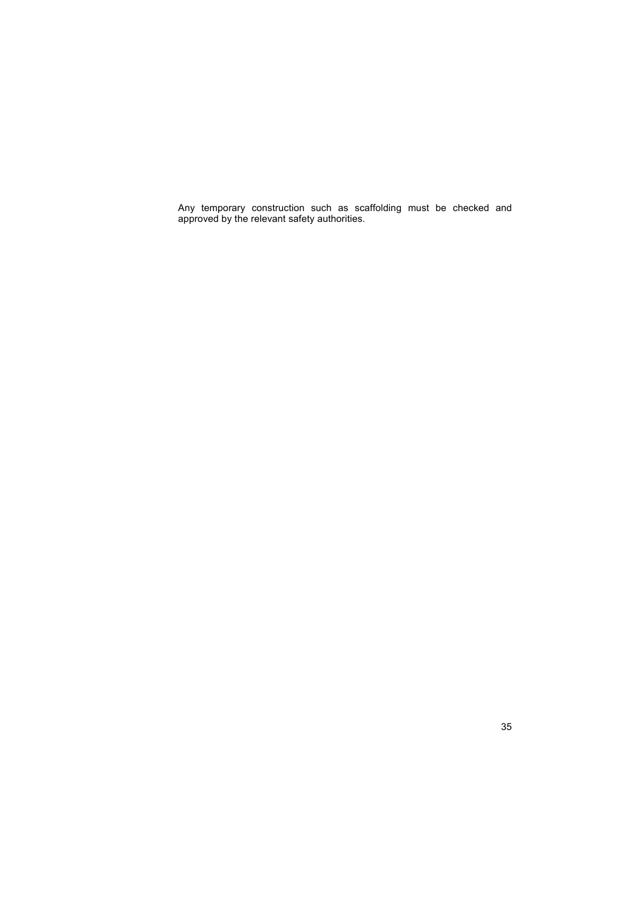Any temporary construction such as scaffolding must be checked and approved by the relevant safety authorities.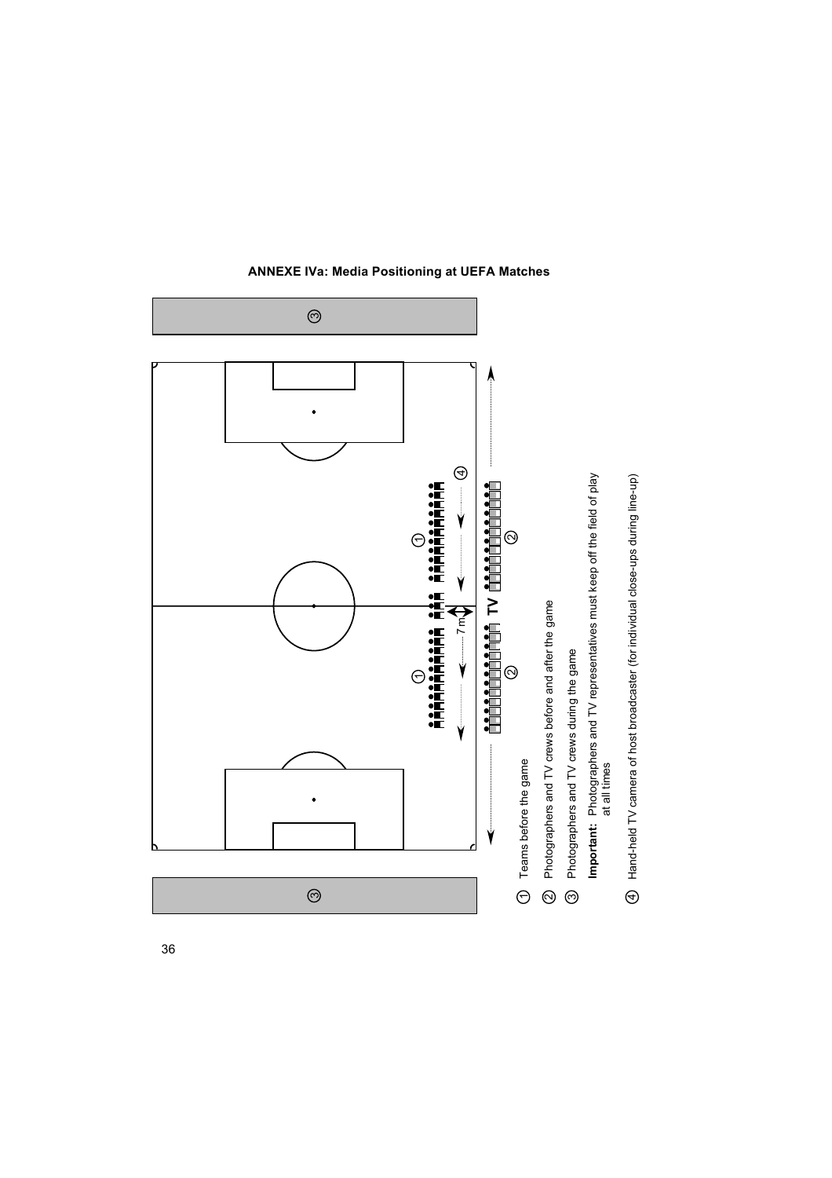# ANNEXE IVa: Media Positioning at UEFA Matches

① Teams before the game

② Photographers and TV crews before and after the game

③ Photographers and TV crews during the game

**Important:** Photographers and TV representatives must keep off the field of play at all times

④ Hand-held TV camera of host broadcaster (for individual close-ups during line-up)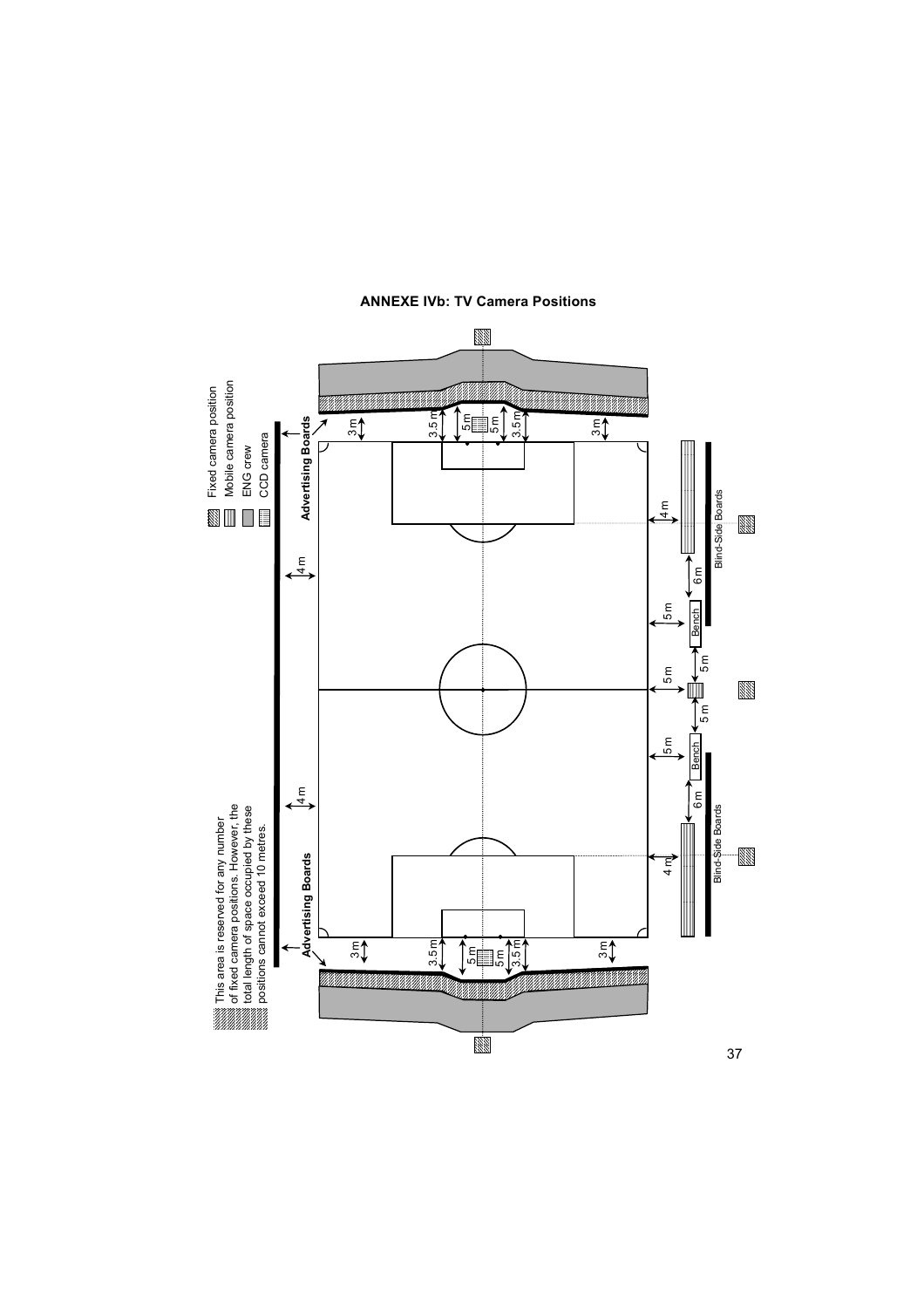## ANNEXE IVb: TV Camera Positions

Fixed camera position

Mobile camera position

ENG crew

CCD camera

This area is reserved for any number of fixed camera positions. However, the total length of space occupied by these positions cannot exceed 10 metres.

Advertising Boards

Advertising Boards

4 m

4 m

3 m

3.5 m

5 m

5 m

3.5 m

3 m

3 m

3.5 m

5 m

5 m

3.5 m

3 m

4 m

6 m

5 m

5 m

5 m

5 m

5 m

6 m

4 m

Bench

Bench

Blind-Side Boards

Blind-Side Boards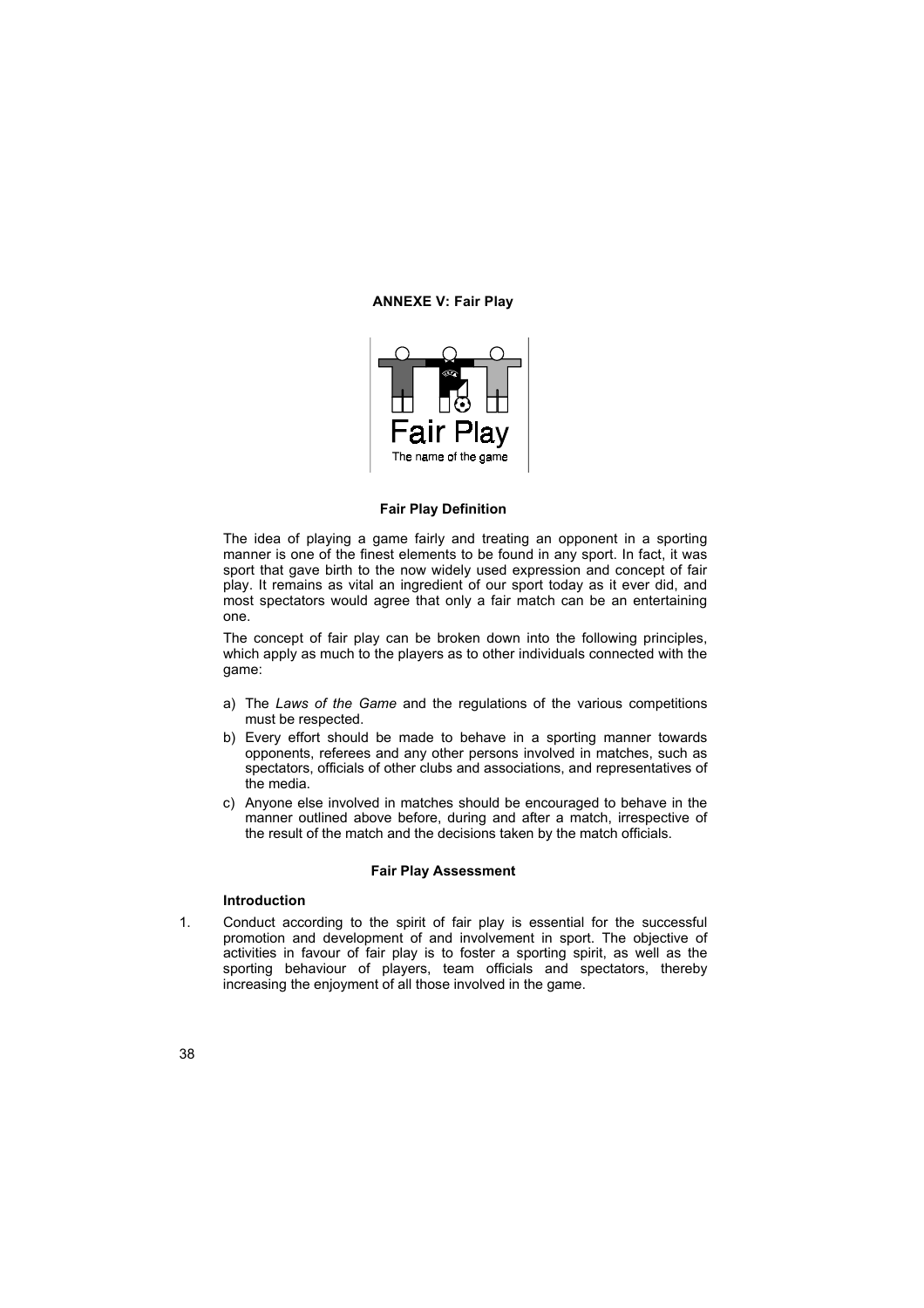## ANNEXE V: Fair Play

### Fair Play Definition

The idea of playing a game fairly and treating an opponent in a sporting manner is one of the finest elements to be found in any sport. In fact, it was sport that gave birth to the now widely used expression and concept of fair play. It remains as vital an ingredient of our sport today as it ever did, and most spectators would agree that only a fair match can be an entertaining one.

The concept of fair play can be broken down into the following principles, which apply as much to the players as to other individuals connected with the game:

a) The *Laws of the Game* and the regulations of the various competitions must be respected.
b) Every effort should be made to behave in a sporting manner towards opponents, referees and any other persons involved in matches, such as spectators, officials of other clubs and associations, and representatives of the media.
c) Anyone else involved in matches should be encouraged to behave in the manner outlined above before, during and after a match, irrespective of the result of the match and the decisions taken by the match officials.

### Fair Play Assessment

#### Introduction

1. Conduct according to the spirit of fair play is essential for the successful promotion and development of and involvement in sport. The objective of activities in favour of fair play is to foster a sporting spirit, as well as the sporting behaviour of players, team officials and spectators, thereby increasing the enjoyment of all those involved in the game.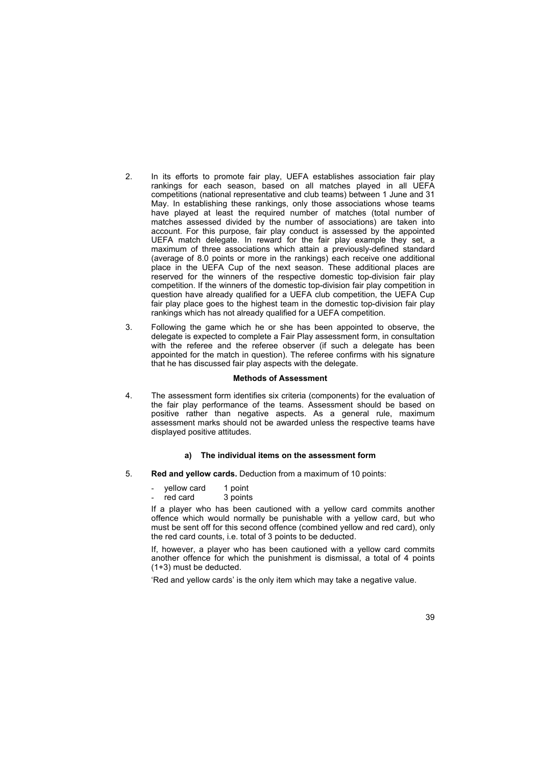2. In its efforts to promote fair play, UEFA establishes association fair play rankings for each season, based on all matches played in all UEFA competitions (national representative and club teams) between 1 June and 31 May. In establishing these rankings, only those associations whose teams have played at least the required number of matches (total number of matches assessed divided by the number of associations) are taken into account. For this purpose, fair play conduct is assessed by the appointed UEFA match delegate. In reward for the fair play example they set, a maximum of three associations which attain a previously-defined standard (average of 8.0 points or more in the rankings) each receive one additional place in the UEFA Cup of the next season. These additional places are reserved for the winners of the respective domestic top-division fair play competition. If the winners of the domestic top-division fair play competition in question have already qualified for a UEFA club competition, the UEFA Cup fair play place goes to the highest team in the domestic top-division fair play rankings which has not already qualified for a UEFA competition.

3. Following the game which he or she has been appointed to observe, the delegate is expected to complete a Fair Play assessment form, in consultation with the referee and the referee observer (if such a delegate has been appointed for the match in question). The referee confirms with his signature that he has discussed fair play aspects with the delegate.

### Methods of Assessment

4. The assessment form identifies six criteria (components) for the evaluation of the fair play performance of the teams. Assessment should be based on positive rather than negative aspects. As a general rule, maximum assessment marks should not be awarded unless the respective teams have displayed positive attitudes.

#### a) The individual items on the assessment form

5. **Red and yellow cards.** Deduction from a maximum of 10 points:

   - yellow card 1 point
   - red card 3 points

   If a player who has been cautioned with a yellow card commits another offence which would normally be punishable with a yellow card, but who must be sent off for this second offence (combined yellow and red card), only the red card counts, i.e. total of 3 points to be deducted.

   If, however, a player who has been cautioned with a yellow card commits another offence for which the punishment is dismissal, a total of 4 points (1+3) must be deducted.

   'Red and yellow cards' is the only item which may take a negative value.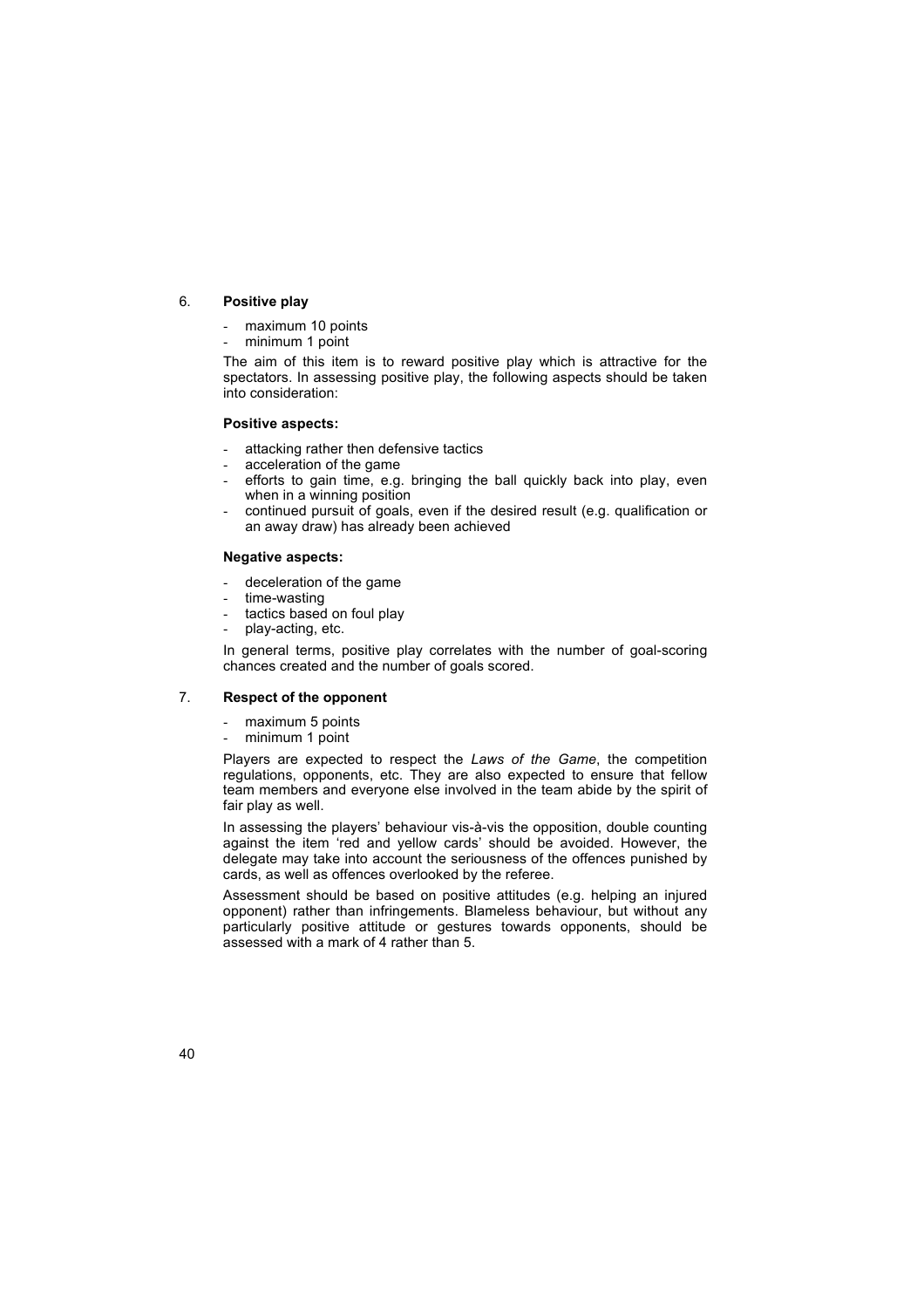## 6. Positive play

- maximum 10 points
- minimum 1 point

The aim of this item is to reward positive play which is attractive for the spectators. In assessing positive play, the following aspects should be taken into consideration:

**Positive aspects:**

- attacking rather then defensive tactics
- acceleration of the game
- efforts to gain time, e.g. bringing the ball quickly back into play, even when in a winning position
- continued pursuit of goals, even if the desired result (e.g. qualification or an away draw) has already been achieved

**Negative aspects:**

- deceleration of the game
- time-wasting
- tactics based on foul play
- play-acting, etc.

In general terms, positive play correlates with the number of goal-scoring chances created and the number of goals scored.

## 7. Respect of the opponent

- maximum 5 points
- minimum 1 point

Players are expected to respect the *Laws of the Game*, the competition regulations, opponents, etc. They are also expected to ensure that fellow team members and everyone else involved in the team abide by the spirit of fair play as well.

In assessing the players' behaviour vis-à-vis the opposition, double counting against the item 'red and yellow cards' should be avoided. However, the delegate may take into account the seriousness of the offences punished by cards, as well as offences overlooked by the referee.

Assessment should be based on positive attitudes (e.g. helping an injured opponent) rather than infringements. Blameless behaviour, but without any particularly positive attitude or gestures towards opponents, should be assessed with a mark of 4 rather than 5.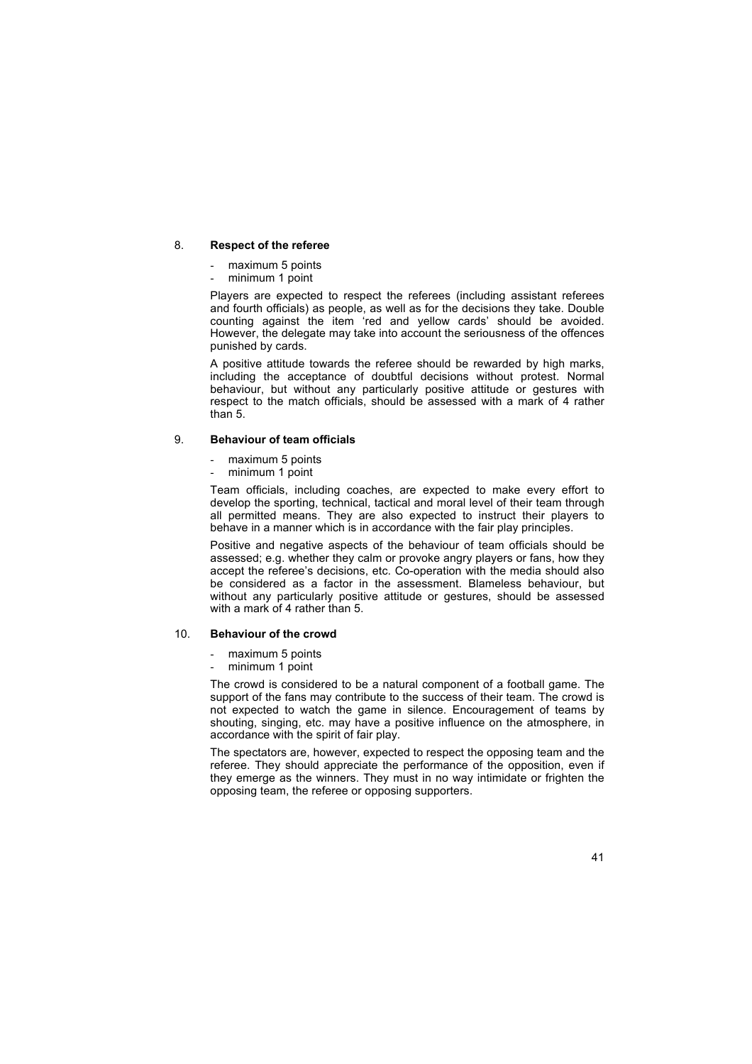8. **Respect of the referee**

- maximum 5 points
- minimum 1 point

Players are expected to respect the referees (including assistant referees and fourth officials) as people, as well as for the decisions they take. Double counting against the item 'red and yellow cards' should be avoided. However, the delegate may take into account the seriousness of the offences punished by cards.

A positive attitude towards the referee should be rewarded by high marks, including the acceptance of doubtful decisions without protest. Normal behaviour, but without any particularly positive attitude or gestures with respect to the match officials, should be assessed with a mark of 4 rather than 5.

9. **Behaviour of team officials**

- maximum 5 points
- minimum 1 point

Team officials, including coaches, are expected to make every effort to develop the sporting, technical, tactical and moral level of their team through all permitted means. They are also expected to instruct their players to behave in a manner which is in accordance with the fair play principles.

Positive and negative aspects of the behaviour of team officials should be assessed; e.g. whether they calm or provoke angry players or fans, how they accept the referee's decisions, etc. Co-operation with the media should also be considered as a factor in the assessment. Blameless behaviour, but without any particularly positive attitude or gestures, should be assessed with a mark of 4 rather than 5.

10. **Behaviour of the crowd**

- maximum 5 points
- minimum 1 point

The crowd is considered to be a natural component of a football game. The support of the fans may contribute to the success of their team. The crowd is not expected to watch the game in silence. Encouragement of teams by shouting, singing, etc. may have a positive influence on the atmosphere, in accordance with the spirit of fair play.

The spectators are, however, expected to respect the opposing team and the referee. They should appreciate the performance of the opposition, even if they emerge as the winners. They must in no way intimidate or frighten the opposing team, the referee or opposing supporters.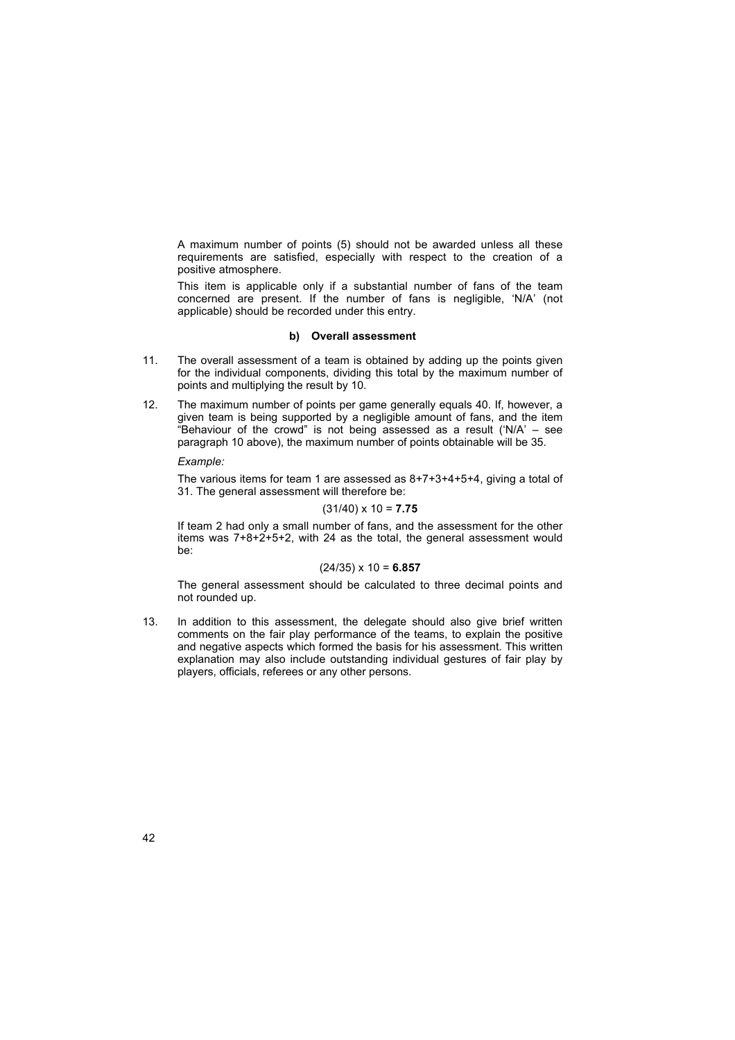A maximum number of points (5) should not be awarded unless all these requirements are satisfied, especially with respect to the creation of a positive atmosphere.

This item is applicable only if a substantial number of fans of the team concerned are present. If the number of fans is negligible, 'N/A' (not applicable) should be recorded under this entry.

#### b) Overall assessment

11. The overall assessment of a team is obtained by adding up the points given for the individual components, dividing this total by the maximum number of points and multiplying the result by 10.

12. The maximum number of points per game generally equals 40. If, however, a given team is being supported by a negligible amount of fans, and the item "Behaviour of the crowd" is not being assessed as a result ('N/A' – see paragraph 10 above), the maximum number of points obtainable will be 35.

    *Example:*

    The various items for team 1 are assessed as 8+7+3+4+5+4, giving a total of 31. The general assessment will therefore be:

    $$(31/40) \times 10 = \mathbf{7.75}$$

    If team 2 had only a small number of fans, and the assessment for the other items was 7+8+2+5+2, with 24 as the total, the general assessment would be:

    $$(24/35) \times 10 = \mathbf{6.857}$$

    The general assessment should be calculated to three decimal points and not rounded up.

13. In addition to this assessment, the delegate should also give brief written comments on the fair play performance of the teams, to explain the positive and negative aspects which formed the basis for his assessment. This written explanation may also include outstanding individual gestures of fair play by players, officials, referees or any other persons.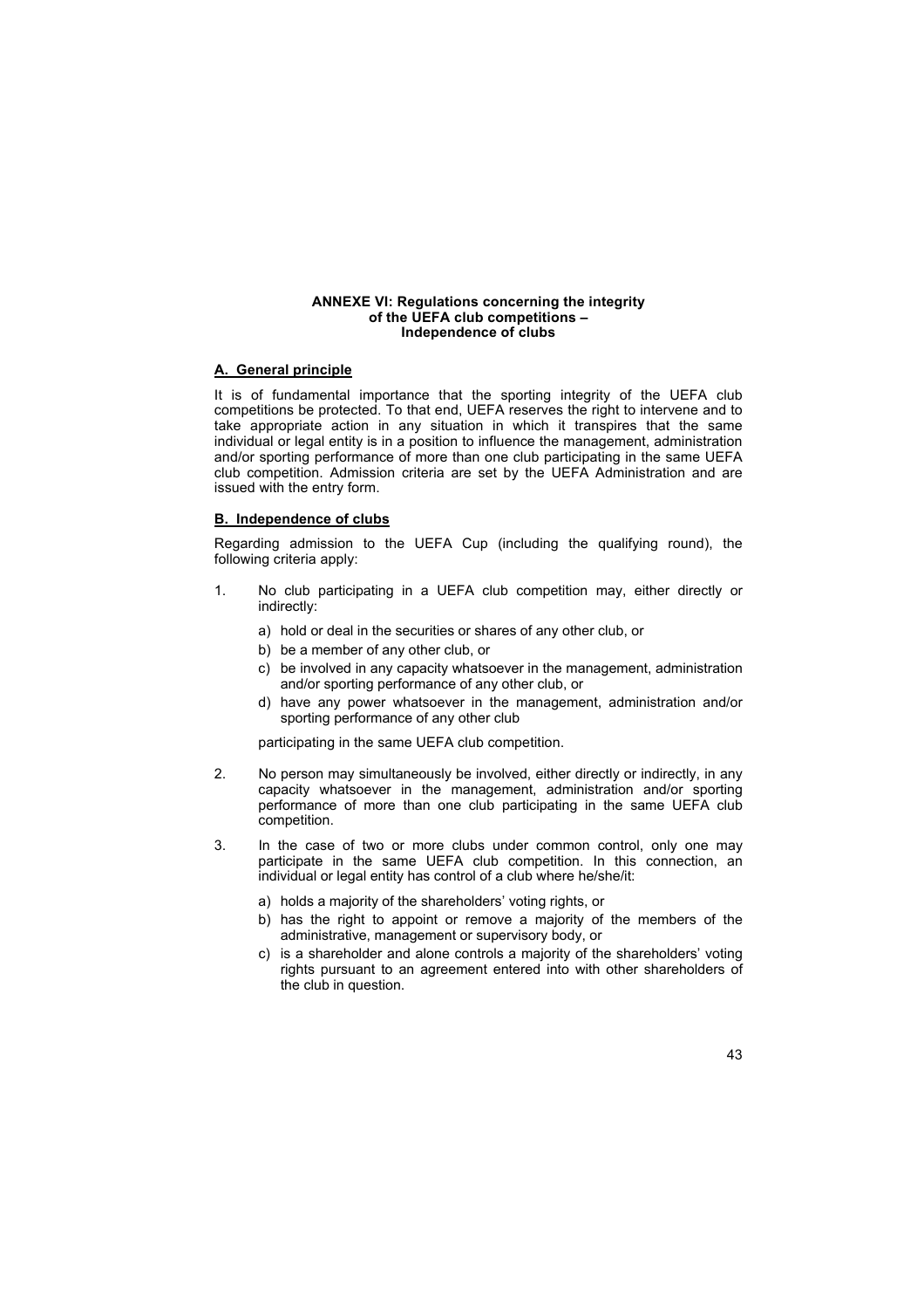# ANNEXE VI: Regulations concerning the integrity of the UEFA club competitions – Independence of clubs

## A. General principle

It is of fundamental importance that the sporting integrity of the UEFA club competitions be protected. To that end, UEFA reserves the right to intervene and to take appropriate action in any situation in which it transpires that the same individual or legal entity is in a position to influence the management, administration and/or sporting performance of more than one club participating in the same UEFA club competition. Admission criteria are set by the UEFA Administration and are issued with the entry form.

## B. Independence of clubs

Regarding admission to the UEFA Cup (including the qualifying round), the following criteria apply:

1. No club participating in a UEFA club competition may, either directly or indirectly:

   a) hold or deal in the securities or shares of any other club, or
   b) be a member of any other club, or
   c) be involved in any capacity whatsoever in the management, administration and/or sporting performance of any other club, or
   d) have any power whatsoever in the management, administration and/or sporting performance of any other club

   participating in the same UEFA club competition.

2. No person may simultaneously be involved, either directly or indirectly, in any capacity whatsoever in the management, administration and/or sporting performance of more than one club participating in the same UEFA club competition.

3. In the case of two or more clubs under common control, only one may participate in the same UEFA club competition. In this connection, an individual or legal entity has control of a club where he/she/it:

   a) holds a majority of the shareholders' voting rights, or
   b) has the right to appoint or remove a majority of the members of the administrative, management or supervisory body, or
   c) is a shareholder and alone controls a majority of the shareholders' voting rights pursuant to an agreement entered into with other shareholders of the club in question.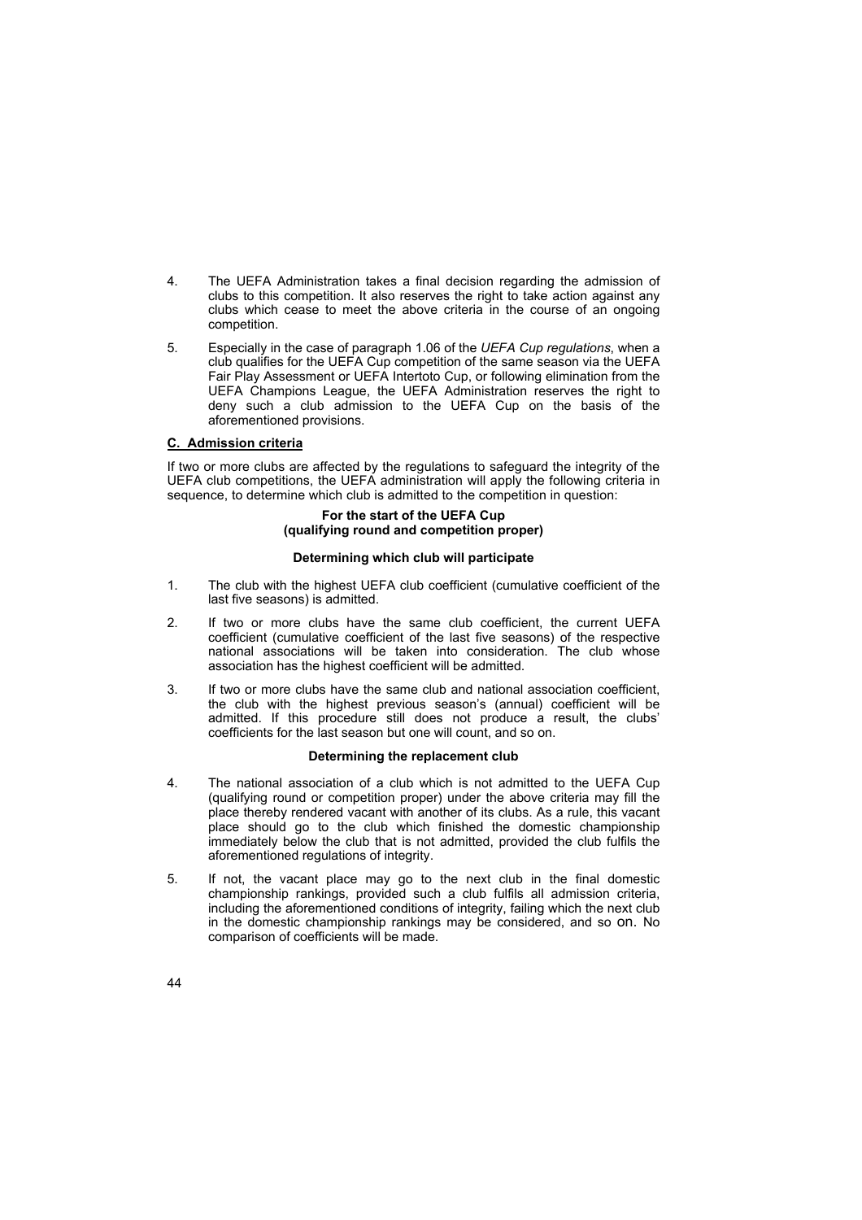4. The UEFA Administration takes a final decision regarding the admission of clubs to this competition. It also reserves the right to take action against any clubs which cease to meet the above criteria in the course of an ongoing competition.

5. Especially in the case of paragraph 1.06 of the *UEFA Cup regulations*, when a club qualifies for the UEFA Cup competition of the same season via the UEFA Fair Play Assessment or UEFA Intertoto Cup, or following elimination from the UEFA Champions League, the UEFA Administration reserves the right to deny such a club admission to the UEFA Cup on the basis of the aforementioned provisions.

## C. Admission criteria

If two or more clubs are affected by the regulations to safeguard the integrity of the UEFA club competitions, the UEFA administration will apply the following criteria in sequence, to determine which club is admitted to the competition in question:

**For the start of the UEFA Cup**
**(qualifying round and competition proper)**

**Determining which club will participate**

1. The club with the highest UEFA club coefficient (cumulative coefficient of the last five seasons) is admitted.

2. If two or more clubs have the same club coefficient, the current UEFA coefficient (cumulative coefficient of the last five seasons) of the respective national associations will be taken into consideration. The club whose association has the highest coefficient will be admitted.

3. If two or more clubs have the same club and national association coefficient, the club with the highest previous season's (annual) coefficient will be admitted. If this procedure still does not produce a result, the clubs' coefficients for the last season but one will count, and so on.

**Determining the replacement club**

4. The national association of a club which is not admitted to the UEFA Cup (qualifying round or competition proper) under the above criteria may fill the place thereby rendered vacant with another of its clubs. As a rule, this vacant place should go to the club which finished the domestic championship immediately below the club that is not admitted, provided the club fulfils the aforementioned regulations of integrity.

5. If not, the vacant place may go to the next club in the final domestic championship rankings, provided such a club fulfils all admission criteria, including the aforementioned conditions of integrity, failing which the next club in the domestic championship rankings may be considered, and so on. No comparison of coefficients will be made.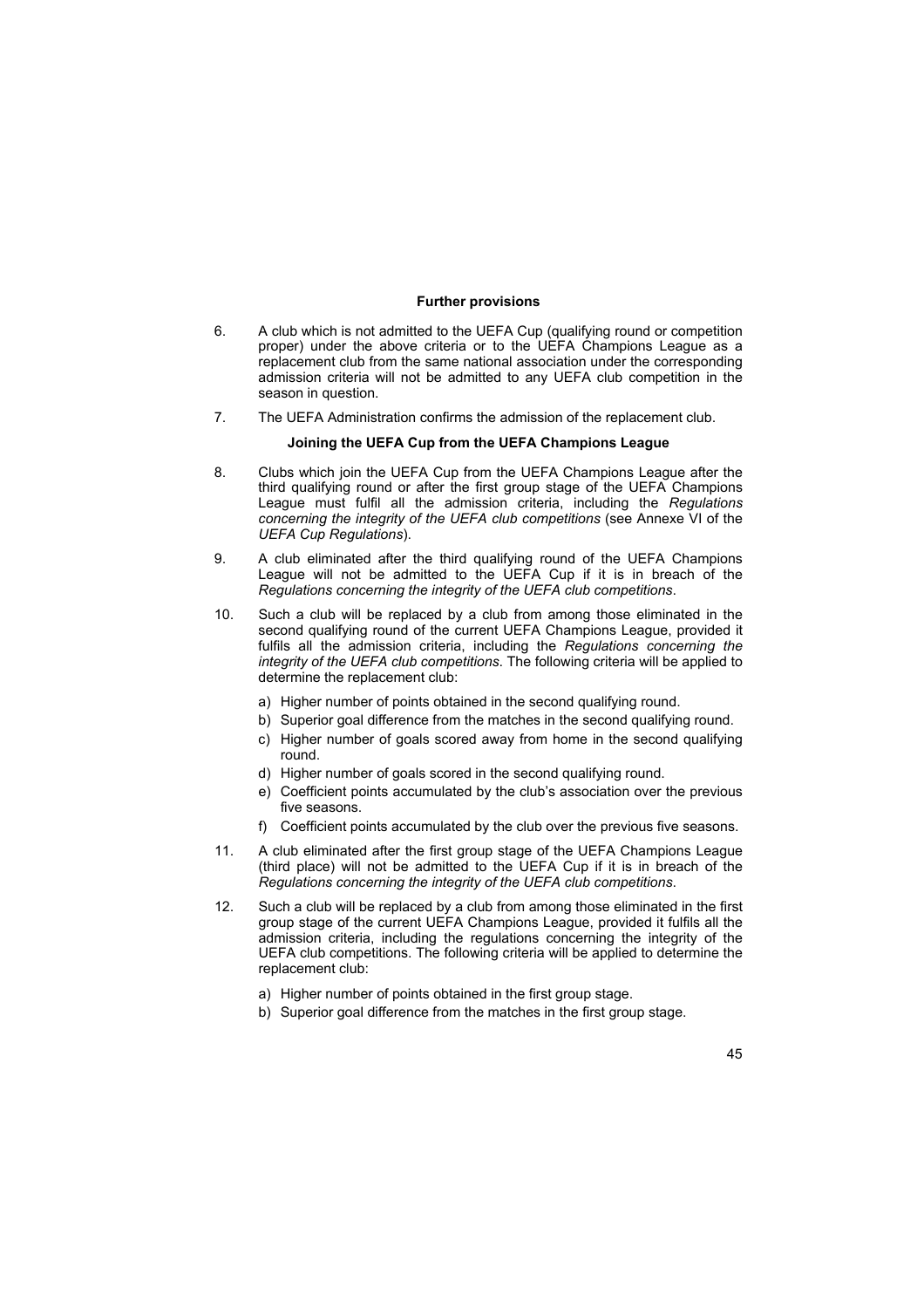### Further provisions

6. A club which is not admitted to the UEFA Cup (qualifying round or competition proper) under the above criteria or to the UEFA Champions League as a replacement club from the same national association under the corresponding admission criteria will not be admitted to any UEFA club competition in the season in question.

7. The UEFA Administration confirms the admission of the replacement club.

### Joining the UEFA Cup from the UEFA Champions League

8. Clubs which join the UEFA Cup from the UEFA Champions League after the third qualifying round or after the first group stage of the UEFA Champions League must fulfil all the admission criteria, including the *Regulations concerning the integrity of the UEFA club competitions* (see Annexe VI of the *UEFA Cup Regulations*).

9. A club eliminated after the third qualifying round of the UEFA Champions League will not be admitted to the UEFA Cup if it is in breach of the *Regulations concerning the integrity of the UEFA club competitions*.

10. Such a club will be replaced by a club from among those eliminated in the second qualifying round of the current UEFA Champions League, provided it fulfils all the admission criteria, including the *Regulations concerning the integrity of the UEFA club competitions*. The following criteria will be applied to determine the replacement club:

    a) Higher number of points obtained in the second qualifying round.
    b) Superior goal difference from the matches in the second qualifying round.
    c) Higher number of goals scored away from home in the second qualifying round.
    d) Higher number of goals scored in the second qualifying round.
    e) Coefficient points accumulated by the club's association over the previous five seasons.
    f) Coefficient points accumulated by the club over the previous five seasons.

11. A club eliminated after the first group stage of the UEFA Champions League (third place) will not be admitted to the UEFA Cup if it is in breach of the *Regulations concerning the integrity of the UEFA club competitions*.

12. Such a club will be replaced by a club from among those eliminated in the first group stage of the current UEFA Champions League, provided it fulfils all the admission criteria, including the regulations concerning the integrity of the UEFA club competitions. The following criteria will be applied to determine the replacement club:

    a) Higher number of points obtained in the first group stage.
    b) Superior goal difference from the matches in the first group stage.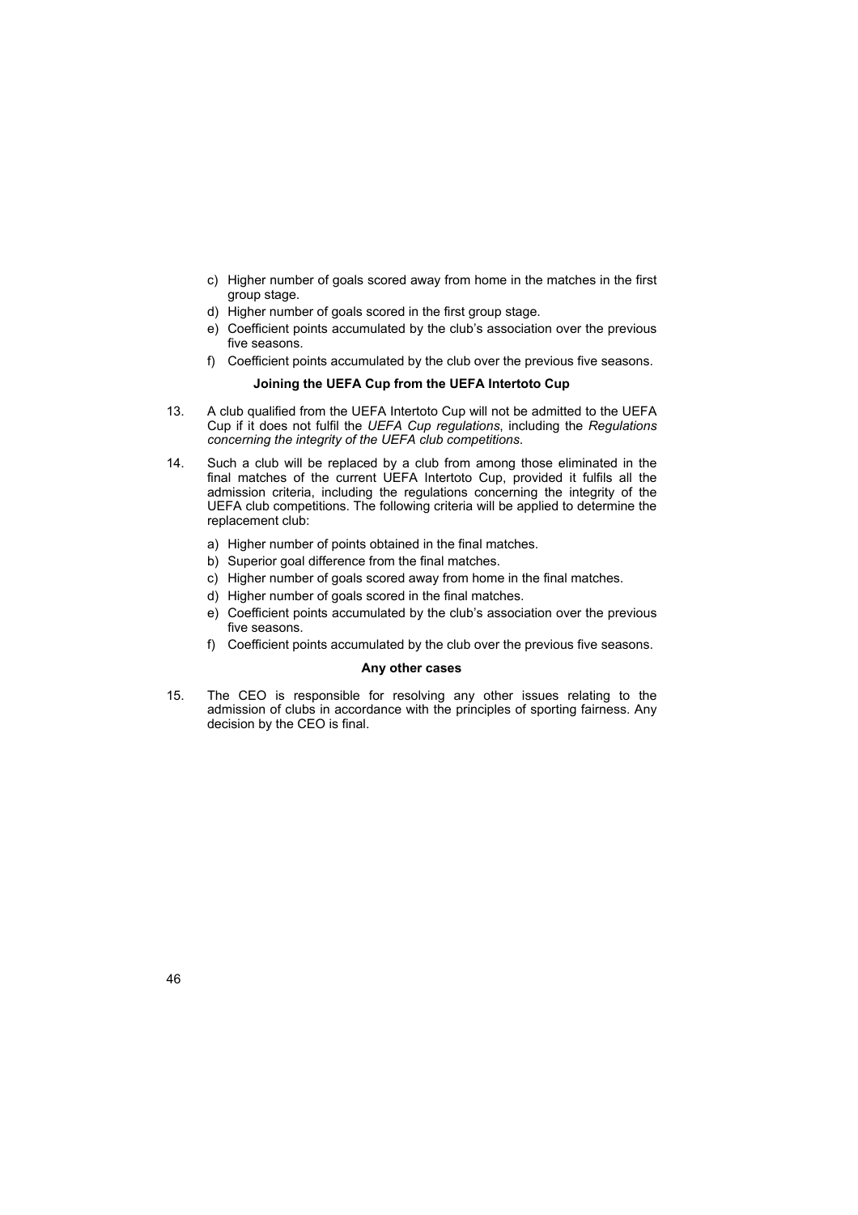c) Higher number of goals scored away from home in the matches in the first group stage.
d) Higher number of goals scored in the first group stage.
e) Coefficient points accumulated by the club's association over the previous five seasons.
f) Coefficient points accumulated by the club over the previous five seasons.

**Joining the UEFA Cup from the UEFA Intertoto Cup**

13. A club qualified from the UEFA Intertoto Cup will not be admitted to the UEFA Cup if it does not fulfil the *UEFA Cup regulations*, including the *Regulations concerning the integrity of the UEFA club competitions*.

14. Such a club will be replaced by a club from among those eliminated in the final matches of the current UEFA Intertoto Cup, provided it fulfils all the admission criteria, including the regulations concerning the integrity of the UEFA club competitions. The following criteria will be applied to determine the replacement club:

    a) Higher number of points obtained in the final matches.
    b) Superior goal difference from the final matches.
    c) Higher number of goals scored away from home in the final matches.
    d) Higher number of goals scored in the final matches.
    e) Coefficient points accumulated by the club's association over the previous five seasons.
    f) Coefficient points accumulated by the club over the previous five seasons.

**Any other cases**

15. The CEO is responsible for resolving any other issues relating to the admission of clubs in accordance with the principles of sporting fairness. Any decision by the CEO is final.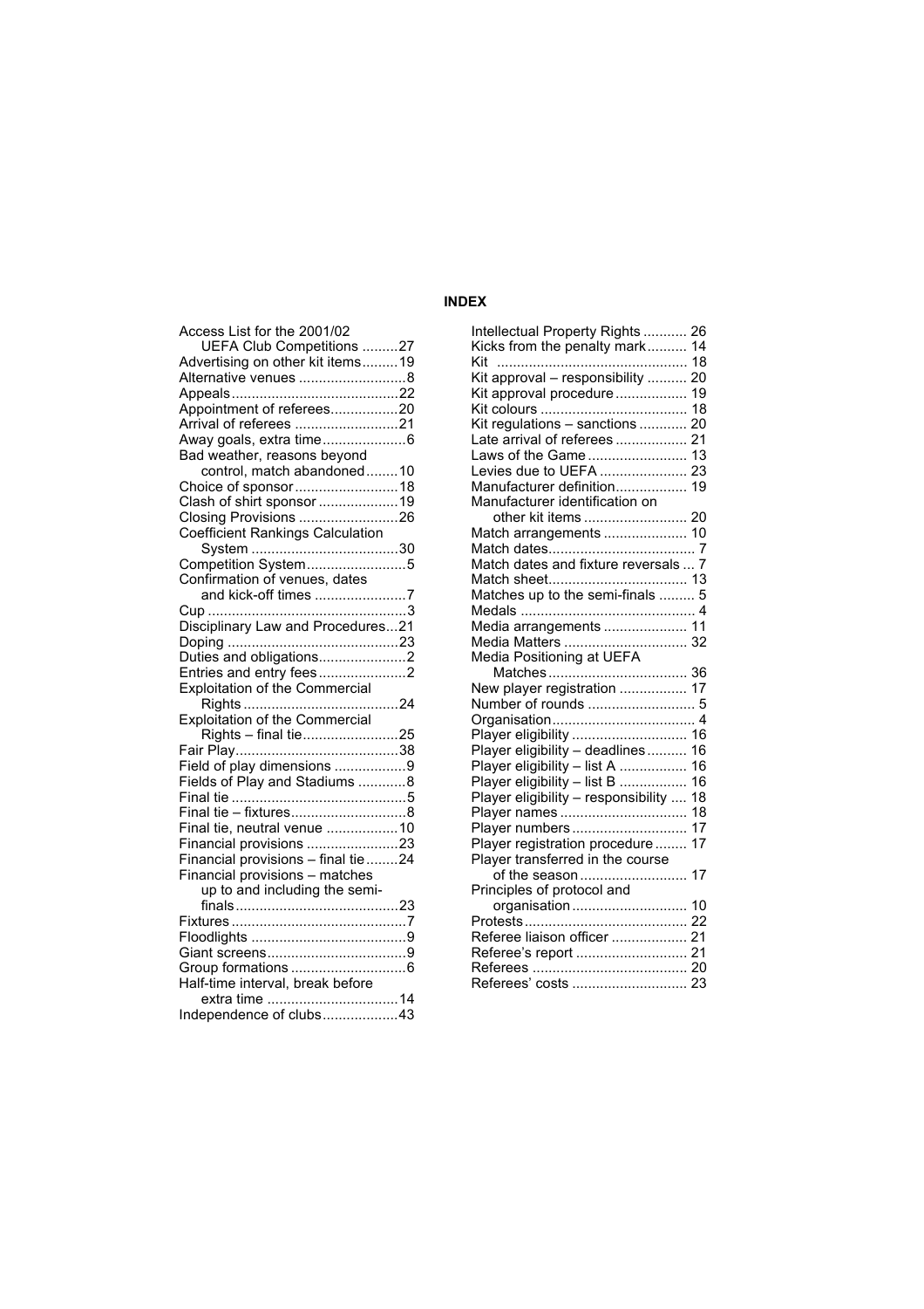# INDEX

Access List for the 2001/02 UEFA Club Competitions .........27
Advertising on other kit items.........19
Alternative venues ...........................8
Appeals.........................................22
Appointment of referees.................20
Arrival of referees ..........................21
Away goals, extra time.....................6
Bad weather, reasons beyond control, match abandoned........10
Choice of sponsor..........................18
Clash of shirt sponsor ....................19
Closing Provisions .........................26
Coefficient Rankings Calculation System ....................................30
Competition System.........................5
Confirmation of venues, dates and kick-off times .......................7
Cup .................................................3
Disciplinary Law and Procedures...21
Doping ..........................................23
Duties and obligations......................2
Entries and entry fees......................2
Exploitation of the Commercial Rights .......................................24
Exploitation of the Commercial Rights – final tie........................25
Fair Play.........................................38
Field of play dimensions ..................9
Fields of Play and Stadiums ............8
Final tie ............................................5
Final tie – fixtures.............................8
Final tie, neutral venue ..................10
Financial provisions .......................23
Financial provisions – final tie........24
Financial provisions – matches up to and including the semi-finals.........................................23
Fixtures ............................................7
Floodlights .......................................9
Giant screens...................................9
Group formations .............................6
Half-time interval, break before extra time .................................14
Independence of clubs...................43

Intellectual Property Rights ........... 26
Kicks from the penalty mark.......... 14
Kit ................................................ 18
Kit approval – responsibility .......... 20
Kit approval procedure.................. 19
Kit colours ..................................... 18
Kit regulations – sanctions ............ 20
Late arrival of referees .................. 21
Laws of the Game ......................... 13
Levies due to UEFA ...................... 23
Manufacturer definition.................. 19
Manufacturer identification on other kit items .......................... 20
Match arrangements ..................... 10
Match dates..................................... 7
Match dates and fixture reversals ... 7
Match sheet................................... 13
Matches up to the semi-finals ......... 5
Medals ............................................ 4
Media arrangements ..................... 11
Media Matters ............................... 32
Media Positioning at UEFA Matches................................... 36
New player registration ................. 17
Number of rounds ........................... 5
Organisation.................................... 4
Player eligibility ............................. 16
Player eligibility – deadlines.......... 16
Player eligibility – list A ................. 16
Player eligibility – list B ................. 16
Player eligibility – responsibility ..... 18
Player names ................................ 18
Player numbers............................. 17
Player registration procedure ........ 17
Player transferred in the course of the season ........................... 17
Principles of protocol and organisation ............................. 10
Protests......................................... 22
Referee liaison officer ................... 21
Referee's report ............................ 21
Referees ....................................... 20
Referees' costs ............................. 23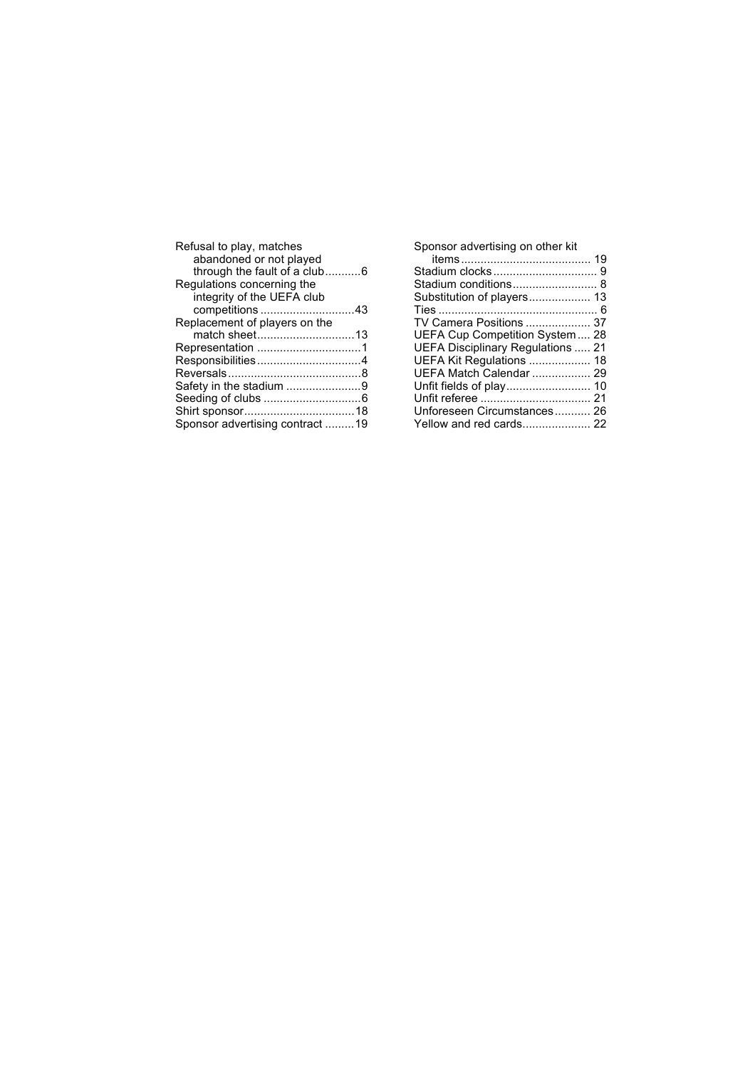Refusal to play, matches abandoned or not played through the fault of a club ........... 6
Regulations concerning the integrity of the UEFA club competitions ............................ 43
Replacement of players on the match sheet .............................. 13
Representation ................................ 1
Responsibilities ................................ 4
Reversals ......................................... 8
Safety in the stadium ....................... 9
Seeding of clubs .............................. 6
Shirt sponsor .................................. 18
Sponsor advertising contract ......... 19
Sponsor advertising on other kit items ........................................ 19
Stadium clocks ................................ 9
Stadium conditions .......................... 8
Substitution of players ................... 13
Ties ................................................. 6
TV Camera Positions .................... 37
UEFA Cup Competition System .... 28
UEFA Disciplinary Regulations ..... 21
UEFA Kit Regulations ................... 18
UEFA Match Calendar .................. 29
Unfit fields of play .......................... 10
Unfit referee .................................. 21
Unforeseen Circumstances ........... 26
Yellow and red cards ..................... 22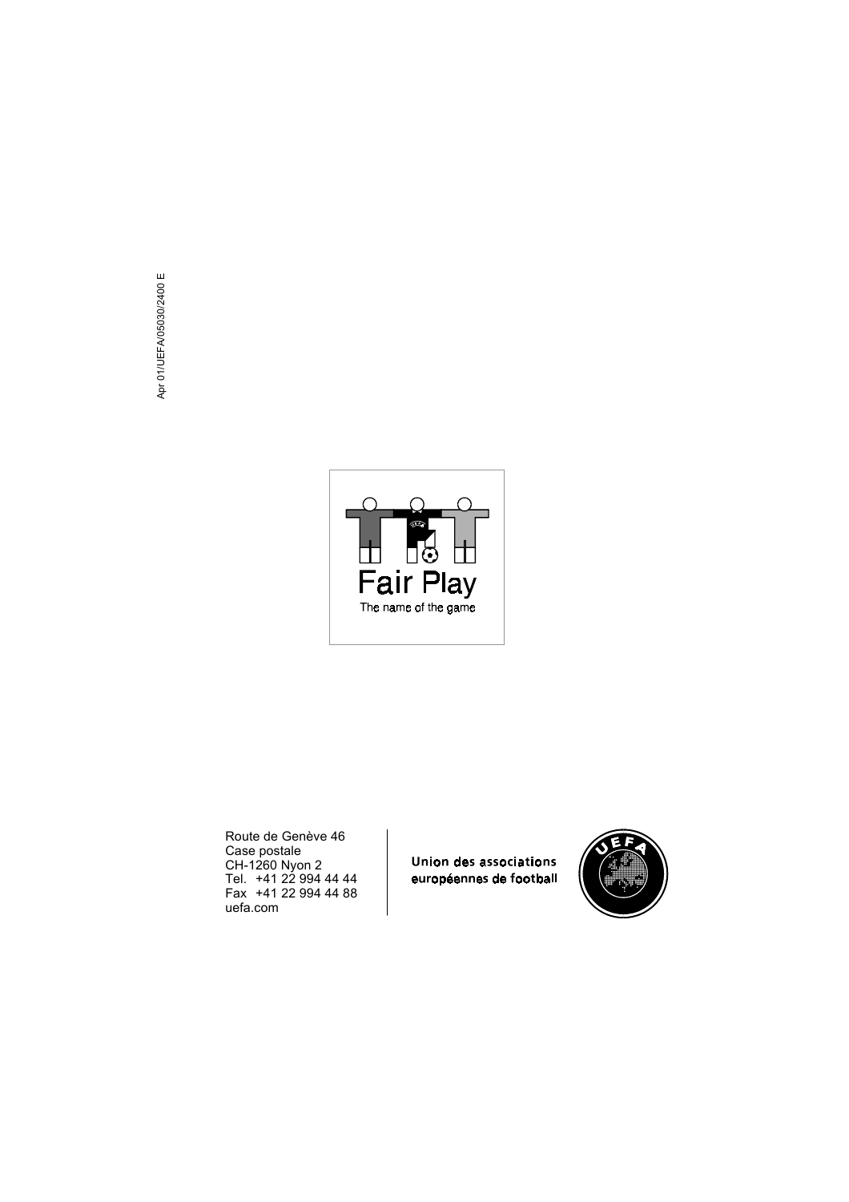Apr 01/UEFA/05030/2400 E

Fair Play

The name of the game

Route de Genève 46
Case postale
CH-1260 Nyon 2
Tel. +41 22 994 44 44
Fax +41 22 994 44 88
uefa.com

Union des associations
européennes de football